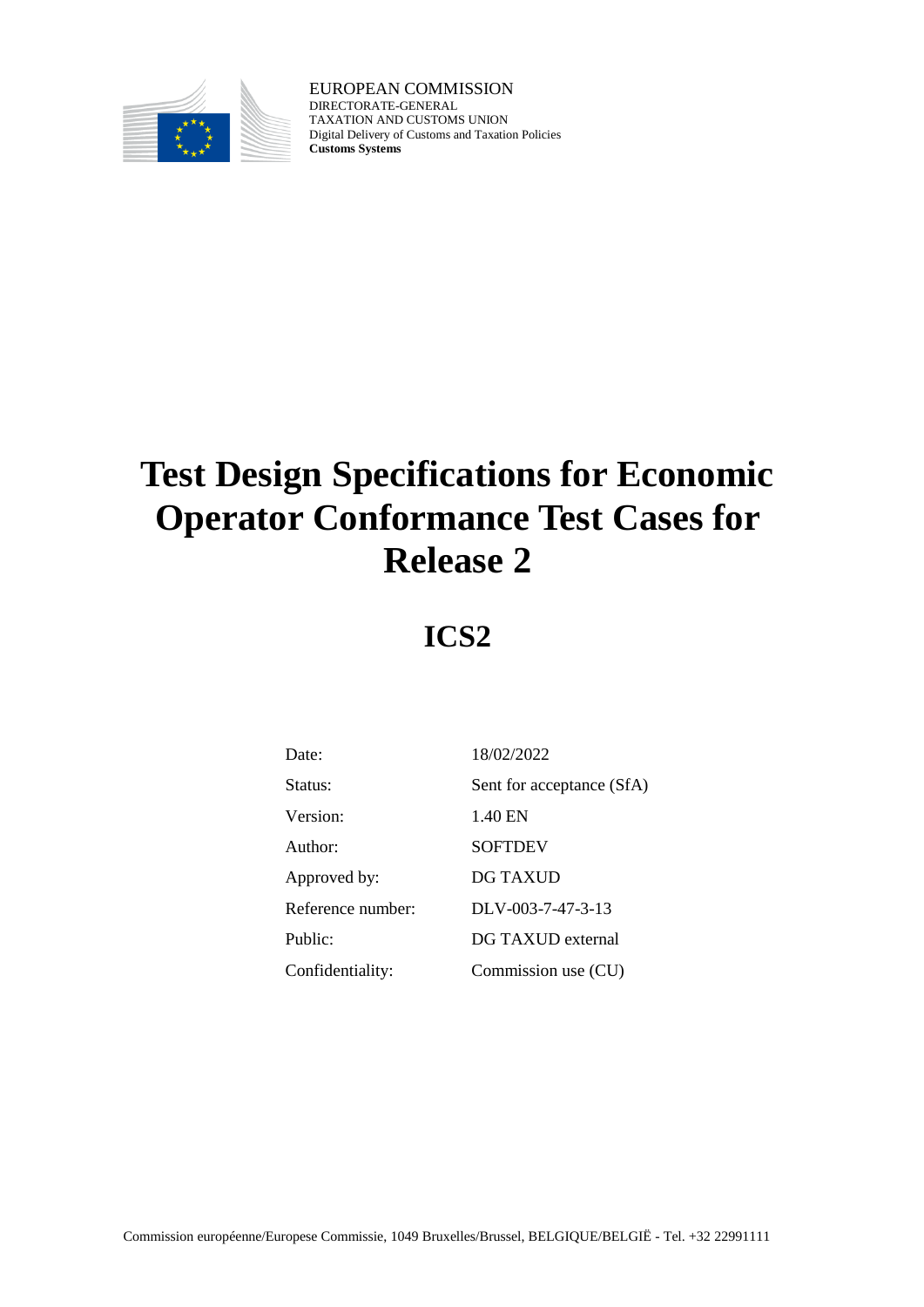EUROPEAN COMMISSION
DIRECTORATE-GENERAL
TAXATION AND CUSTOMS UNION
Digital Delivery of Customs and Taxation Policies
**Customs Systems**

# Test Design Specifications for Economic Operator Conformance Test Cases for Release 2

## ICS2

| | |
|---|---|
| Date: | 18/02/2022 |
| Status: | Sent for acceptance (SfA) |
| Version: | 1.40 EN |
| Author: | SOFTDEV |
| Approved by: | DG TAXUD |
| Reference number: | DLV-003-7-47-3-13 |
| Public: | DG TAXUD external |
| Confidentiality: | Commission use (CU) |

Commission européenne/Europese Commissie, 1049 Bruxelles/Brussel, BELGIQUE/BELGIË - Tel. +32 22991111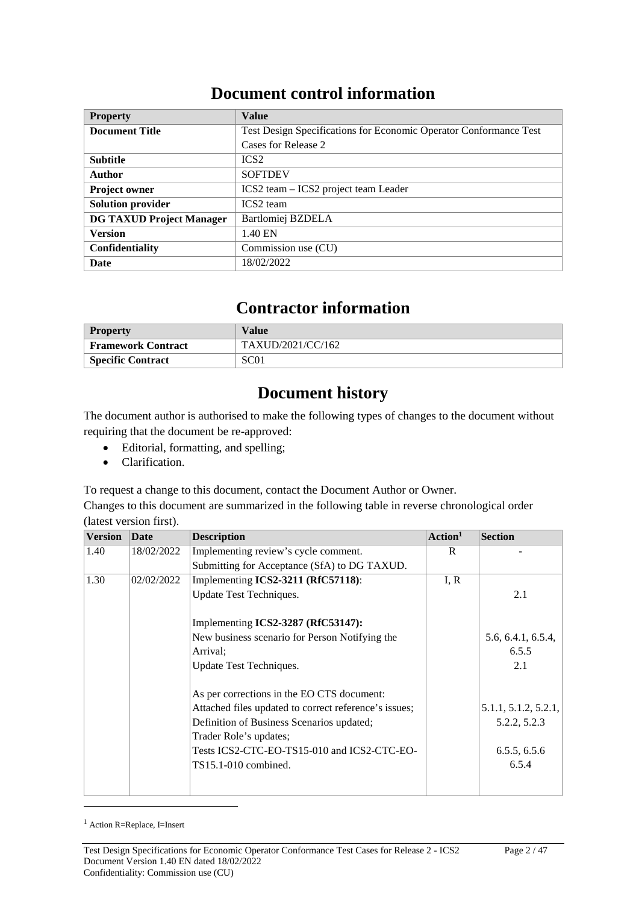# Document control information

| Property | Value |
|---|---|
| **Document Title** | Test Design Specifications for Economic Operator Conformance Test Cases for Release 2 |
| **Subtitle** | ICS2 |
| **Author** | SOFTDEV |
| **Project owner** | ICS2 team – ICS2 project team Leader |
| **Solution provider** | ICS2 team |
| **DG TAXUD Project Manager** | Bartlomiej BZDELA |
| **Version** | 1.40 EN |
| **Confidentiality** | Commission use (CU) |
| **Date** | 18/02/2022 |

# Contractor information

| Property | Value |
|---|---|
| **Framework Contract** | TAXUD/2021/CC/162 |
| **Specific Contract** | SC01 |

# Document history

The document author is authorised to make the following types of changes to the document without requiring that the document be re-approved:

- Editorial, formatting, and spelling;
- Clarification.

To request a change to this document, contact the Document Author or Owner.

Changes to this document are summarized in the following table in reverse chronological order (latest version first).

| Version | Date | Description | Action[1] | Section |
|---|---|---|---|---|
| 1.40 | 18/02/2022 | Implementing review's cycle comment. Submitting for Acceptance (SfA) to DG TAXUD. | R | - |
| 1.30 | 02/02/2022 | Implementing **ICS2-3211 (RfC57118)**:<br>Update Test Techniques.<br><br>Implementing **ICS2-3287 (RfC53147):**<br>New business scenario for Person Notifying the Arrival;<br>Update Test Techniques.<br><br>As per corrections in the EO CTS document:<br>Attached files updated to correct reference's issues;<br>Definition of Business Scenarios updated;<br>Trader Role's updates;<br>Tests ICS2-CTC-EO-TS15-010 and ICS2-CTC-EO-TS15.1-010 combined. | I, R | <br>2.1<br><br><br>5.6, 6.4.1, 6.5.4, 6.5.5<br>2.1<br><br><br>5.1.1, 5.1.2, 5.2.1, 5.2.2, 5.2.3<br><br>6.5.5, 6.5.6<br>6.5.4 |

[1] Action R=Replace, I=Insert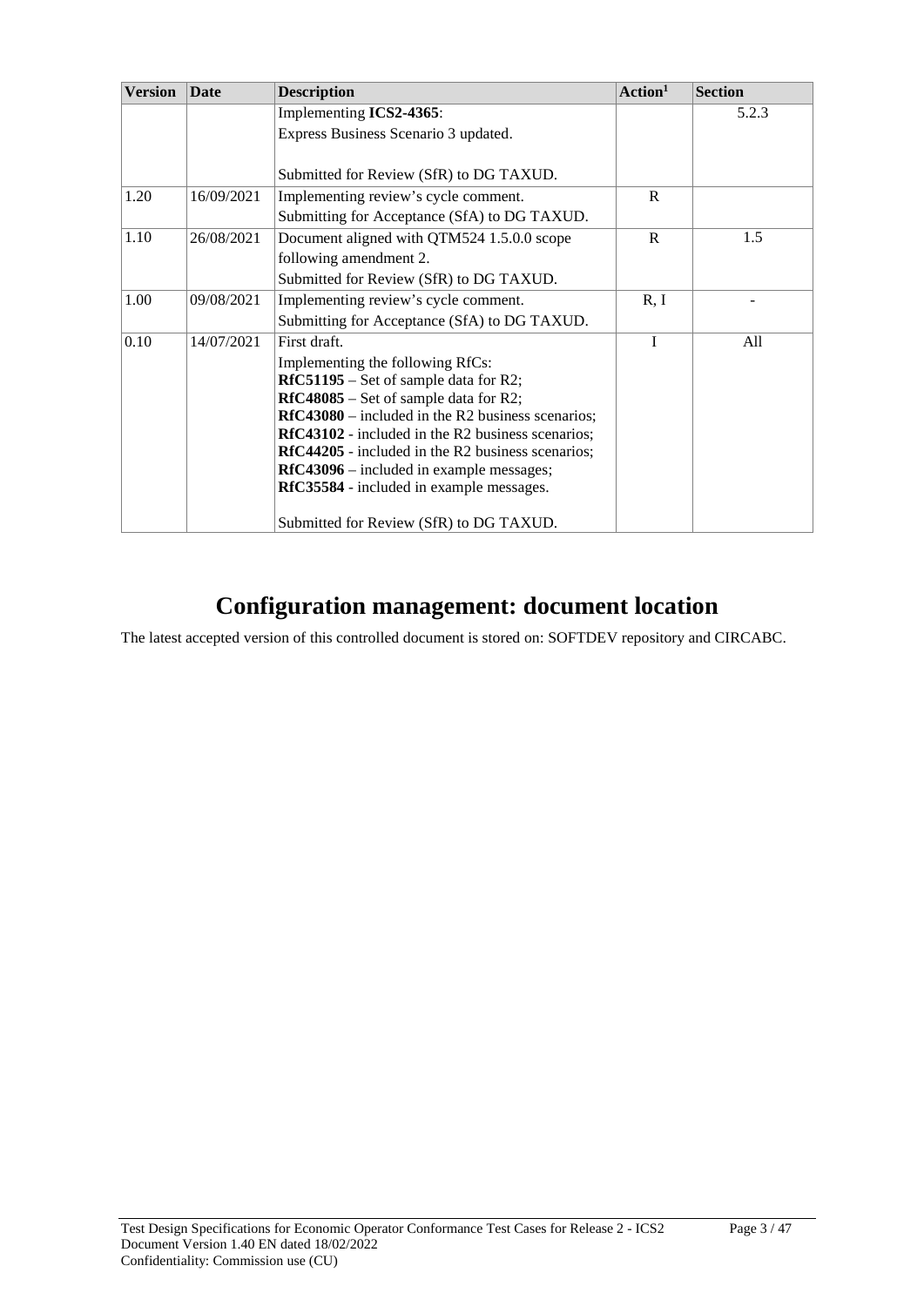| Version | Date | Description | Action[1] | Section |
|---|---|---|---|---|
| | | Implementing **ICS2-4365**:<br>Express Business Scenario 3 updated.<br><br>Submitted for Review (SfR) to DG TAXUD. | | 5.2.3 |
| 1.20 | 16/09/2021 | Implementing review's cycle comment.<br>Submitting for Acceptance (SfA) to DG TAXUD. | R | |
| 1.10 | 26/08/2021 | Document aligned with QTM524 1.5.0.0 scope following amendment 2.<br>Submitted for Review (SfR) to DG TAXUD. | R | 1.5 |
| 1.00 | 09/08/2021 | Implementing review's cycle comment.<br>Submitting for Acceptance (SfA) to DG TAXUD. | R, I | - |
| 0.10 | 14/07/2021 | First draft.<br>Implementing the following RfCs:<br>**RfC51195** – Set of sample data for R2;<br>**RfC48085** – Set of sample data for R2;<br>**RfC43080** – included in the R2 business scenarios;<br>**RfC43102** - included in the R2 business scenarios;<br>**RfC44205** - included in the R2 business scenarios;<br>**RfC43096** – included in example messages;<br>**RfC35584** - included in example messages.<br><br>Submitted for Review (SfR) to DG TAXUD. | I | All |

# Configuration management: document location

The latest accepted version of this controlled document is stored on: SOFTDEV repository and CIRCABC.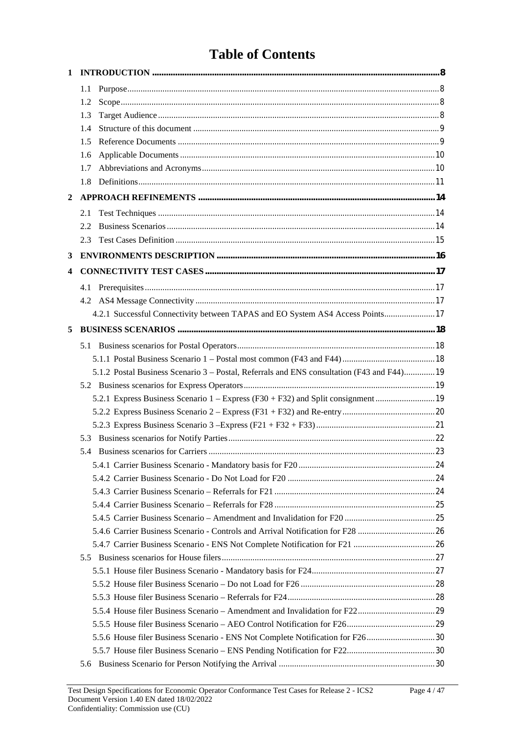# Table of Contents

**1 INTRODUCTION ........ 8**

- 1.1 Purpose ........ 8
- 1.2 Scope ........ 8
- 1.3 Target Audience ........ 8
- 1.4 Structure of this document ........ 9
- 1.5 Reference Documents ........ 9
- 1.6 Applicable Documents ........ 10
- 1.7 Abbreviations and Acronyms ........ 10
- 1.8 Definitions ........ 11

**2 APPROACH REFINEMENTS ........ 14**

- 2.1 Test Techniques ........ 14
- 2.2 Business Scenarios ........ 14
- 2.3 Test Cases Definition ........ 15

**3 ENVIRONMENTS DESCRIPTION ........ 16**

**4 CONNECTIVITY TEST CASES ........ 17**

- 4.1 Prerequisites ........ 17
- 4.2 AS4 Message Connectivity ........ 17
  - 4.2.1 Successful Connectivity between TAPAS and EO System AS4 Access Points ........ 17

**5 BUSINESS SCENARIOS ........ 18**

- 5.1 Business scenarios for Postal Operators ........ 18
  - 5.1.1 Postal Business Scenario 1 – Postal most common (F43 and F44) ........ 18
  - 5.1.2 Postal Business Scenario 3 – Postal, Referrals and ENS consultation (F43 and F44) ........ 19
- 5.2 Business scenarios for Express Operators ........ 19
  - 5.2.1 Express Business Scenario 1 – Express (F30 + F32) and Split consignment ........ 19
  - 5.2.2 Express Business Scenario 2 – Express (F31 + F32) and Re-entry ........ 20
  - 5.2.3 Express Business Scenario 3 –Express (F21 + F32 + F33) ........ 21
- 5.3 Business scenarios for Notify Parties ........ 22
- 5.4 Business scenarios for Carriers ........ 23
  - 5.4.1 Carrier Business Scenario - Mandatory basis for F20 ........ 24
  - 5.4.2 Carrier Business Scenario - Do Not Load for F20 ........ 24
  - 5.4.3 Carrier Business Scenario – Referrals for F21 ........ 24
  - 5.4.4 Carrier Business Scenario – Referrals for F28 ........ 25
  - 5.4.5 Carrier Business Scenario – Amendment and Invalidation for F20 ........ 25
  - 5.4.6 Carrier Business Scenario - Controls and Arrival Notification for F28 ........ 26
  - 5.4.7 Carrier Business Scenario - ENS Not Complete Notification for F21 ........ 26
- 5.5 Business scenarios for House filers ........ 27
  - 5.5.1 House filer Business Scenario - Mandatory basis for F24 ........ 27
  - 5.5.2 House filer Business Scenario – Do not Load for F26 ........ 28
  - 5.5.3 House filer Business Scenario – Referrals for F24 ........ 28
  - 5.5.4 House filer Business Scenario – Amendment and Invalidation for F22 ........ 29
  - 5.5.5 House filer Business Scenario – AEO Control Notification for F26 ........ 29
  - 5.5.6 House filer Business Scenario - ENS Not Complete Notification for F26 ........ 30
  - 5.5.7 House filer Business Scenario – ENS Pending Notification for F22 ........ 30
- 5.6 Business Scenario for Person Notifying the Arrival ........ 30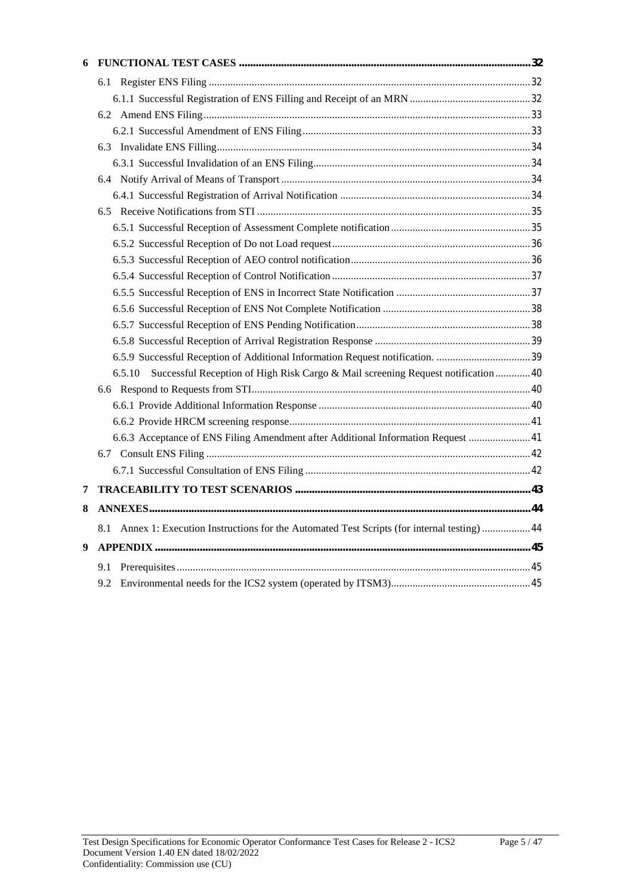6 FUNCTIONAL TEST CASES ......................................................................................................32

- 6.1 Register ENS Filing ........................................................................................................32
  - 6.1.1 Successful Registration of ENS Filling and Receipt of an MRN ............................................32
- 6.2 Amend ENS Filing ..........................................................................................................33
  - 6.2.1 Successful Amendment of ENS Filing ....................................................................................33
- 6.3 Invalidate ENS Filling .....................................................................................................34
  - 6.3.1 Successful Invalidation of an ENS Filing ................................................................................34
- 6.4 Notify Arrival of Means of Transport ..............................................................................34
  - 6.4.1 Successful Registration of Arrival Notification .......................................................................34
- 6.5 Receive Notifications from STI ......................................................................................35
  - 6.5.1 Successful Reception of Assessment Complete notification ...................................................35
  - 6.5.2 Successful Reception of Do not Load request .........................................................................36
  - 6.5.3 Successful Reception of AEO control notification ..................................................................36
  - 6.5.4 Successful Reception of Control Notification .........................................................................37
  - 6.5.5 Successful Reception of ENS in Incorrect State Notification .................................................37
  - 6.5.6 Successful Reception of ENS Not Complete Notification ......................................................38
  - 6.5.7 Successful Reception of ENS Pending Notification ................................................................38
  - 6.5.8 Successful Reception of Arrival Registration Response .........................................................39
  - 6.5.9 Successful Reception of Additional Information Request notification. ..................................39
  - 6.5.10 Successful Reception of High Risk Cargo & Mail screening Request notification .............40
- 6.6 Respond to Requests from STI .......................................................................................40
  - 6.6.1 Provide Additional Information Response ..............................................................................40
  - 6.6.2 Provide HRCM screening response .........................................................................................41
  - 6.6.3 Acceptance of ENS Filing Amendment after Additional Information Request .......................41
- 6.7 Consult ENS Filing .........................................................................................................42
  - 6.7.1 Successful Consultation of ENS Filing ...................................................................................42

7 TRACEABILITY TO TEST SCENARIOS ...................................................................................43

8 ANNEXES ......................................................................................................................................44

- 8.1 Annex 1: Execution Instructions for the Automated Test Scripts (for internal testing) ..................44

9 APPENDIX .....................................................................................................................................45

- 9.1 Prerequisites ....................................................................................................................45
- 9.2 Environmental needs for the ICS2 system (operated by ITSM3) ....................................................45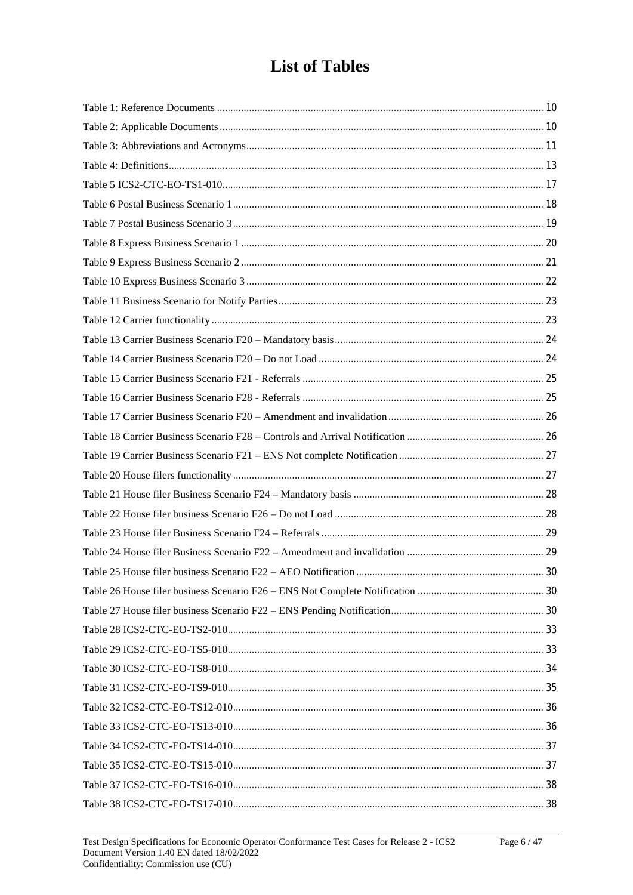# List of Tables

Table 1: Reference Documents ........................................................................................................................ 10

Table 2: Applicable Documents ...................................................................................................................... 10

Table 3: Abbreviations and Acronyms ............................................................................................................ 11

Table 4: Definitions ......................................................................................................................................... 13

Table 5 ICS2-CTC-EO-TS1-010 ...................................................................................................................... 17

Table 6 Postal Business Scenario 1 ................................................................................................................. 18

Table 7 Postal Business Scenario 3 ................................................................................................................. 19

Table 8 Express Business Scenario 1 .............................................................................................................. 20

Table 9 Express Business Scenario 2 .............................................................................................................. 21

Table 10 Express Business Scenario 3 ............................................................................................................ 22

Table 11 Business Scenario for Notify Parties ................................................................................................ 23

Table 12 Carrier functionality ......................................................................................................................... 23

Table 13 Carrier Business Scenario F20 – Mandatory basis ........................................................................... 24

Table 14 Carrier Business Scenario F20 – Do not Load ................................................................................. 24

Table 15 Carrier Business Scenario F21 - Referrals ....................................................................................... 25

Table 16 Carrier Business Scenario F28 - Referrals ....................................................................................... 25

Table 17 Carrier Business Scenario F20 – Amendment and invalidation ........................................................ 26

Table 18 Carrier Business Scenario F28 – Controls and Arrival Notification ................................................ 26

Table 19 Carrier Business Scenario F21 – ENS Not complete Notification .................................................... 27

Table 20 House filers functionality ................................................................................................................. 27

Table 21 House filer Business Scenario F24 – Mandatory basis .................................................................... 28

Table 22 House filer business Scenario F26 – Do not Load ........................................................................... 28

Table 23 House filer Business Scenario F24 – Referrals ................................................................................ 29

Table 24 House filer Business Scenario F22 – Amendment and invalidation ................................................ 29

Table 25 House filer business Scenario F22 – AEO Notification ................................................................... 30

Table 26 House filer business Scenario F26 – ENS Not Complete Notification ............................................. 30

Table 27 House filer business Scenario F22 – ENS Pending Notification ....................................................... 30

Table 28 ICS2-CTC-EO-TS2-010 .................................................................................................................... 33

Table 29 ICS2-CTC-EO-TS5-010 .................................................................................................................... 33

Table 30 ICS2-CTC-EO-TS8-010 .................................................................................................................... 34

Table 31 ICS2-CTC-EO-TS9-010 .................................................................................................................... 35

Table 32 ICS2-CTC-EO-TS12-010 .................................................................................................................. 36

Table 33 ICS2-CTC-EO-TS13-010 .................................................................................................................. 36

Table 34 ICS2-CTC-EO-TS14-010 .................................................................................................................. 37

Table 35 ICS2-CTC-EO-TS15-010 .................................................................................................................. 37

Table 37 ICS2-CTC-EO-TS16-010 .................................................................................................................. 38

Table 38 ICS2-CTC-EO-TS17-010 .................................................................................................................. 38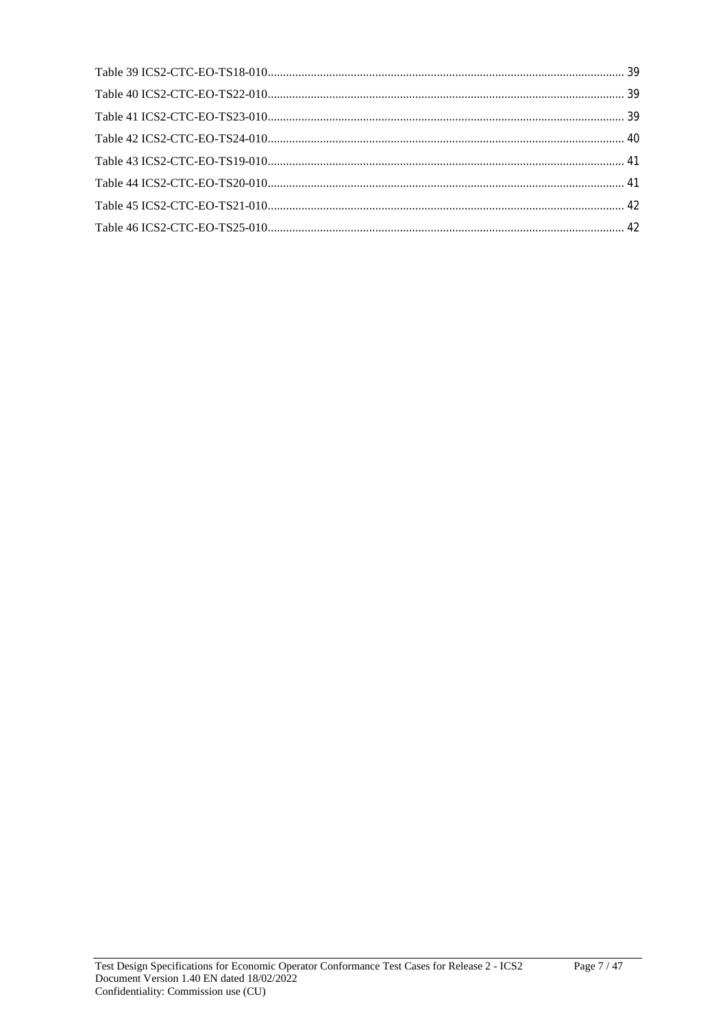Table 39 ICS2-CTC-EO-TS18-010 .......... 39
Table 40 ICS2-CTC-EO-TS22-010 .......... 39
Table 41 ICS2-CTC-EO-TS23-010 .......... 39
Table 42 ICS2-CTC-EO-TS24-010 .......... 40
Table 43 ICS2-CTC-EO-TS19-010 .......... 41
Table 44 ICS2-CTC-EO-TS20-010 .......... 41
Table 45 ICS2-CTC-EO-TS21-010 .......... 42
Table 46 ICS2-CTC-EO-TS25-010 .......... 42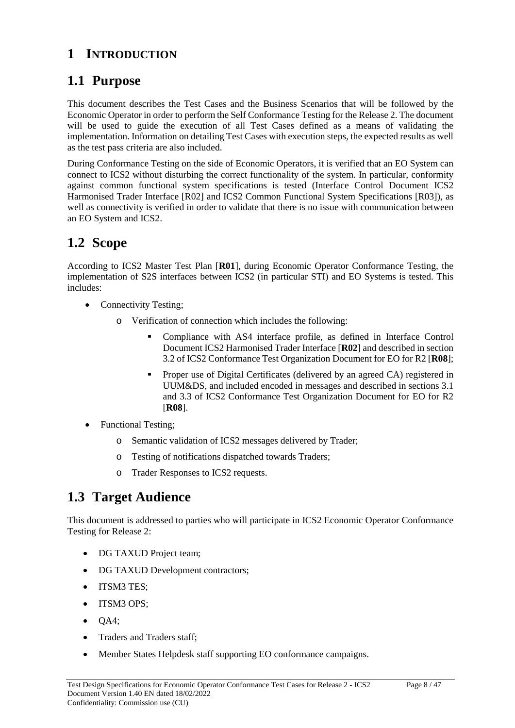# 1 INTRODUCTION

## 1.1 Purpose

This document describes the Test Cases and the Business Scenarios that will be followed by the Economic Operator in order to perform the Self Conformance Testing for the Release 2. The document will be used to guide the execution of all Test Cases defined as a means of validating the implementation. Information on detailing Test Cases with execution steps, the expected results as well as the test pass criteria are also included.

During Conformance Testing on the side of Economic Operators, it is verified that an EO System can connect to ICS2 without disturbing the correct functionality of the system. In particular, conformity against common functional system specifications is tested (Interface Control Document ICS2 Harmonised Trader Interface [R02] and ICS2 Common Functional System Specifications [R03]), as well as connectivity is verified in order to validate that there is no issue with communication between an EO System and ICS2.

## 1.2 Scope

According to ICS2 Master Test Plan [**R01**], during Economic Operator Conformance Testing, the implementation of S2S interfaces between ICS2 (in particular STI) and EO Systems is tested. This includes:

- Connectivity Testing;
  - Verification of connection which includes the following:
    - Compliance with AS4 interface profile, as defined in Interface Control Document ICS2 Harmonised Trader Interface [**R02**] and described in section 3.2 of ICS2 Conformance Test Organization Document for EO for R2 [**R08**];
    - Proper use of Digital Certificates (delivered by an agreed CA) registered in UUM&DS, and included encoded in messages and described in sections 3.1 and 3.3 of ICS2 Conformance Test Organization Document for EO for R2 [**R08**].
- Functional Testing;
  - Semantic validation of ICS2 messages delivered by Trader;
  - Testing of notifications dispatched towards Traders;
  - Trader Responses to ICS2 requests.

## 1.3 Target Audience

This document is addressed to parties who will participate in ICS2 Economic Operator Conformance Testing for Release 2:

- DG TAXUD Project team;
- DG TAXUD Development contractors;
- ITSM3 TES;
- ITSM3 OPS;
- QA4;
- Traders and Traders staff;
- Member States Helpdesk staff supporting EO conformance campaigns.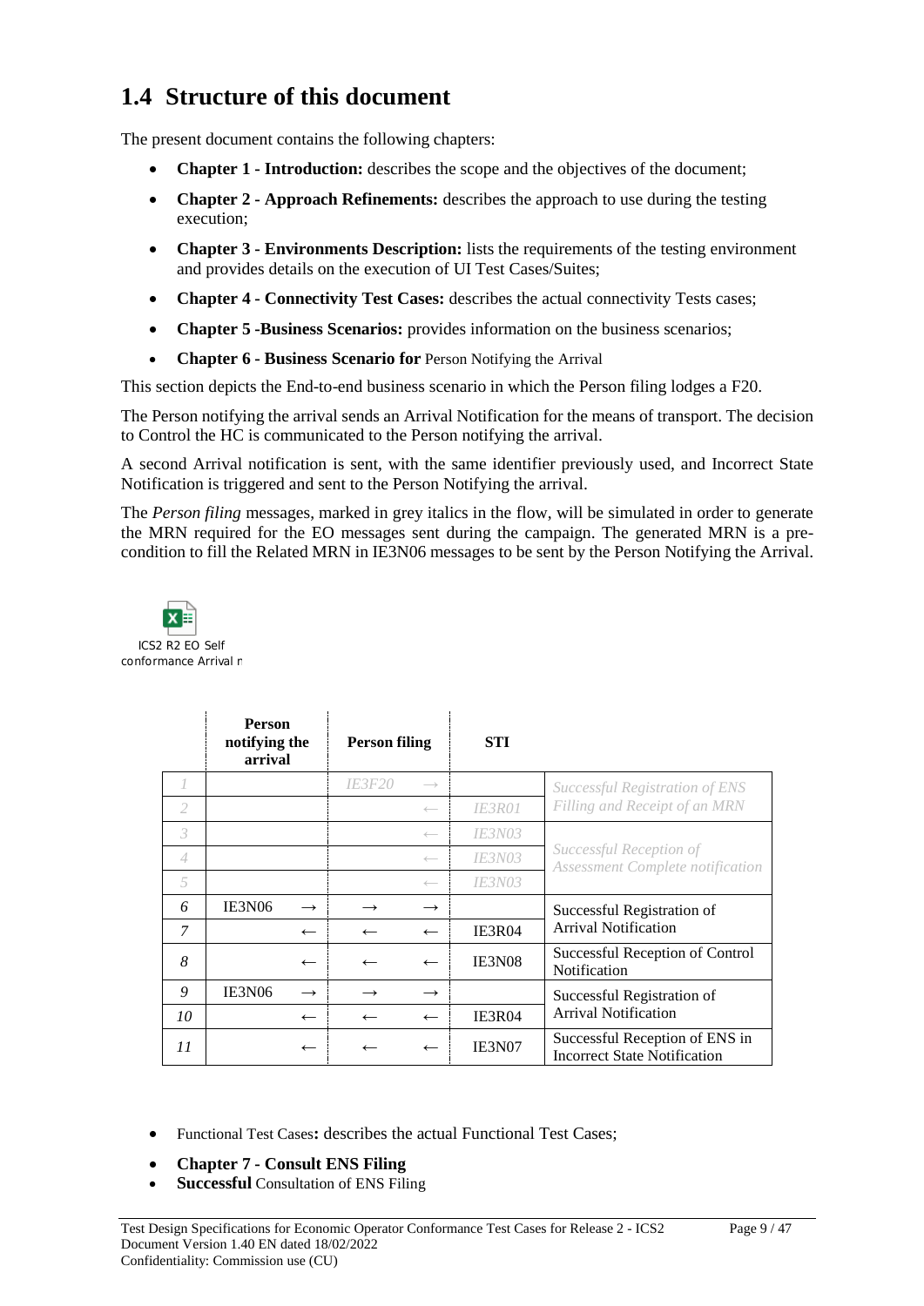## 1.4 Structure of this document

The present document contains the following chapters:

- **Chapter 1 - Introduction:** describes the scope and the objectives of the document;
- **Chapter 2 - Approach Refinements:** describes the approach to use during the testing execution;
- **Chapter 3 - Environments Description:** lists the requirements of the testing environment and provides details on the execution of UI Test Cases/Suites;
- **Chapter 4 - Connectivity Test Cases:** describes the actual connectivity Tests cases;
- **Chapter 5 -Business Scenarios:** provides information on the business scenarios;
- **Chapter 6 - Business Scenario for** Person Notifying the Arrival

This section depicts the End-to-end business scenario in which the Person filing lodges a F20.

The Person notifying the arrival sends an Arrival Notification for the means of transport. The decision to Control the HC is communicated to the Person notifying the arrival.

A second Arrival notification is sent, with the same identifier previously used, and Incorrect State Notification is triggered and sent to the Person Notifying the arrival.

The *Person filing* messages, marked in grey italics in the flow, will be simulated in order to generate the MRN required for the EO messages sent during the campaign. The generated MRN is a pre-condition to fill the Related MRN in IE3N06 messages to be sent by the Person Notifying the Arrival.

ICS2 R2 EO Self conformance Arrival r

| | Person notifying the arrival | | Person filing | | STI | |
|---|---|---|---|---|---|---|
| *1* | | | *IE3F20* | *→* | | *Successful Registration of ENS Filling and Receipt of an MRN* |
| *2* | | | | *←* | *IE3R01* | |
| *3* | | | | *←* | *IE3N03* | *Successful Reception of Assessment Complete notification* |
| *4* | | | | *←* | *IE3N03* | |
| *5* | | | | *←* | *IE3N03* | |
| *6* | IE3N06 | → | → | → | | Successful Registration of Arrival Notification |
| *7* | | ← | ← | ← | IE3R04 | |
| *8* | | ← | ← | ← | IE3N08 | Successful Reception of Control Notification |
| *9* | IE3N06 | → | → | → | | Successful Registration of Arrival Notification |
| *10* | | ← | ← | ← | IE3R04 | |
| *11* | | ← | ← | ← | IE3N07 | Successful Reception of ENS in Incorrect State Notification |

- Functional Test Cases**:** describes the actual Functional Test Cases;
- **Chapter 7 - Consult ENS Filing**
- **Successful** Consultation of ENS Filing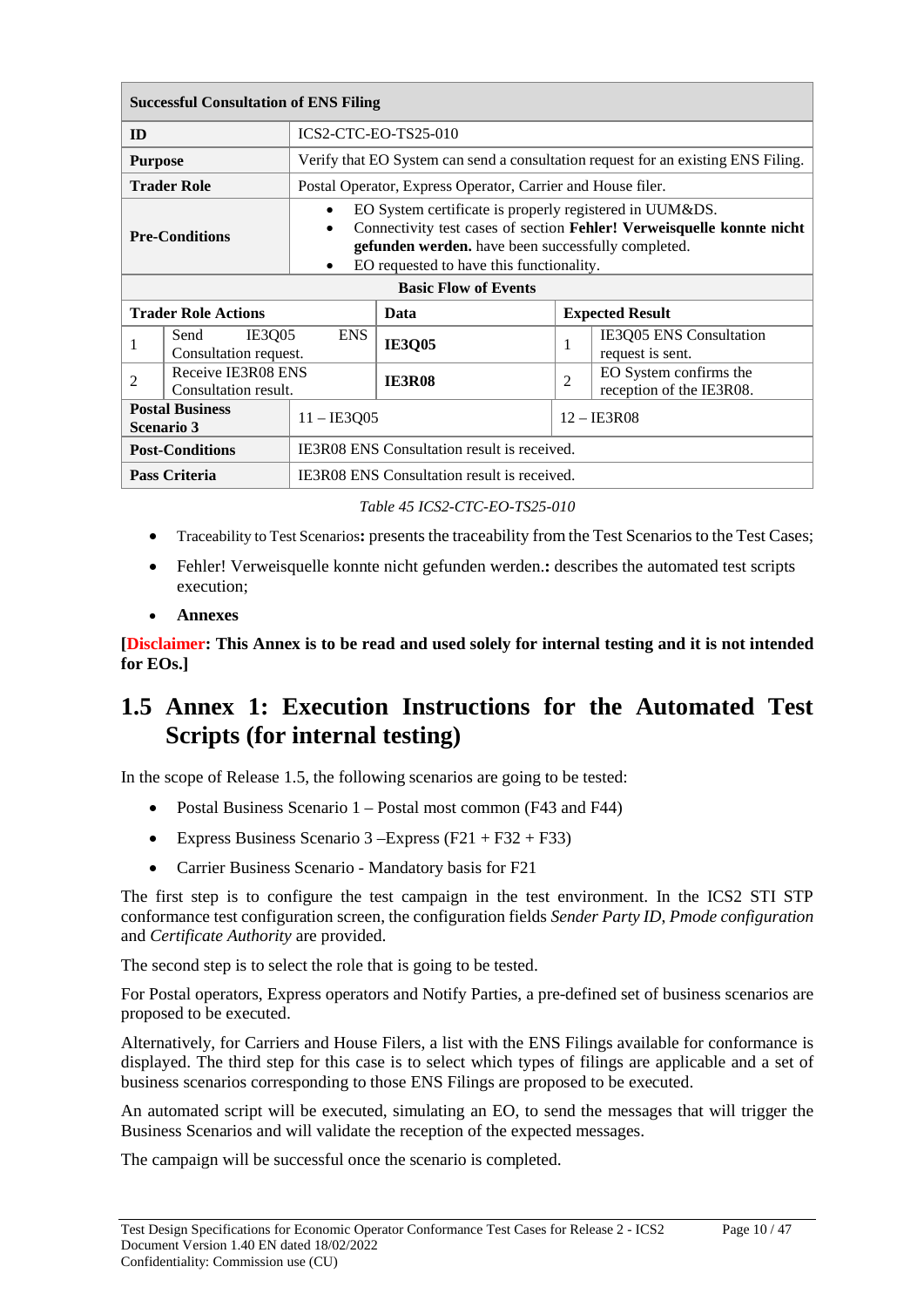| Successful Consultation of ENS Filing | | | | |
|---|---|---|---|---|
| **ID** | ICS2-CTC-EO-TS25-010 | | | |
| **Purpose** | Verify that EO System can send a consultation request for an existing ENS Filing. | | | |
| **Trader Role** | Postal Operator, Express Operator, Carrier and House filer. | | | |
| **Pre-Conditions** | • EO System certificate is properly registered in UUM&DS. • Connectivity test cases of section **Fehler! Verweisquelle konnte nicht gefunden werden.** have been successfully completed. • EO requested to have this functionality. | | | |
| **Basic Flow of Events** | | | | |
| **Trader Role Actions** | | **Data** | **Expected Result** | |
| 1 | Send IE3Q05 ENS Consultation request. | **IE3Q05** | 1 | IE3Q05 ENS Consultation request is sent. |
| 2 | Receive IE3R08 ENS Consultation result. | **IE3R08** | 2 | EO System confirms the reception of the IE3R08. |
| **Postal Business Scenario 3** | 11 – IE3Q05 | | 12 – IE3R08 | |
| **Post-Conditions** | IE3R08 ENS Consultation result is received. | | | |
| **Pass Criteria** | IE3R08 ENS Consultation result is received. | | | |

*Table 45 ICS2-CTC-EO-TS25-010*

- Traceability to Test Scenarios**:** presents the traceability from the Test Scenarios to the Test Cases;
- Fehler! Verweisquelle konnte nicht gefunden werden.**:** describes the automated test scripts execution;
- **Annexes**

**[Disclaimer: This Annex is to be read and used solely for internal testing and it is not intended for EOs.]**

## 1.5 Annex 1: Execution Instructions for the Automated Test Scripts (for internal testing)

In the scope of Release 1.5, the following scenarios are going to be tested:

- Postal Business Scenario 1 – Postal most common (F43 and F44)
- Express Business Scenario 3 –Express (F21 + F32 + F33)
- Carrier Business Scenario - Mandatory basis for F21

The first step is to configure the test campaign in the test environment. In the ICS2 STI STP conformance test configuration screen, the configuration fields *Sender Party ID*, *Pmode configuration* and *Certificate Authority* are provided.

The second step is to select the role that is going to be tested.

For Postal operators, Express operators and Notify Parties, a pre-defined set of business scenarios are proposed to be executed.

Alternatively, for Carriers and House Filers, a list with the ENS Filings available for conformance is displayed. The third step for this case is to select which types of filings are applicable and a set of business scenarios corresponding to those ENS Filings are proposed to be executed.

An automated script will be executed, simulating an EO, to send the messages that will trigger the Business Scenarios and will validate the reception of the expected messages.

The campaign will be successful once the scenario is completed.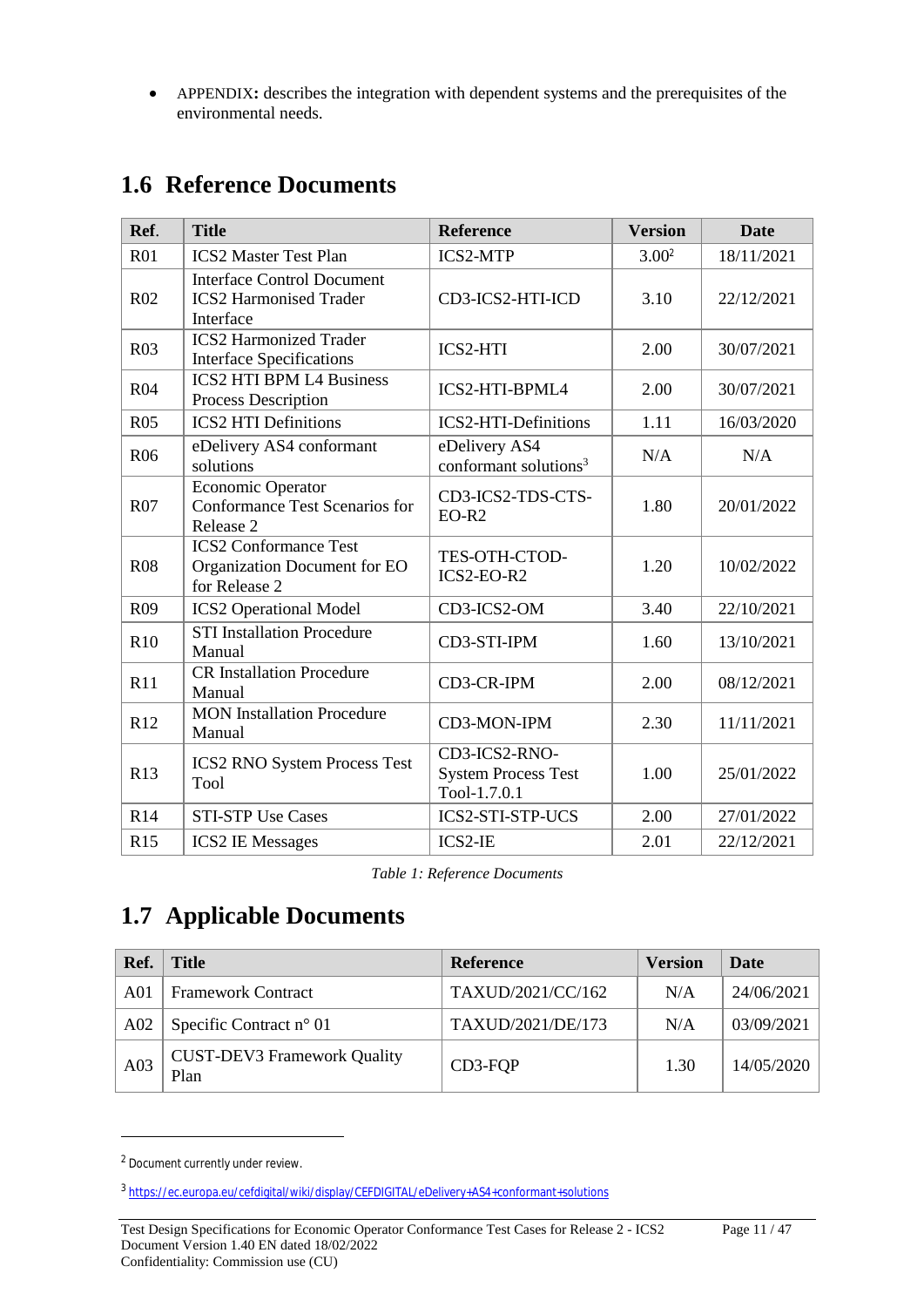- APPENDIX: describes the integration with dependent systems and the prerequisites of the environmental needs.

## 1.6 Reference Documents

| Ref. | Title | Reference | Version | Date |
|---|---|---|---|---|
| R01 | ICS2 Master Test Plan | ICS2-MTP | 3.00[2] | 18/11/2021 |
| R02 | Interface Control Document ICS2 Harmonised Trader Interface | CD3-ICS2-HTI-ICD | 3.10 | 22/12/2021 |
| R03 | ICS2 Harmonized Trader Interface Specifications | ICS2-HTI | 2.00 | 30/07/2021 |
| R04 | ICS2 HTI BPM L4 Business Process Description | ICS2-HTI-BPML4 | 2.00 | 30/07/2021 |
| R05 | ICS2 HTI Definitions | ICS2-HTI-Definitions | 1.11 | 16/03/2020 |
| R06 | eDelivery AS4 conformant solutions | eDelivery AS4 conformant solutions[3] | N/A | N/A |
| R07 | Economic Operator Conformance Test Scenarios for Release 2 | CD3-ICS2-TDS-CTS-EO-R2 | 1.80 | 20/01/2022 |
| R08 | ICS2 Conformance Test Organization Document for EO for Release 2 | TES-OTH-CTOD-ICS2-EO-R2 | 1.20 | 10/02/2022 |
| R09 | ICS2 Operational Model | CD3-ICS2-OM | 3.40 | 22/10/2021 |
| R10 | STI Installation Procedure Manual | CD3-STI-IPM | 1.60 | 13/10/2021 |
| R11 | CR Installation Procedure Manual | CD3-CR-IPM | 2.00 | 08/12/2021 |
| R12 | MON Installation Procedure Manual | CD3-MON-IPM | 2.30 | 11/11/2021 |
| R13 | ICS2 RNO System Process Test Tool | CD3-ICS2-RNO-System Process Test Tool-1.7.0.1 | 1.00 | 25/01/2022 |
| R14 | STI-STP Use Cases | ICS2-STI-STP-UCS | 2.00 | 27/01/2022 |
| R15 | ICS2 IE Messages | ICS2-IE | 2.01 | 22/12/2021 |

*Table 1: Reference Documents*

## 1.7 Applicable Documents

| Ref. | Title | Reference | Version | Date |
|---|---|---|---|---|
| A01 | Framework Contract | TAXUD/2021/CC/162 | N/A | 24/06/2021 |
| A02 | Specific Contract n° 01 | TAXUD/2021/DE/173 | N/A | 03/09/2021 |
| A03 | CUST-DEV3 Framework Quality Plan | CD3-FQP | 1.30 | 14/05/2020 |

[2] Document currently under review.

[3] https://ec.europa.eu/cefdigital/wiki/display/CEFDIGITAL/eDelivery+AS4+conformant+solutions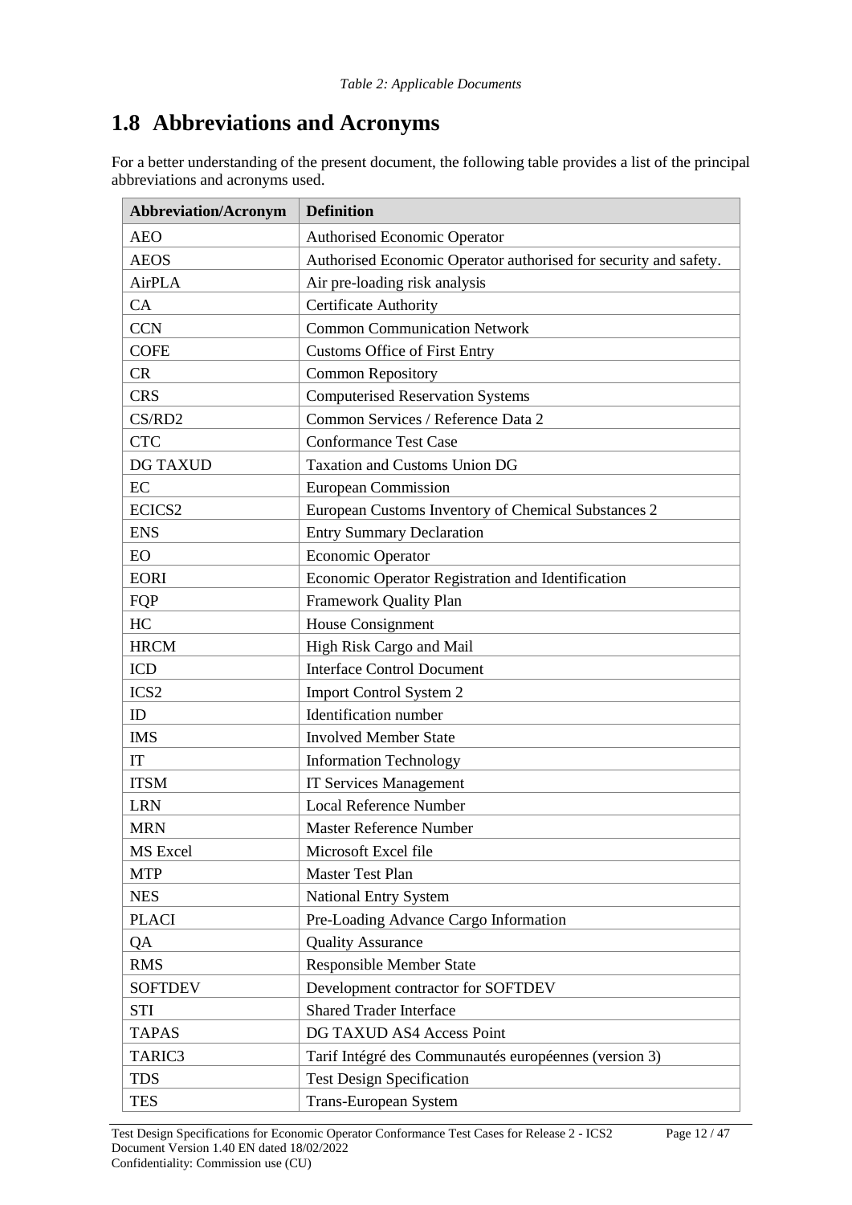*Table 2: Applicable Documents*

## 1.8 Abbreviations and Acronyms

For a better understanding of the present document, the following table provides a list of the principal abbreviations and acronyms used.

| Abbreviation/Acronym | Definition |
|---|---|
| AEO | Authorised Economic Operator |
| AEOS | Authorised Economic Operator authorised for security and safety. |
| AirPLA | Air pre-loading risk analysis |
| CA | Certificate Authority |
| CCN | Common Communication Network |
| COFE | Customs Office of First Entry |
| CR | Common Repository |
| CRS | Computerised Reservation Systems |
| CS/RD2 | Common Services / Reference Data 2 |
| CTC | Conformance Test Case |
| DG TAXUD | Taxation and Customs Union DG |
| EC | European Commission |
| ECICS2 | European Customs Inventory of Chemical Substances 2 |
| ENS | Entry Summary Declaration |
| EO | Economic Operator |
| EORI | Economic Operator Registration and Identification |
| FQP | Framework Quality Plan |
| HC | House Consignment |
| HRCM | High Risk Cargo and Mail |
| ICD | Interface Control Document |
| ICS2 | Import Control System 2 |
| ID | Identification number |
| IMS | Involved Member State |
| IT | Information Technology |
| ITSM | IT Services Management |
| LRN | Local Reference Number |
| MRN | Master Reference Number |
| MS Excel | Microsoft Excel file |
| MTP | Master Test Plan |
| NES | National Entry System |
| PLACI | Pre-Loading Advance Cargo Information |
| QA | Quality Assurance |
| RMS | Responsible Member State |
| SOFTDEV | Development contractor for SOFTDEV |
| STI | Shared Trader Interface |
| TAPAS | DG TAXUD AS4 Access Point |
| TARIC3 | Tarif Intégré des Communautés européennes (version 3) |
| TDS | Test Design Specification |
| TES | Trans-European System |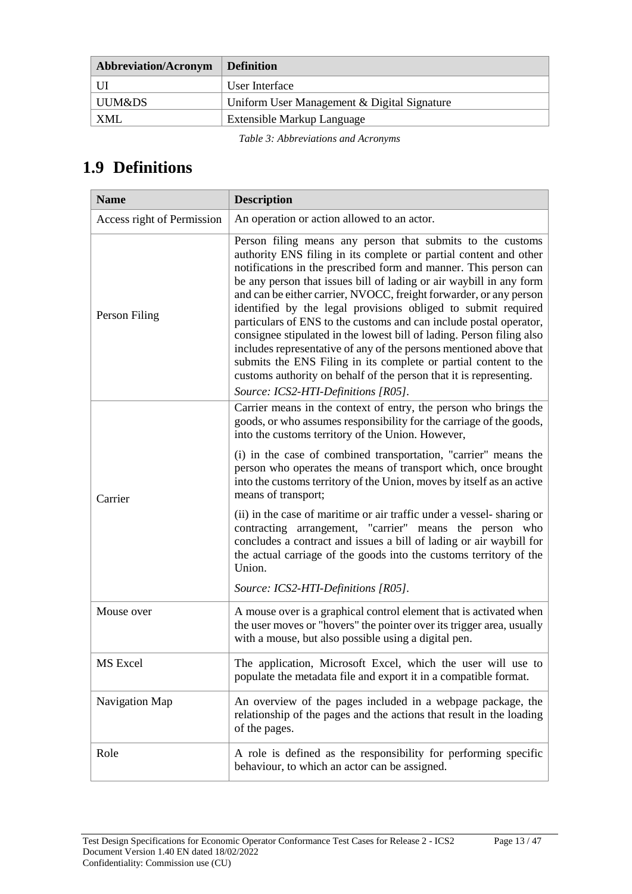| Abbreviation/Acronym | Definition |
|---|---|
| UI | User Interface |
| UUM&DS | Uniform User Management & Digital Signature |
| XML | Extensible Markup Language |

*Table 3: Abbreviations and Acronyms*

## 1.9 Definitions

| Name | Description |
|---|---|
| Access right of Permission | An operation or action allowed to an actor. |
| Person Filing | Person filing means any person that submits to the customs authority ENS filing in its complete or partial content and other notifications in the prescribed form and manner. This person can be any person that issues bill of lading or air waybill in any form and can be either carrier, NVOCC, freight forwarder, or any person identified by the legal provisions obliged to submit required particulars of ENS to the customs and can include postal operator, consignee stipulated in the lowest bill of lading. Person filing also includes representative of any of the persons mentioned above that submits the ENS Filing in its complete or partial content to the customs authority on behalf of the person that it is representing.<br>*Source: ICS2-HTI-Definitions [R05].* |
| Carrier | Carrier means in the context of entry, the person who brings the goods, or who assumes responsibility for the carriage of the goods, into the customs territory of the Union. However,<br>(i) in the case of combined transportation, "carrier" means the person who operates the means of transport which, once brought into the customs territory of the Union, moves by itself as an active means of transport;<br>(ii) in the case of maritime or air traffic under a vessel- sharing or contracting arrangement, "carrier" means the person who concludes a contract and issues a bill of lading or air waybill for the actual carriage of the goods into the customs territory of the Union.<br>*Source: ICS2-HTI-Definitions [R05].* |
| Mouse over | A mouse over is a graphical control element that is activated when the user moves or "hovers" the pointer over its trigger area, usually with a mouse, but also possible using a digital pen. |
| MS Excel | The application, Microsoft Excel, which the user will use to populate the metadata file and export it in a compatible format. |
| Navigation Map | An overview of the pages included in a webpage package, the relationship of the pages and the actions that result in the loading of the pages. |
| Role | A role is defined as the responsibility for performing specific behaviour, to which an actor can be assigned. |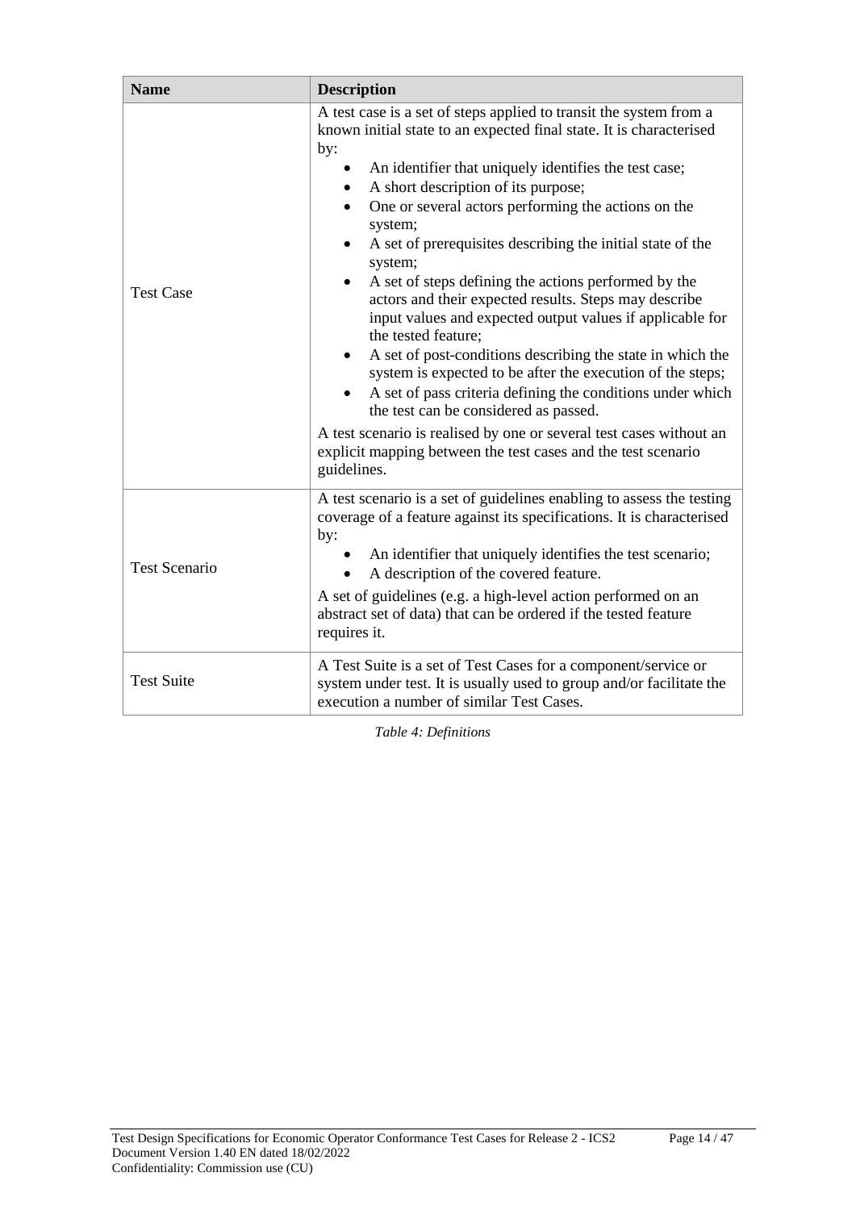| Name | Description |
| --- | --- |
| Test Case | A test case is a set of steps applied to transit the system from a known initial state to an expected final state. It is characterised by:<br>• An identifier that uniquely identifies the test case;<br>• A short description of its purpose;<br>• One or several actors performing the actions on the system;<br>• A set of prerequisites describing the initial state of the system;<br>• A set of steps defining the actions performed by the actors and their expected results. Steps may describe input values and expected output values if applicable for the tested feature;<br>• A set of post-conditions describing the state in which the system is expected to be after the execution of the steps;<br>• A set of pass criteria defining the conditions under which the test can be considered as passed.<br>A test scenario is realised by one or several test cases without an explicit mapping between the test cases and the test scenario guidelines. |
| Test Scenario | A test scenario is a set of guidelines enabling to assess the testing coverage of a feature against its specifications. It is characterised by:<br>• An identifier that uniquely identifies the test scenario;<br>• A description of the covered feature.<br>A set of guidelines (e.g. a high-level action performed on an abstract set of data) that can be ordered if the tested feature requires it. |
| Test Suite | A Test Suite is a set of Test Cases for a component/service or system under test. It is usually used to group and/or facilitate the execution a number of similar Test Cases. |

*Table 4: Definitions*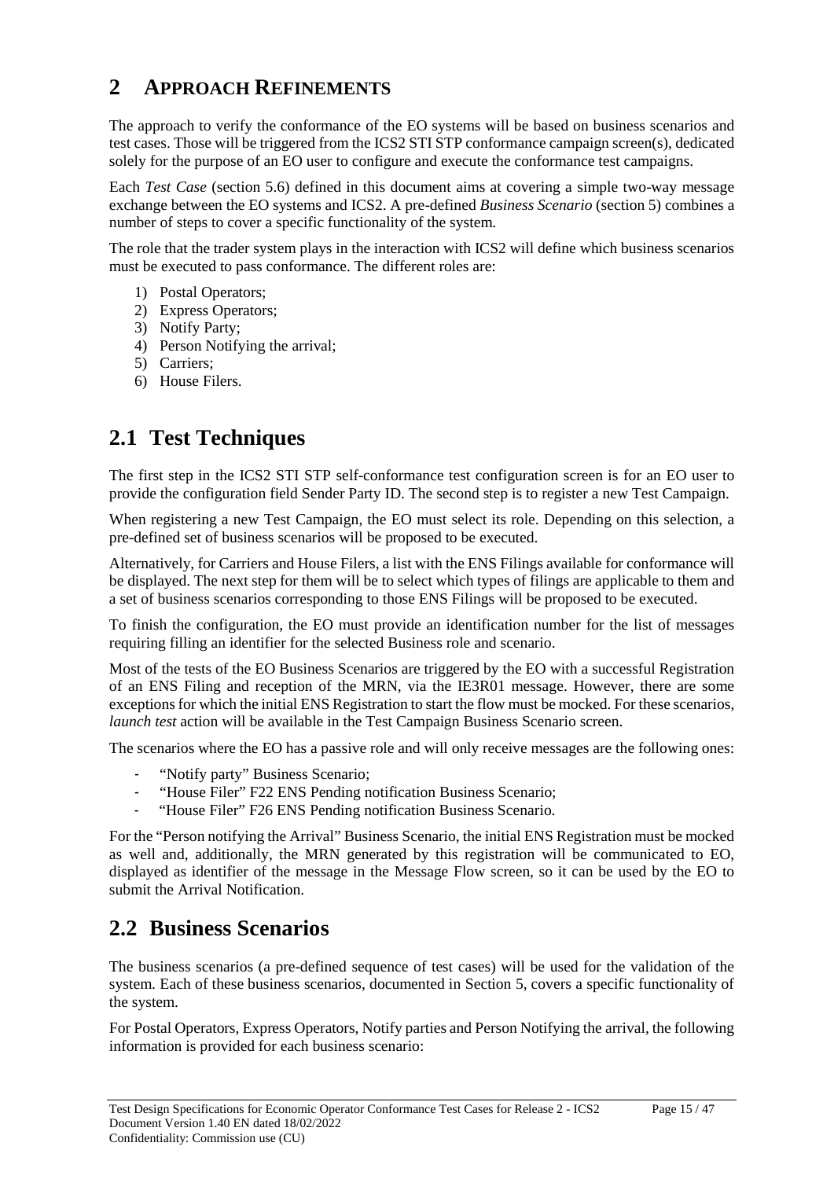# 2 APPROACH REFINEMENTS

The approach to verify the conformance of the EO systems will be based on business scenarios and test cases. Those will be triggered from the ICS2 STI STP conformance campaign screen(s), dedicated solely for the purpose of an EO user to configure and execute the conformance test campaigns.

Each *Test Case* (section 5.6) defined in this document aims at covering a simple two-way message exchange between the EO systems and ICS2. A pre-defined *Business Scenario* (section 5) combines a number of steps to cover a specific functionality of the system.

The role that the trader system plays in the interaction with ICS2 will define which business scenarios must be executed to pass conformance. The different roles are:

1) Postal Operators;
2) Express Operators;
3) Notify Party;
4) Person Notifying the arrival;
5) Carriers;
6) House Filers.

## 2.1 Test Techniques

The first step in the ICS2 STI STP self-conformance test configuration screen is for an EO user to provide the configuration field Sender Party ID. The second step is to register a new Test Campaign.

When registering a new Test Campaign, the EO must select its role. Depending on this selection, a pre-defined set of business scenarios will be proposed to be executed.

Alternatively, for Carriers and House Filers, a list with the ENS Filings available for conformance will be displayed. The next step for them will be to select which types of filings are applicable to them and a set of business scenarios corresponding to those ENS Filings will be proposed to be executed.

To finish the configuration, the EO must provide an identification number for the list of messages requiring filling an identifier for the selected Business role and scenario.

Most of the tests of the EO Business Scenarios are triggered by the EO with a successful Registration of an ENS Filing and reception of the MRN, via the IE3R01 message. However, there are some exceptions for which the initial ENS Registration to start the flow must be mocked. For these scenarios, *launch test* action will be available in the Test Campaign Business Scenario screen.

The scenarios where the EO has a passive role and will only receive messages are the following ones:

- "Notify party" Business Scenario;
- "House Filer" F22 ENS Pending notification Business Scenario;
- "House Filer" F26 ENS Pending notification Business Scenario.

For the "Person notifying the Arrival" Business Scenario, the initial ENS Registration must be mocked as well and, additionally, the MRN generated by this registration will be communicated to EO, displayed as identifier of the message in the Message Flow screen, so it can be used by the EO to submit the Arrival Notification.

## 2.2 Business Scenarios

The business scenarios (a pre-defined sequence of test cases) will be used for the validation of the system. Each of these business scenarios, documented in Section 5, covers a specific functionality of the system.

For Postal Operators, Express Operators, Notify parties and Person Notifying the arrival, the following information is provided for each business scenario: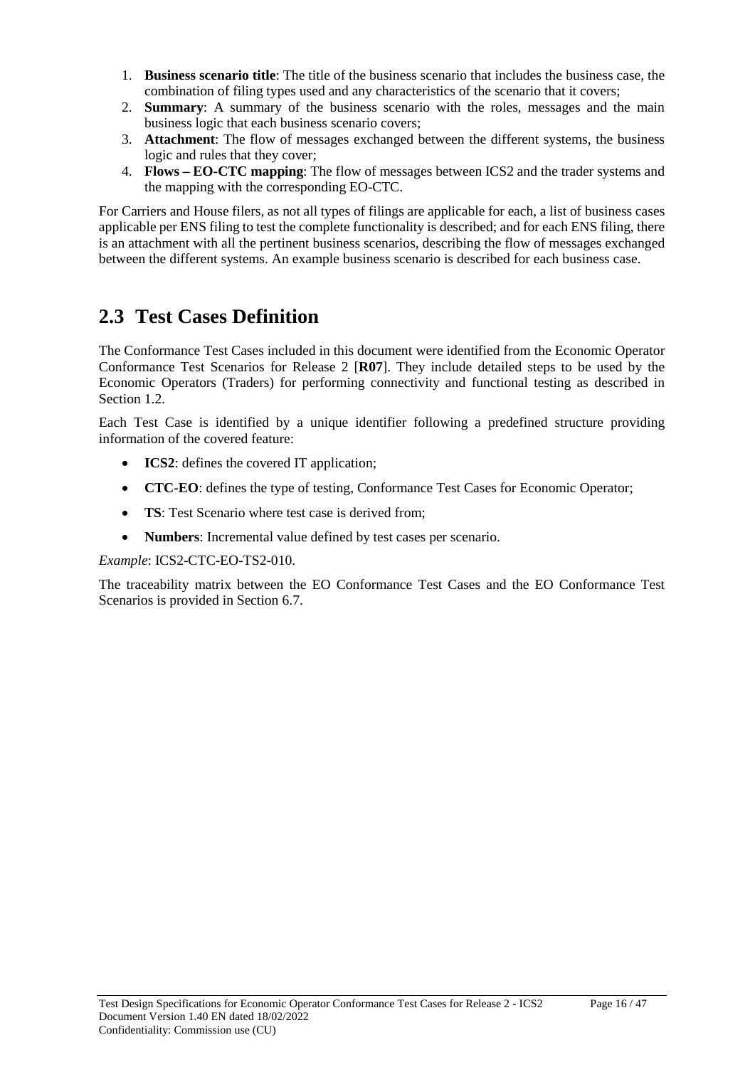1. **Business scenario title**: The title of the business scenario that includes the business case, the combination of filing types used and any characteristics of the scenario that it covers;
2. **Summary**: A summary of the business scenario with the roles, messages and the main business logic that each business scenario covers;
3. **Attachment**: The flow of messages exchanged between the different systems, the business logic and rules that they cover;
4. **Flows – EO-CTC mapping**: The flow of messages between ICS2 and the trader systems and the mapping with the corresponding EO-CTC.

For Carriers and House filers, as not all types of filings are applicable for each, a list of business cases applicable per ENS filing to test the complete functionality is described; and for each ENS filing, there is an attachment with all the pertinent business scenarios, describing the flow of messages exchanged between the different systems. An example business scenario is described for each business case.

## 2.3 Test Cases Definition

The Conformance Test Cases included in this document were identified from the Economic Operator Conformance Test Scenarios for Release 2 [**R07**]. They include detailed steps to be used by the Economic Operators (Traders) for performing connectivity and functional testing as described in Section 1.2.

Each Test Case is identified by a unique identifier following a predefined structure providing information of the covered feature:

- **ICS2**: defines the covered IT application;
- **CTC-EO**: defines the type of testing, Conformance Test Cases for Economic Operator;
- **TS**: Test Scenario where test case is derived from;
- **Numbers**: Incremental value defined by test cases per scenario.

*Example*: ICS2-CTC-EO-TS2-010.

The traceability matrix between the EO Conformance Test Cases and the EO Conformance Test Scenarios is provided in Section 6.7.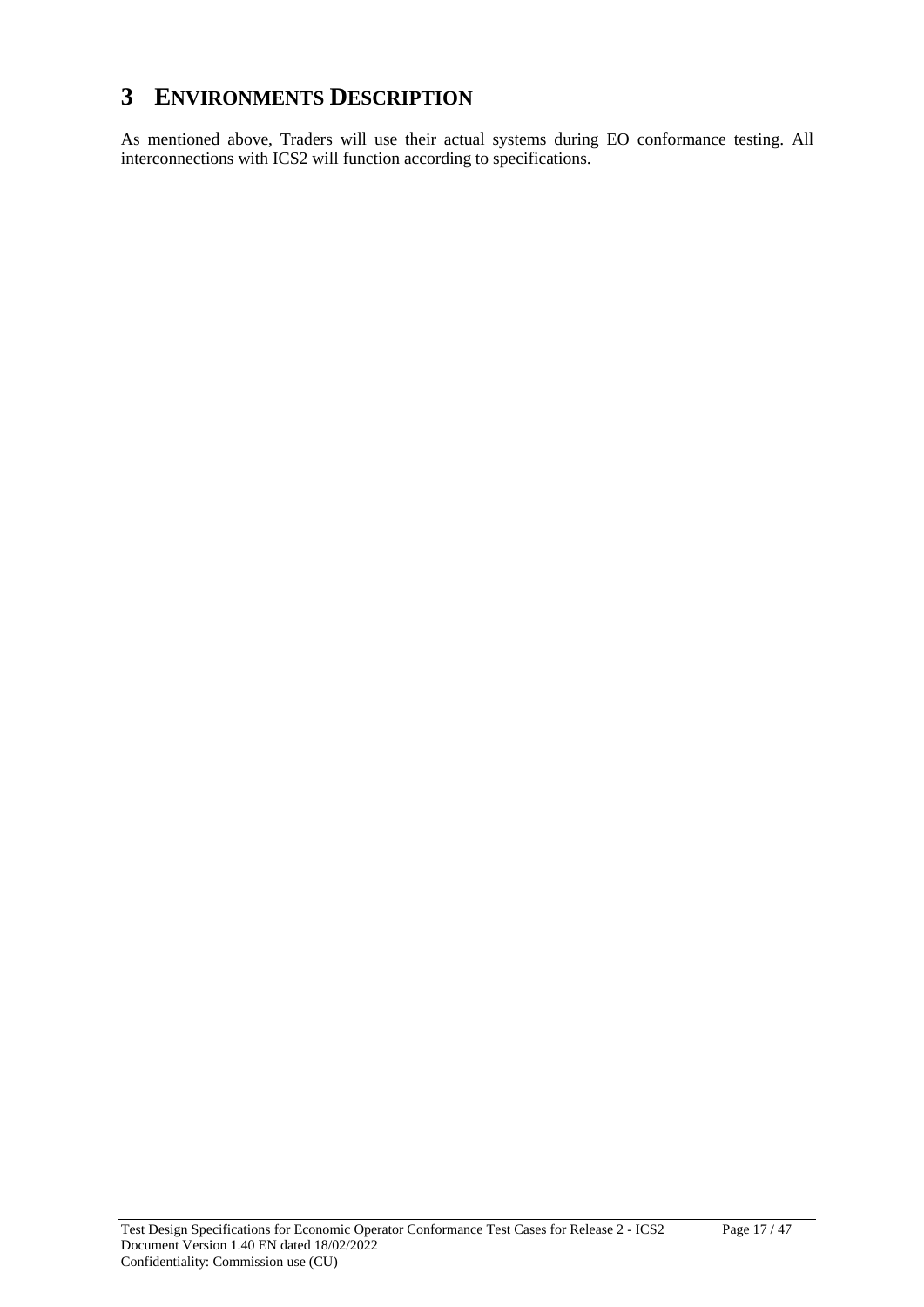# 3 ENVIRONMENTS DESCRIPTION

As mentioned above, Traders will use their actual systems during EO conformance testing. All interconnections with ICS2 will function according to specifications.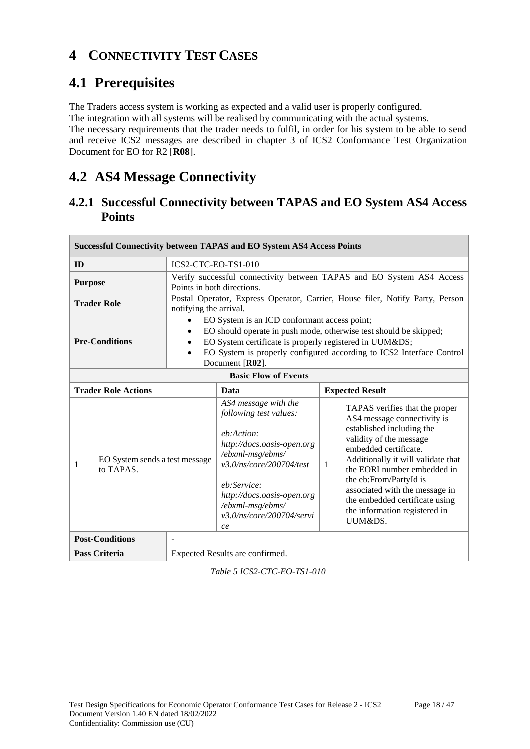# 4 CONNECTIVITY TEST CASES

## 4.1 Prerequisites

The Traders access system is working as expected and a valid user is properly configured.
The integration with all systems will be realised by communicating with the actual systems.
The necessary requirements that the trader needs to fulfil, in order for his system to be able to send and receive ICS2 messages are described in chapter 3 of ICS2 Conformance Test Organization Document for EO for R2 [**R08**].

## 4.2 AS4 Message Connectivity

### 4.2.1 Successful Connectivity between TAPAS and EO System AS4 Access Points

| **Successful Connectivity between TAPAS and EO System AS4 Access Points** | | | | |
|---|---|---|---|---|
| **ID** | ICS2-CTC-EO-TS1-010 | | | |
| **Purpose** | Verify successful connectivity between TAPAS and EO System AS4 Access Points in both directions. | | | |
| **Trader Role** | Postal Operator, Express Operator, Carrier, House filer, Notify Party, Person notifying the arrival. | | | |
| **Pre-Conditions** | • EO System is an ICD conformant access point;<br>• EO should operate in push mode, otherwise test should be skipped;<br>• EO System certificate is properly registered in UUM&DS;<br>• EO System is properly configured according to ICS2 Interface Control Document [**R02**]. | | | |
| **Basic Flow of Events** | | | | |
| **Trader Role Actions** | | **Data** | **Expected Result** | |
| 1 | EO System sends a test message to TAPAS. | *AS4 message with the following test values:*<br><br>*eb:Action: http://docs.oasis-open.org/ebxml-msg/ebms/v3.0/ns/core/200704/test*<br><br>*eb:Service: http://docs.oasis-open.org/ebxml-msg/ebms/v3.0/ns/core/200704/service* | 1 | TAPAS verifies that the proper AS4 message connectivity is established including the validity of the message embedded certificate. Additionally it will validate that the EORI number embedded in the eb:From/PartyId is associated with the message in the embedded certificate using the information registered in UUM&DS. |
| **Post-Conditions** | - | | | |
| **Pass Criteria** | Expected Results are confirmed. | | | |

*Table 5 ICS2-CTC-EO-TS1-010*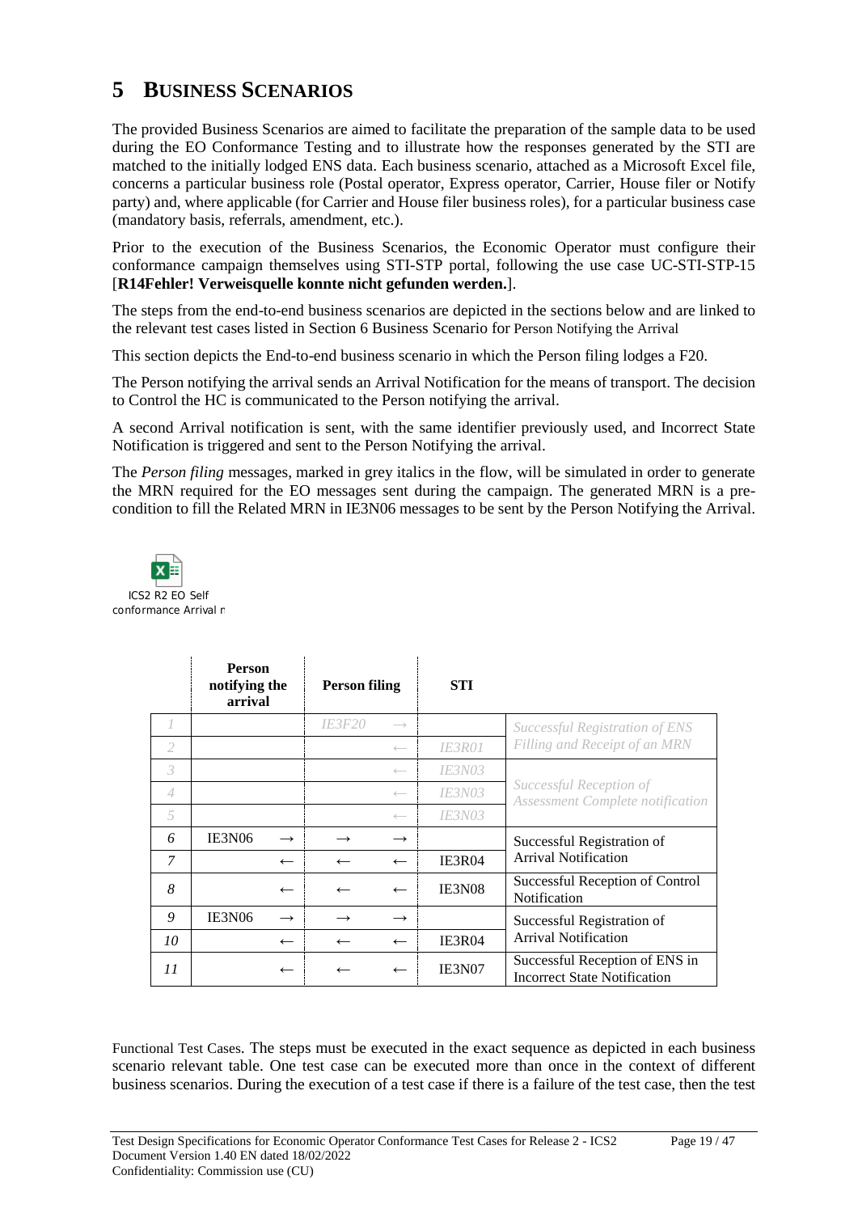# 5 BUSINESS SCENARIOS

The provided Business Scenarios are aimed to facilitate the preparation of the sample data to be used during the EO Conformance Testing and to illustrate how the responses generated by the STI are matched to the initially lodged ENS data. Each business scenario, attached as a Microsoft Excel file, concerns a particular business role (Postal operator, Express operator, Carrier, House filer or Notify party) and, where applicable (for Carrier and House filer business roles), for a particular business case (mandatory basis, referrals, amendment, etc.).

Prior to the execution of the Business Scenarios, the Economic Operator must configure their conformance campaign themselves using STI-STP portal, following the use case UC-STI-STP-15 [**R14Fehler! Verweisquelle konnte nicht gefunden werden.**].

The steps from the end-to-end business scenarios are depicted in the sections below and are linked to the relevant test cases listed in Section 6 Business Scenario for Person Notifying the Arrival

This section depicts the End-to-end business scenario in which the Person filing lodges a F20.

The Person notifying the arrival sends an Arrival Notification for the means of transport. The decision to Control the HC is communicated to the Person notifying the arrival.

A second Arrival notification is sent, with the same identifier previously used, and Incorrect State Notification is triggered and sent to the Person Notifying the arrival.

The *Person filing* messages, marked in grey italics in the flow, will be simulated in order to generate the MRN required for the EO messages sent during the campaign. The generated MRN is a pre-condition to fill the Related MRN in IE3N06 messages to be sent by the Person Notifying the Arrival.

ICS2 R2 EO Self conformance Arrival n

| | Person notifying the arrival | | Person filing | | STI | |
|---|---|---|---|---|---|---|
| *1* | | | *IE3F20* | → | | *Successful Registration of ENS Filing and Receipt of an MRN* |
| *2* | | | | ← | *IE3R01* | |
| *3* | | | | ← | *IE3N03* | *Successful Reception of Assessment Complete notification* |
| *4* | | | | ← | *IE3N03* | |
| *5* | | | | ← | *IE3N03* | |
| *6* | IE3N06 | → | → | → | | Successful Registration of Arrival Notification |
| *7* | | ← | ← | ← | IE3R04 | |
| *8* | | ← | ← | ← | IE3N08 | Successful Reception of Control Notification |
| *9* | IE3N06 | → | → | → | | Successful Registration of Arrival Notification |
| *10* | | ← | ← | ← | IE3R04 | |
| *11* | | ← | ← | ← | IE3N07 | Successful Reception of ENS in Incorrect State Notification |

Functional Test Cases. The steps must be executed in the exact sequence as depicted in each business scenario relevant table. One test case can be executed more than once in the context of different business scenarios. During the execution of a test case if there is a failure of the test case, then the test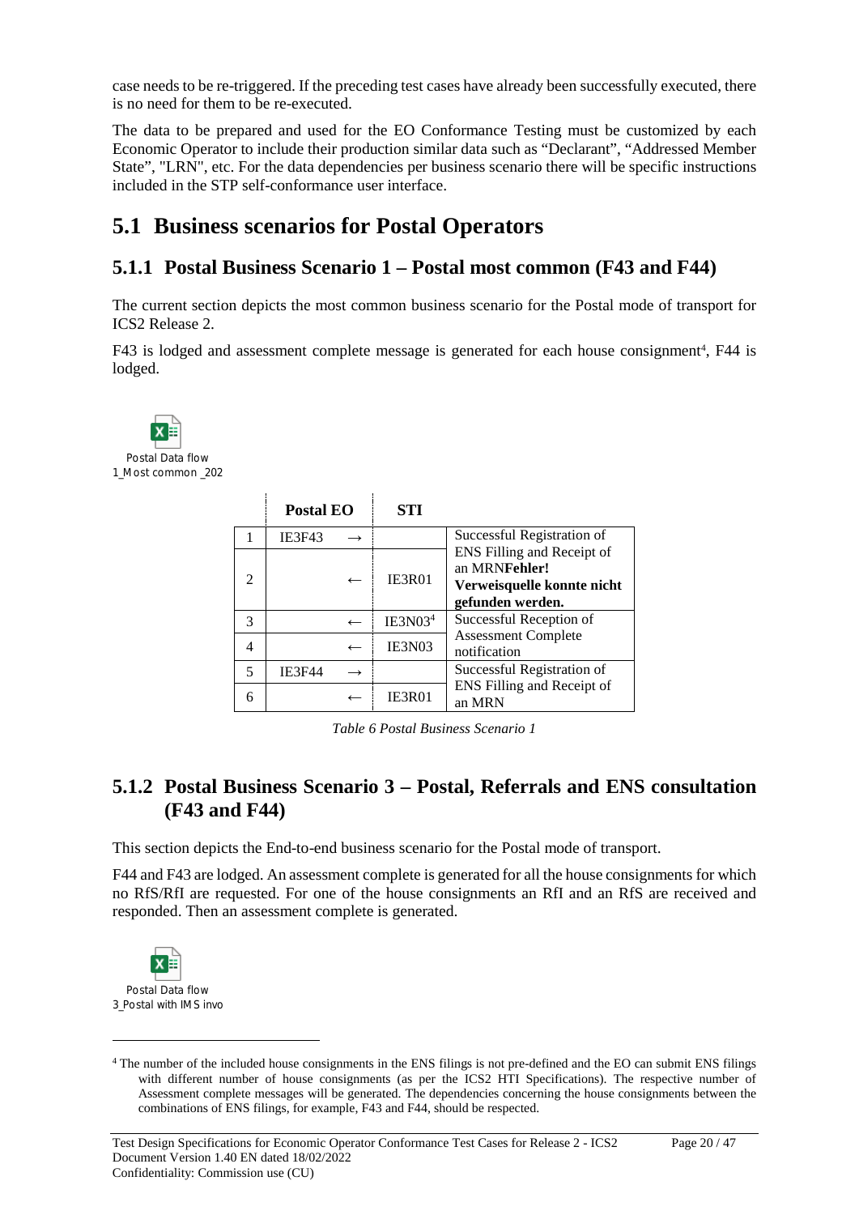case needs to be re-triggered. If the preceding test cases have already been successfully executed, there is no need for them to be re-executed.

The data to be prepared and used for the EO Conformance Testing must be customized by each Economic Operator to include their production similar data such as "Declarant", "Addressed Member State", "LRN", etc. For the data dependencies per business scenario there will be specific instructions included in the STP self-conformance user interface.

## 5.1 Business scenarios for Postal Operators

### 5.1.1 Postal Business Scenario 1 – Postal most common (F43 and F44)

The current section depicts the most common business scenario for the Postal mode of transport for ICS2 Release 2.

F43 is lodged and assessment complete message is generated for each house consignment[4], F44 is lodged.

Postal Data flow 1_Most common _202

| | Postal EO | | STI | |
|---|---|---|---|---|
| 1 | IE3F43 | → | | Successful Registration of ENS Filling and Receipt of an MRN**Fehler! Verweisquelle konnte nicht gefunden werden.** |
| 2 | | ← | IE3R01 | |
| 3 | | ← | IE3N03[4] | Successful Reception of Assessment Complete notification |
| 4 | | ← | IE3N03 | |
| 5 | IE3F44 | → | | Successful Registration of ENS Filling and Receipt of an MRN |
| 6 | | ← | IE3R01 | |

*Table 6 Postal Business Scenario 1*

### 5.1.2 Postal Business Scenario 3 – Postal, Referrals and ENS consultation (F43 and F44)

This section depicts the End-to-end business scenario for the Postal mode of transport.

F44 and F43 are lodged. An assessment complete is generated for all the house consignments for which no RfS/RfI are requested. For one of the house consignments an RfI and an RfS are received and responded. Then an assessment complete is generated.

Postal Data flow 3_Postal with IMS invo

[4] The number of the included house consignments in the ENS filings is not pre-defined and the EO can submit ENS filings with different number of house consignments (as per the ICS2 HTI Specifications). The respective number of Assessment complete messages will be generated. The dependencies concerning the house consignments between the combinations of ENS filings, for example, F43 and F44, should be respected.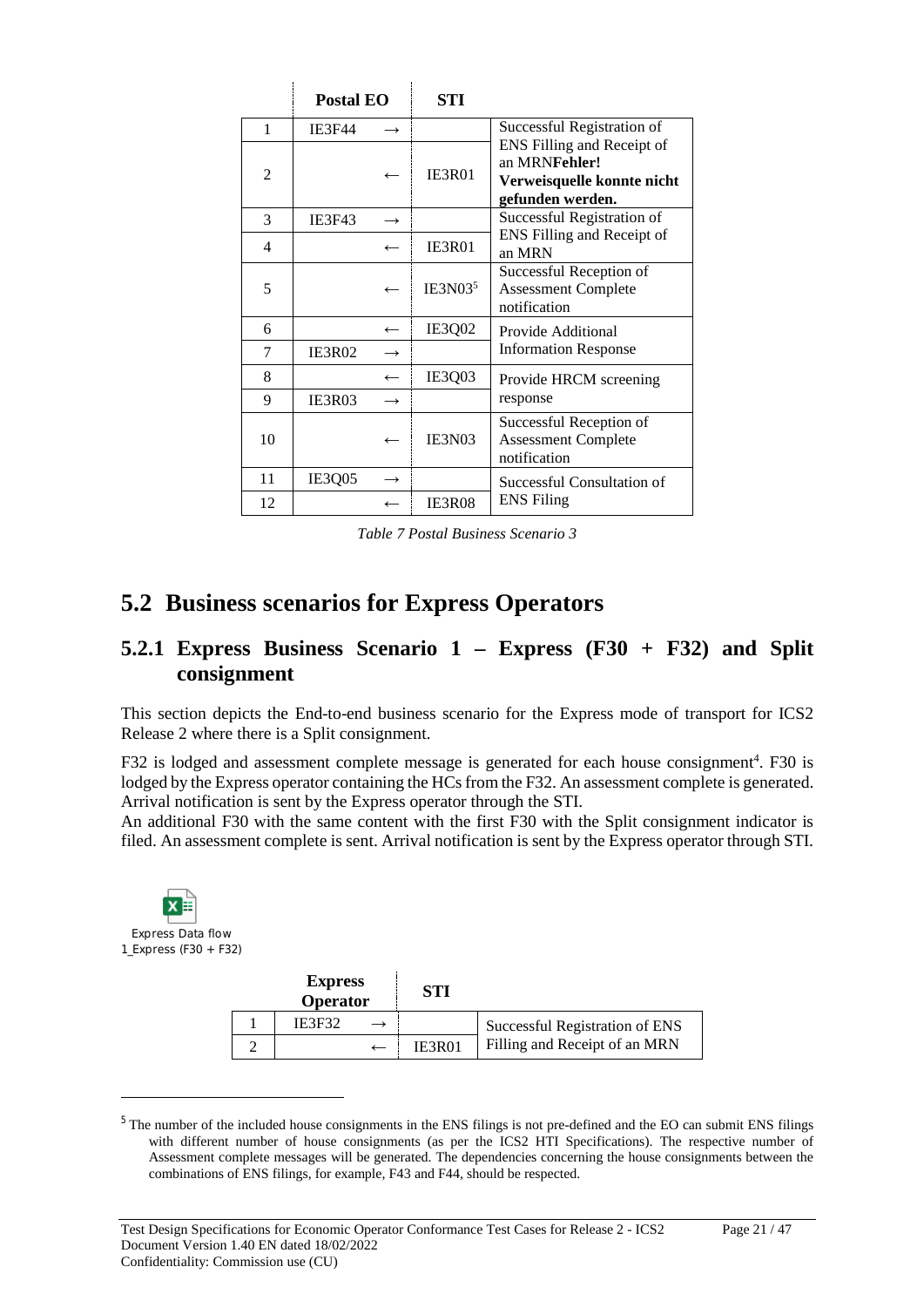| | Postal EO | | STI | |
|---|---|---|---|---|
| 1 | IE3F44 | → | | Successful Registration of ENS Filling and Receipt of an MRN**Fehler! Verweisquelle konnte nicht gefunden werden.** |
| 2 | | ← | IE3R01 | |
| 3 | IE3F43 | → | | Successful Registration of ENS Filling and Receipt of an MRN |
| 4 | | ← | IE3R01 | |
| 5 | | ← | IE3N03[5] | Successful Reception of Assessment Complete notification |
| 6 | | ← | IE3Q02 | Provide Additional Information Response |
| 7 | IE3R02 | → | | |
| 8 | | ← | IE3Q03 | Provide HRCM screening response |
| 9 | IE3R03 | → | | |
| 10 | | ← | IE3N03 | Successful Reception of Assessment Complete notification |
| 11 | IE3Q05 | → | | Successful Consultation of ENS Filing |
| 12 | | ← | IE3R08 | |

*Table 7 Postal Business Scenario 3*

## 5.2 Business scenarios for Express Operators

### 5.2.1 Express Business Scenario 1 – Express (F30 + F32) and Split consignment

This section depicts the End-to-end business scenario for the Express mode of transport for ICS2 Release 2 where there is a Split consignment.

F32 is lodged and assessment complete message is generated for each house consignment[4]. F30 is lodged by the Express operator containing the HCs from the F32. An assessment complete is generated. Arrival notification is sent by the Express operator through the STI.
An additional F30 with the same content with the first F30 with the Split consignment indicator is filed. An assessment complete is sent. Arrival notification is sent by the Express operator through STI.

Express Data flow 1_Express (F30 + F32)

| | Express Operator | | STI | |
|---|---|---|---|---|
| 1 | IE3F32 | → | | Successful Registration of ENS Filling and Receipt of an MRN |
| 2 | | ← | IE3R01 | |

[5] The number of the included house consignments in the ENS filings is not pre-defined and the EO can submit ENS filings with different number of house consignments (as per the ICS2 HTI Specifications). The respective number of Assessment complete messages will be generated. The dependencies concerning the house consignments between the combinations of ENS filings, for example, F43 and F44, should be respected.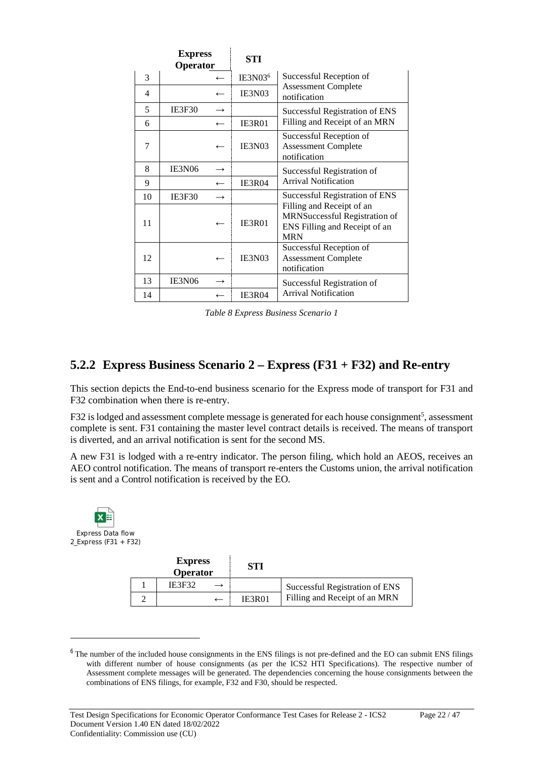| | Express Operator | | STI | |
|---|---|---|---|---|
| 3 | | ← | IE3N03[6] | Successful Reception of Assessment Complete notification |
| 4 | | ← | IE3N03 | |
| 5 | IE3F30 | → | | Successful Registration of ENS Filling and Receipt of an MRN |
| 6 | | ← | IE3R01 | |
| 7 | | ← | IE3N03 | Successful Reception of Assessment Complete notification |
| 8 | IE3N06 | → | | Successful Registration of Arrival Notification |
| 9 | | ← | IE3R04 | |
| 10 | IE3F30 | → | | Successful Registration of ENS Filling and Receipt of an MRNSuccessful Registration of ENS Filling and Receipt of an MRN |
| 11 | | ← | IE3R01 | |
| 12 | | ← | IE3N03 | Successful Reception of Assessment Complete notification |
| 13 | IE3N06 | → | | Successful Registration of Arrival Notification |
| 14 | | ← | IE3R04 | |

*Table 8 Express Business Scenario 1*

## 5.2.2 Express Business Scenario 2 – Express (F31 + F32) and Re-entry

This section depicts the End-to-end business scenario for the Express mode of transport for F31 and F32 combination when there is re-entry.

F32 is lodged and assessment complete message is generated for each house consignment[5], assessment complete is sent. F31 containing the master level contract details is received. The means of transport is diverted, and an arrival notification is sent for the second MS.

A new F31 is lodged with a re-entry indicator. The person filing, which hold an AEOS, receives an AEO control notification. The means of transport re-enters the Customs union, the arrival notification is sent and a Control notification is received by the EO.

Express Data flow 2_Express (F31 + F32)

| | Express Operator | | STI | |
|---|---|---|---|---|
| 1 | IE3F32 | → | | Successful Registration of ENS Filling and Receipt of an MRN |
| 2 | | ← | IE3R01 | |

[6] The number of the included house consignments in the ENS filings is not pre-defined and the EO can submit ENS filings with different number of house consignments (as per the ICS2 HTI Specifications). The respective number of Assessment complete messages will be generated. The dependencies concerning the house consignments between the combinations of ENS filings, for example, F32 and F30, should be respected.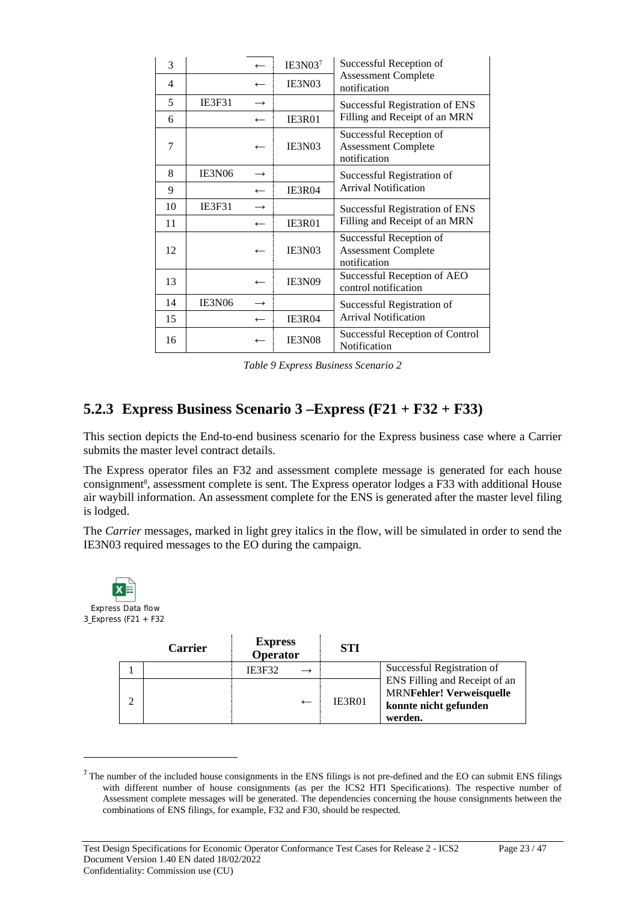| | | | | |
|---|---|---|---|---|
| 3 | | ← | IE3N03[7] | Successful Reception of Assessment Complete notification |
| 4 | | ← | IE3N03 | |
| 5 | IE3F31 | → | | Successful Registration of ENS Filling and Receipt of an MRN |
| 6 | | ← | IE3R01 | |
| 7 | | ← | IE3N03 | Successful Reception of Assessment Complete notification |
| 8 | IE3N06 | → | | Successful Registration of Arrival Notification |
| 9 | | ← | IE3R04 | |
| 10 | IE3F31 | → | | Successful Registration of ENS Filling and Receipt of an MRN |
| 11 | | ← | IE3R01 | |
| 12 | | ← | IE3N03 | Successful Reception of Assessment Complete notification |
| 13 | | ← | IE3N09 | Successful Reception of AEO control notification |
| 14 | IE3N06 | → | | Successful Registration of Arrival Notification |
| 15 | | ← | IE3R04 | |
| 16 | | ← | IE3N08 | Successful Reception of Control Notification |

*Table 9 Express Business Scenario 2*

### 5.2.3 Express Business Scenario 3 –Express (F21 + F32 + F33)

This section depicts the End-to-end business scenario for the Express business case where a Carrier submits the master level contract details.

The Express operator files an F32 and assessment complete message is generated for each house consignment[8], assessment complete is sent. The Express operator lodges a F33 with additional House air waybill information. An assessment complete for the ENS is generated after the master level filing is lodged.

The *Carrier* messages, marked in light grey italics in the flow, will be simulated in order to send the IE3N03 required messages to the EO during the campaign.

Express Data flow 3_Express (F21 + F32

| | Carrier | Express Operator | | STI | |
|---|---|---|---|---|---|
| 1 | | IE3F32 | → | | Successful Registration of ENS Filling and Receipt of an MRN**Fehler! Verweisquelle konnte nicht gefunden werden.** |
| 2 | | | ← | IE3R01 | |

[7] The number of the included house consignments in the ENS filings is not pre-defined and the EO can submit ENS filings with different number of house consignments (as per the ICS2 HTI Specifications). The respective number of Assessment complete messages will be generated. The dependencies concerning the house consignments between the combinations of ENS filings, for example, F32 and F30, should be respected.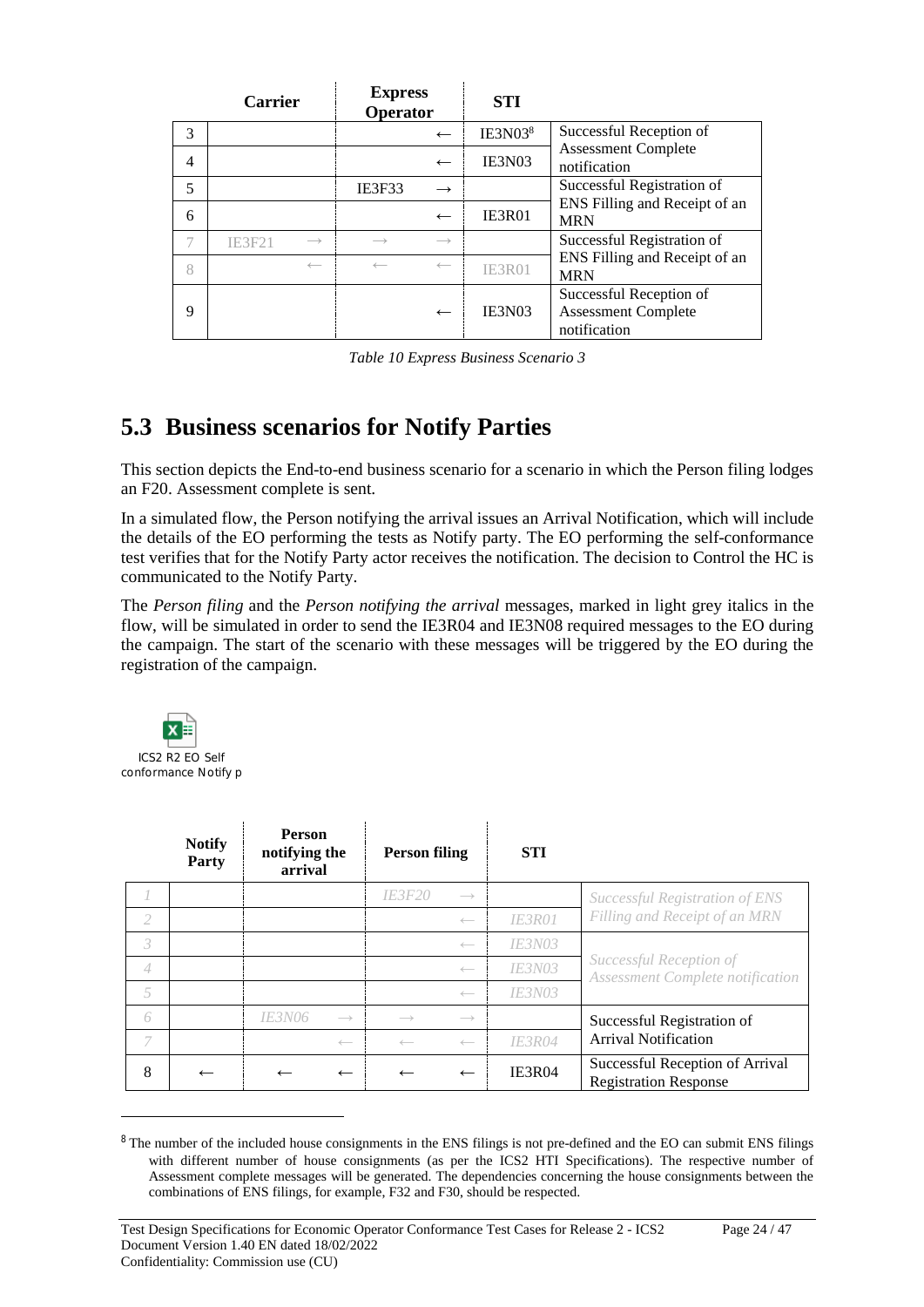| | Carrier | | Express Operator | | STI | |
|---|---|---|---|---|---|---|
| 3 | | | | ← | IE3N03[8] | Successful Reception of Assessment Complete notification |
| 4 | | | | ← | IE3N03 | |
| 5 | | | IE3F33 | → | | Successful Registration of ENS Filling and Receipt of an MRN |
| 6 | | | | ← | IE3R01 | |
| 7 | IE3F21 | → | → | → | | Successful Registration of ENS Filling and Receipt of an MRN |
| 8 | | ← | ← | ← | IE3R01 | |
| 9 | | | | ← | IE3N03 | Successful Reception of Assessment Complete notification |

*Table 10 Express Business Scenario 3*

## 5.3 Business scenarios for Notify Parties

This section depicts the End-to-end business scenario for a scenario in which the Person filing lodges an F20. Assessment complete is sent.

In a simulated flow, the Person notifying the arrival issues an Arrival Notification, which will include the details of the EO performing the tests as Notify party. The EO performing the self-conformance test verifies that for the Notify Party actor receives the notification. The decision to Control the HC is communicated to the Notify Party.

The *Person filing* and the *Person notifying the arrival* messages, marked in light grey italics in the flow, will be simulated in order to send the IE3R04 and IE3N08 required messages to the EO during the campaign. The start of the scenario with these messages will be triggered by the EO during the registration of the campaign.

ICS2 R2 EO Self conformance Notify p

| | Notify Party | Person notifying the arrival | | Person filing | | STI | |
|---|---|---|---|---|---|---|---|
| *1* | | | | *IE3F20* | *→* | | *Successful Registration of ENS Filling and Receipt of an MRN* |
| *2* | | | | | *←* | *IE3R01* | |
| *3* | | | | | *←* | *IE3N03* | *Successful Reception of Assessment Complete notification* |
| *4* | | | | | *←* | *IE3N03* | |
| *5* | | | | | *←* | *IE3N03* | |
| *6* | | *IE3N06* | *→* | *→* | *→* | | Successful Registration of Arrival Notification |
| *7* | | | *←* | *←* | *←* | *IE3R04* | |
| 8 | ← | ← | ← | ← | ← | IE3R04 | Successful Reception of Arrival Registration Response |

[8] The number of the included house consignments in the ENS filings is not pre-defined and the EO can submit ENS filings with different number of house consignments (as per the ICS2 HTI Specifications). The respective number of Assessment complete messages will be generated. The dependencies concerning the house consignments between the combinations of ENS filings, for example, F32 and F30, should be respected.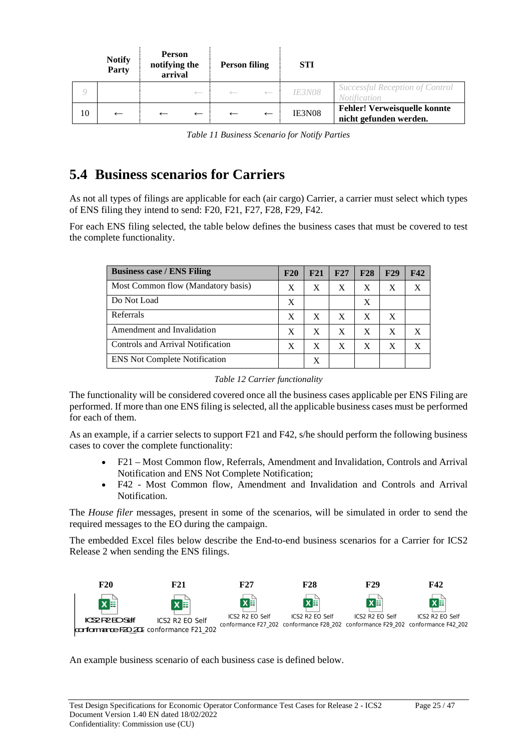| | Notify Party | Person notifying the arrival | | Person filing | | STI | |
|---|---|---|---|---|---|---|---|
| 9 | | | ← | ← | ← | IE3N08 | Successful Reception of Control Notification |
| 10 | ← | ← | ← | ← | ← | IE3N08 | **Fehler! Verweisquelle konnte nicht gefunden werden.** |

*Table 11 Business Scenario for Notify Parties*

## 5.4 Business scenarios for Carriers

As not all types of filings are applicable for each (air cargo) Carrier, a carrier must select which types of ENS filing they intend to send: F20, F21, F27, F28, F29, F42.

For each ENS filing selected, the table below defines the business cases that must be covered to test the complete functionality.

| Business case / ENS Filing | F20 | F21 | F27 | F28 | F29 | F42 |
|---|---|---|---|---|---|---|
| Most Common flow (Mandatory basis) | X | X | X | X | X | X |
| Do Not Load | X | | | X | | |
| Referrals | X | X | X | X | X | |
| Amendment and Invalidation | X | X | X | X | X | X |
| Controls and Arrival Notification | X | X | X | X | X | X |
| ENS Not Complete Notification | | X | | | | |

*Table 12 Carrier functionality*

The functionality will be considered covered once all the business cases applicable per ENS Filing are performed. If more than one ENS filing is selected, all the applicable business cases must be performed for each of them.

As an example, if a carrier selects to support F21 and F42, s/he should perform the following business cases to cover the complete functionality:

- F21 – Most Common flow, Referrals, Amendment and Invalidation, Controls and Arrival Notification and ENS Not Complete Notification;
- F42 - Most Common flow, Amendment and Invalidation and Controls and Arrival Notification.

The *House filer* messages, present in some of the scenarios, will be simulated in order to send the required messages to the EO during the campaign.

The embedded Excel files below describe the End-to-end business scenarios for a Carrier for ICS2 Release 2 when sending the ENS filings.

| F20 | F21 | F27 | F28 | F29 | F42 |
|---|---|---|---|---|---|
| ICS2 R2 EO Self conformance F20_202 | ICS2 R2 EO Self conformance F21_202 | ICS2 R2 EO Self conformance F27_202 | ICS2 R2 EO Self conformance F28_202 | ICS2 R2 EO Self conformance F29_202 | ICS2 R2 EO Self conformance F42_202 |

An example business scenario of each business case is defined below.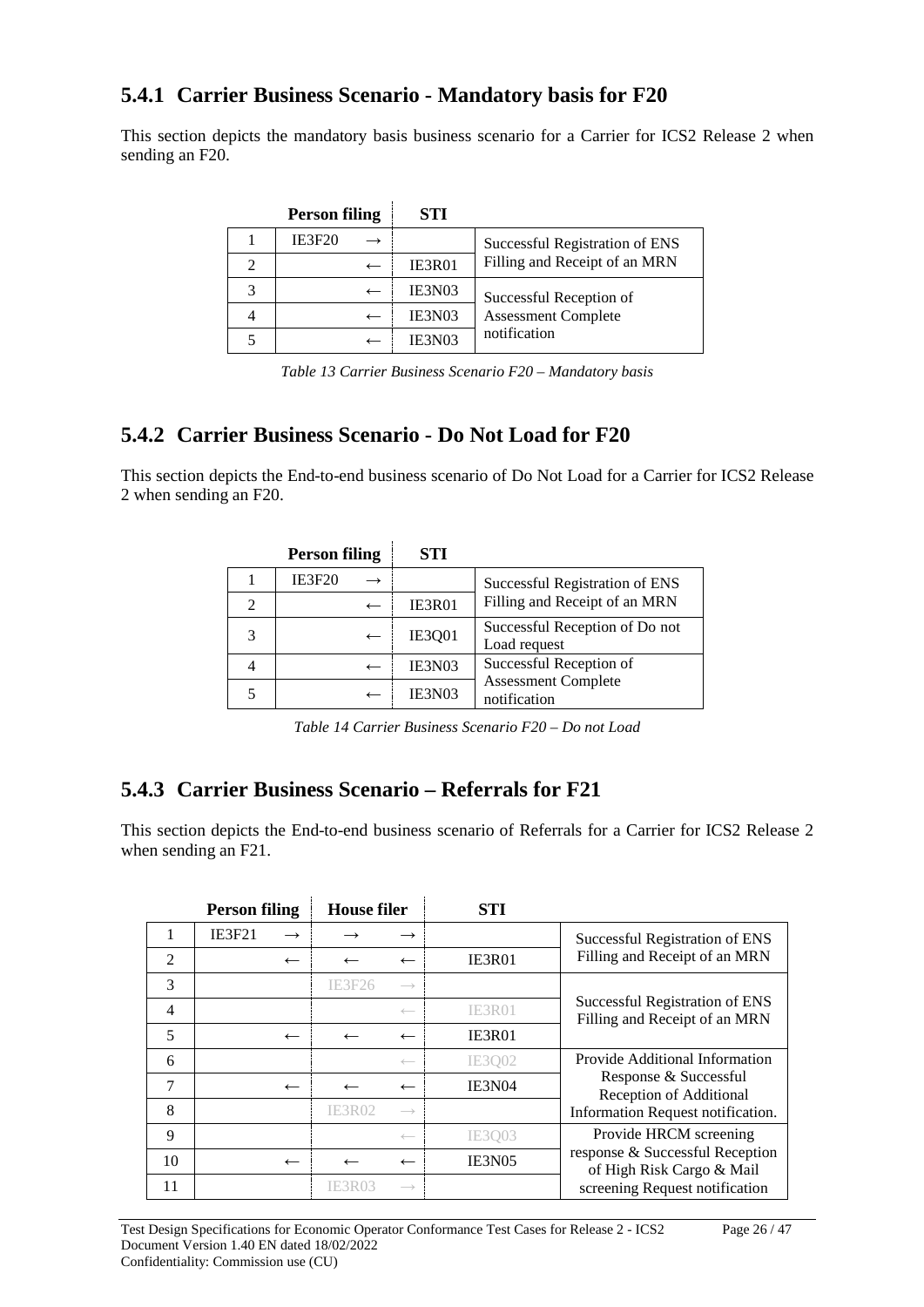## 5.4.1 Carrier Business Scenario - Mandatory basis for F20

This section depicts the mandatory basis business scenario for a Carrier for ICS2 Release 2 when sending an F20.

| | Person filing | | STI | |
|---|---|---|---|---|
| 1 | IE3F20 | → | | Successful Registration of ENS Filling and Receipt of an MRN |
| 2 | | ← | IE3R01 | |
| 3 | | ← | IE3N03 | Successful Reception of Assessment Complete notification |
| 4 | | ← | IE3N03 | |
| 5 | | ← | IE3N03 | |

*Table 13 Carrier Business Scenario F20 – Mandatory basis*

## 5.4.2 Carrier Business Scenario - Do Not Load for F20

This section depicts the End-to-end business scenario of Do Not Load for a Carrier for ICS2 Release 2 when sending an F20.

| | Person filing | | STI | |
|---|---|---|---|---|
| 1 | IE3F20 | → | | Successful Registration of ENS Filling and Receipt of an MRN |
| 2 | | ← | IE3R01 | |
| 3 | | ← | IE3Q01 | Successful Reception of Do not Load request |
| 4 | | ← | IE3N03 | Successful Reception of Assessment Complete notification |
| 5 | | ← | IE3N03 | |

*Table 14 Carrier Business Scenario F20 – Do not Load*

## 5.4.3 Carrier Business Scenario – Referrals for F21

This section depicts the End-to-end business scenario of Referrals for a Carrier for ICS2 Release 2 when sending an F21.

| | Person filing | | House filer | | STI | |
|---|---|---|---|---|---|---|
| 1 | IE3F21 | → | → | → | | Successful Registration of ENS Filling and Receipt of an MRN |
| 2 | | ← | ← | ← | IE3R01 | |
| 3 | | | IE3F26 | → | | Successful Registration of ENS Filling and Receipt of an MRN |
| 4 | | | | ← | IE3R01 | |
| 5 | | ← | ← | ← | IE3R01 | |
| 6 | | | | ← | IE3Q02 | Provide Additional Information Response & Successful Reception of Additional Information Request notification. |
| 7 | | ← | ← | ← | IE3N04 | |
| 8 | | | IE3R02 | → | | |
| 9 | | | | ← | IE3Q03 | Provide HRCM screening response & Successful Reception of High Risk Cargo & Mail screening Request notification |
| 10 | | ← | ← | ← | IE3N05 | |
| 11 | | | IE3R03 | → | | |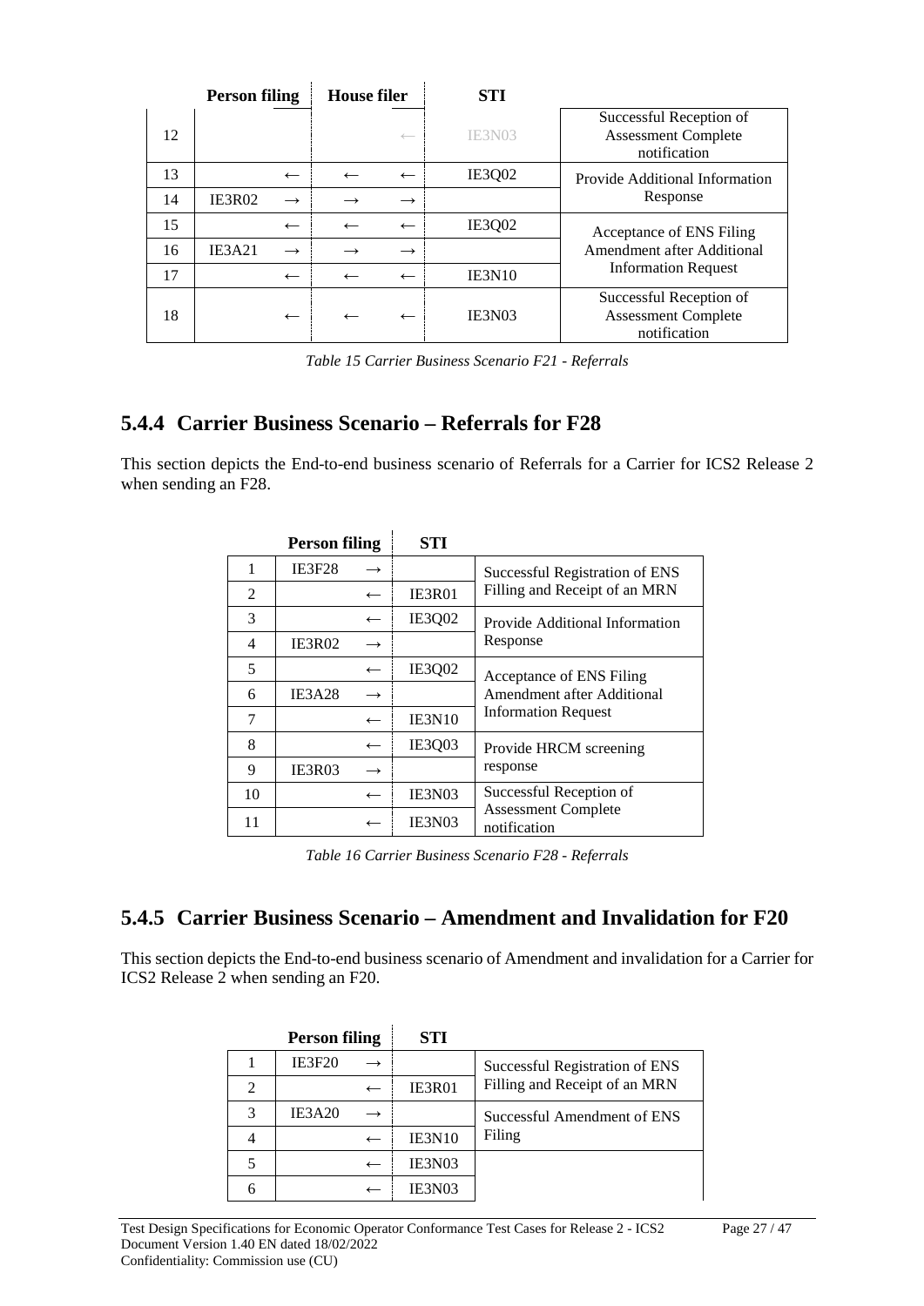| | Person filing | | House filer | | STI | |
|---|---|---|---|---|---|---|
| 12 | | | | ← | IE3N03 | Successful Reception of Assessment Complete notification |
| 13 | | ← | ← | ← | IE3Q02 | Provide Additional Information Response |
| 14 | IE3R02 | → | → | → | | |
| 15 | | ← | ← | ← | IE3Q02 | Acceptance of ENS Filing Amendment after Additional Information Request |
| 16 | IE3A21 | → | → | → | | |
| 17 | | ← | ← | ← | IE3N10 | |
| 18 | | ← | ← | ← | IE3N03 | Successful Reception of Assessment Complete notification |

*Table 15 Carrier Business Scenario F21 - Referrals*

## 5.4.4 Carrier Business Scenario – Referrals for F28

This section depicts the End-to-end business scenario of Referrals for a Carrier for ICS2 Release 2 when sending an F28.

| | Person filing | | STI | |
|---|---|---|---|---|
| 1 | IE3F28 | → | | Successful Registration of ENS Filling and Receipt of an MRN |
| 2 | | ← | IE3R01 | |
| 3 | | ← | IE3Q02 | Provide Additional Information Response |
| 4 | IE3R02 | → | | |
| 5 | | ← | IE3Q02 | Acceptance of ENS Filing Amendment after Additional Information Request |
| 6 | IE3A28 | → | | |
| 7 | | ← | IE3N10 | |
| 8 | | ← | IE3Q03 | Provide HRCM screening response |
| 9 | IE3R03 | → | | |
| 10 | | ← | IE3N03 | Successful Reception of Assessment Complete notification |
| 11 | | ← | IE3N03 | |

*Table 16 Carrier Business Scenario F28 - Referrals*

## 5.4.5 Carrier Business Scenario – Amendment and Invalidation for F20

This section depicts the End-to-end business scenario of Amendment and invalidation for a Carrier for ICS2 Release 2 when sending an F20.

| | Person filing | | STI | |
|---|---|---|---|---|
| 1 | IE3F20 | → | | Successful Registration of ENS Filling and Receipt of an MRN |
| 2 | | ← | IE3R01 | |
| 3 | IE3A20 | → | | Successful Amendment of ENS Filing |
| 4 | | ← | IE3N10 | |
| 5 | | ← | IE3N03 | |
| 6 | | ← | IE3N03 | |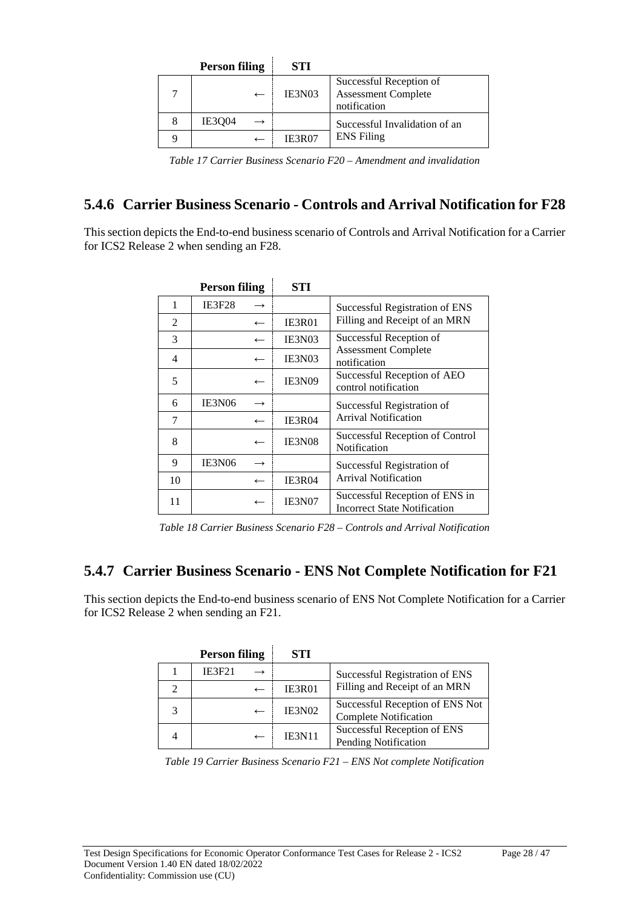| | Person filing | | STI | |
|---|---|---|---|---|
| 7 | | ← | IE3N03 | Successful Reception of Assessment Complete notification |
| 8 | IE3Q04 | → | | Successful Invalidation of an ENS Filing |
| 9 | | ← | IE3R07 | |

*Table 17 Carrier Business Scenario F20 – Amendment and invalidation*

### 5.4.6 Carrier Business Scenario - Controls and Arrival Notification for F28

This section depicts the End-to-end business scenario of Controls and Arrival Notification for a Carrier for ICS2 Release 2 when sending an F28.

| | Person filing | | STI | |
|---|---|---|---|---|
| 1 | IE3F28 | → | | Successful Registration of ENS Filling and Receipt of an MRN |
| 2 | | ← | IE3R01 | |
| 3 | | ← | IE3N03 | Successful Reception of Assessment Complete notification |
| 4 | | ← | IE3N03 | |
| 5 | | ← | IE3N09 | Successful Reception of AEO control notification |
| 6 | IE3N06 | → | | Successful Registration of Arrival Notification |
| 7 | | ← | IE3R04 | |
| 8 | | ← | IE3N08 | Successful Reception of Control Notification |
| 9 | IE3N06 | → | | Successful Registration of Arrival Notification |
| 10 | | ← | IE3R04 | |
| 11 | | ← | IE3N07 | Successful Reception of ENS in Incorrect State Notification |

*Table 18 Carrier Business Scenario F28 – Controls and Arrival Notification*

### 5.4.7 Carrier Business Scenario - ENS Not Complete Notification for F21

This section depicts the End-to-end business scenario of ENS Not Complete Notification for a Carrier for ICS2 Release 2 when sending an F21.

| | Person filing | | STI | |
|---|---|---|---|---|
| 1 | IE3F21 | → | | Successful Registration of ENS Filling and Receipt of an MRN |
| 2 | | ← | IE3R01 | |
| 3 | | ← | IE3N02 | Successful Reception of ENS Not Complete Notification |
| 4 | | ← | IE3N11 | Successful Reception of ENS Pending Notification |

*Table 19 Carrier Business Scenario F21 – ENS Not complete Notification*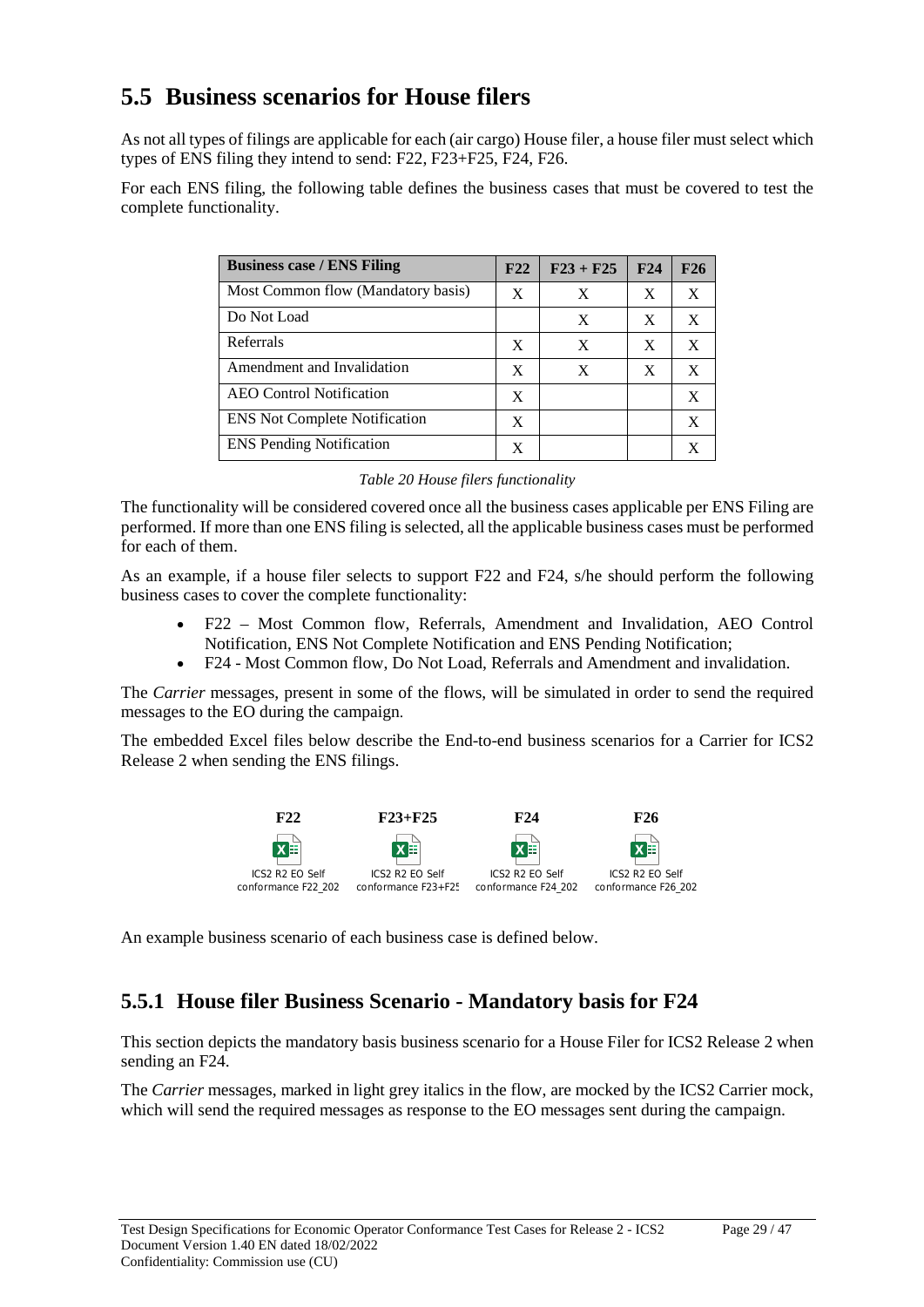## 5.5 Business scenarios for House filers

As not all types of filings are applicable for each (air cargo) House filer, a house filer must select which types of ENS filing they intend to send: F22, F23+F25, F24, F26.

For each ENS filing, the following table defines the business cases that must be covered to test the complete functionality.

| Business case / ENS Filing | F22 | F23 + F25 | F24 | F26 |
|---|---|---|---|---|
| Most Common flow (Mandatory basis) | X | X | X | X |
| Do Not Load | | X | X | X |
| Referrals | X | X | X | X |
| Amendment and Invalidation | X | X | X | X |
| AEO Control Notification | X | | | X |
| ENS Not Complete Notification | X | | | X |
| ENS Pending Notification | X | | | X |

*Table 20 House filers functionality*

The functionality will be considered covered once all the business cases applicable per ENS Filing are performed. If more than one ENS filing is selected, all the applicable business cases must be performed for each of them.

As an example, if a house filer selects to support F22 and F24, s/he should perform the following business cases to cover the complete functionality:

- F22 – Most Common flow, Referrals, Amendment and Invalidation, AEO Control Notification, ENS Not Complete Notification and ENS Pending Notification;
- F24 - Most Common flow, Do Not Load, Referrals and Amendment and invalidation.

The *Carrier* messages, present in some of the flows, will be simulated in order to send the required messages to the EO during the campaign.

The embedded Excel files below describe the End-to-end business scenarios for a Carrier for ICS2 Release 2 when sending the ENS filings.

| F22 | F23+F25 | F24 | F26 |
|---|---|---|---|
| ICS2 R2 EO Self conformance F22_202 | ICS2 R2 EO Self conformance F23+F25 | ICS2 R2 EO Self conformance F24_202 | ICS2 R2 EO Self conformance F26_202 |

An example business scenario of each business case is defined below.

### 5.5.1 House filer Business Scenario - Mandatory basis for F24

This section depicts the mandatory basis business scenario for a House Filer for ICS2 Release 2 when sending an F24.

The *Carrier* messages, marked in light grey italics in the flow, are mocked by the ICS2 Carrier mock, which will send the required messages as response to the EO messages sent during the campaign.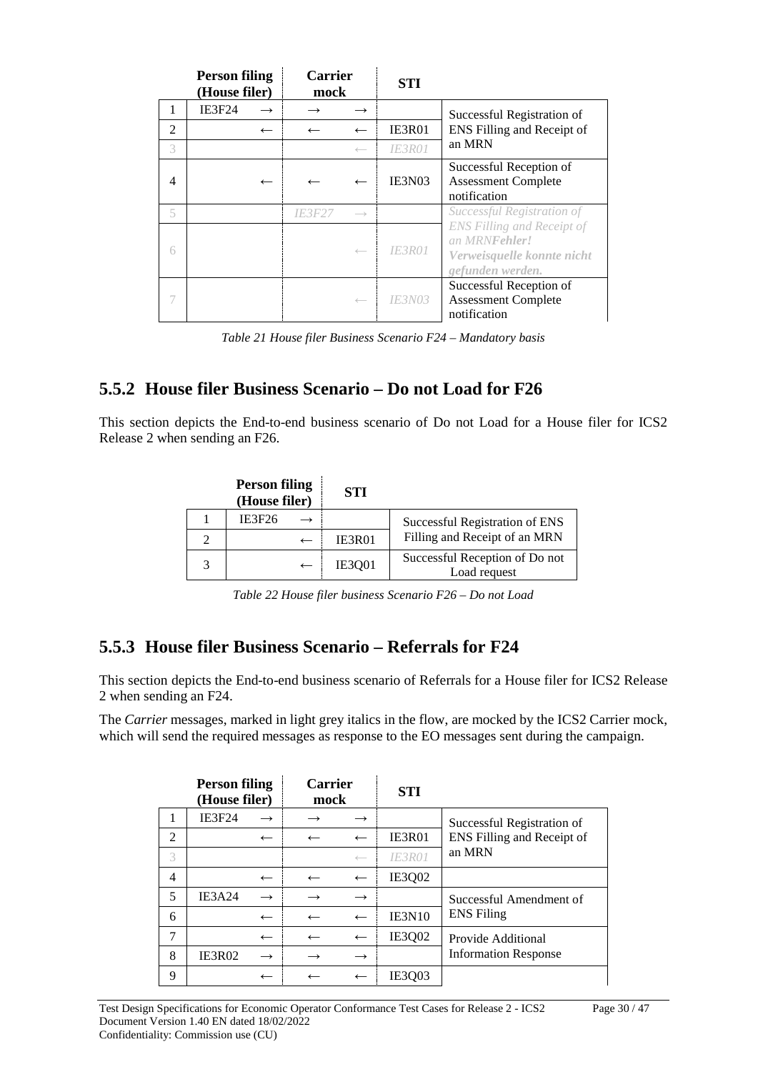|  | Person filing (House filer) |  | Carrier mock |  | STI |  |
|---|---|---|---|---|---|---|
| 1 | IE3F24 | → | → | → |  | Successful Registration of ENS Filling and Receipt of an MRN |
| 2 |  | ← | ← | ← | IE3R01 |  |
| 3 |  |  |  | ← | *IE3R01* |  |
| 4 |  | ← | ← | ← | IE3N03 | Successful Reception of Assessment Complete notification |
| 5 |  |  | *IE3F27* | → |  | *Successful Registration of ENS Filling and Receipt of an MRN**Fehler! Verweisquelle konnte nicht gefunden werden.*** |
| 6 |  |  |  | ← | *IE3R01* |  |
| 7 |  |  |  | ← | *IE3N03* | Successful Reception of Assessment Complete notification |

*Table 21 House filer Business Scenario F24 – Mandatory basis*

## 5.5.2 House filer Business Scenario – Do not Load for F26

This section depicts the End-to-end business scenario of Do not Load for a House filer for ICS2 Release 2 when sending an F26.

|  | Person filing (House filer) |  | STI |  |
|---|---|---|---|---|
| 1 | IE3F26 | → |  | Successful Registration of ENS Filling and Receipt of an MRN |
| 2 |  | ← | IE3R01 |  |
| 3 |  | ← | IE3Q01 | Successful Reception of Do not Load request |

*Table 22 House filer business Scenario F26 – Do not Load*

## 5.5.3 House filer Business Scenario – Referrals for F24

This section depicts the End-to-end business scenario of Referrals for a House filer for ICS2 Release 2 when sending an F24.

The *Carrier* messages, marked in light grey italics in the flow, are mocked by the ICS2 Carrier mock, which will send the required messages as response to the EO messages sent during the campaign.

|  | Person filing (House filer) |  | Carrier mock |  | STI |  |
|---|---|---|---|---|---|---|
| 1 | IE3F24 | → | → | → |  | Successful Registration of ENS Filling and Receipt of an MRN |
| 2 |  | ← | ← | ← | IE3R01 |  |
| 3 |  |  |  | ← | *IE3R01* |  |
| 4 |  | ← | ← | ← | IE3Q02 |  |
| 5 | IE3A24 | → | → | → |  | Successful Amendment of ENS Filing |
| 6 |  | ← | ← | ← | IE3N10 |  |
| 7 |  | ← | ← | ← | IE3Q02 | Provide Additional Information Response |
| 8 | IE3R02 | → | → | → |  |  |
| 9 |  | ← | ← | ← | IE3Q03 |  |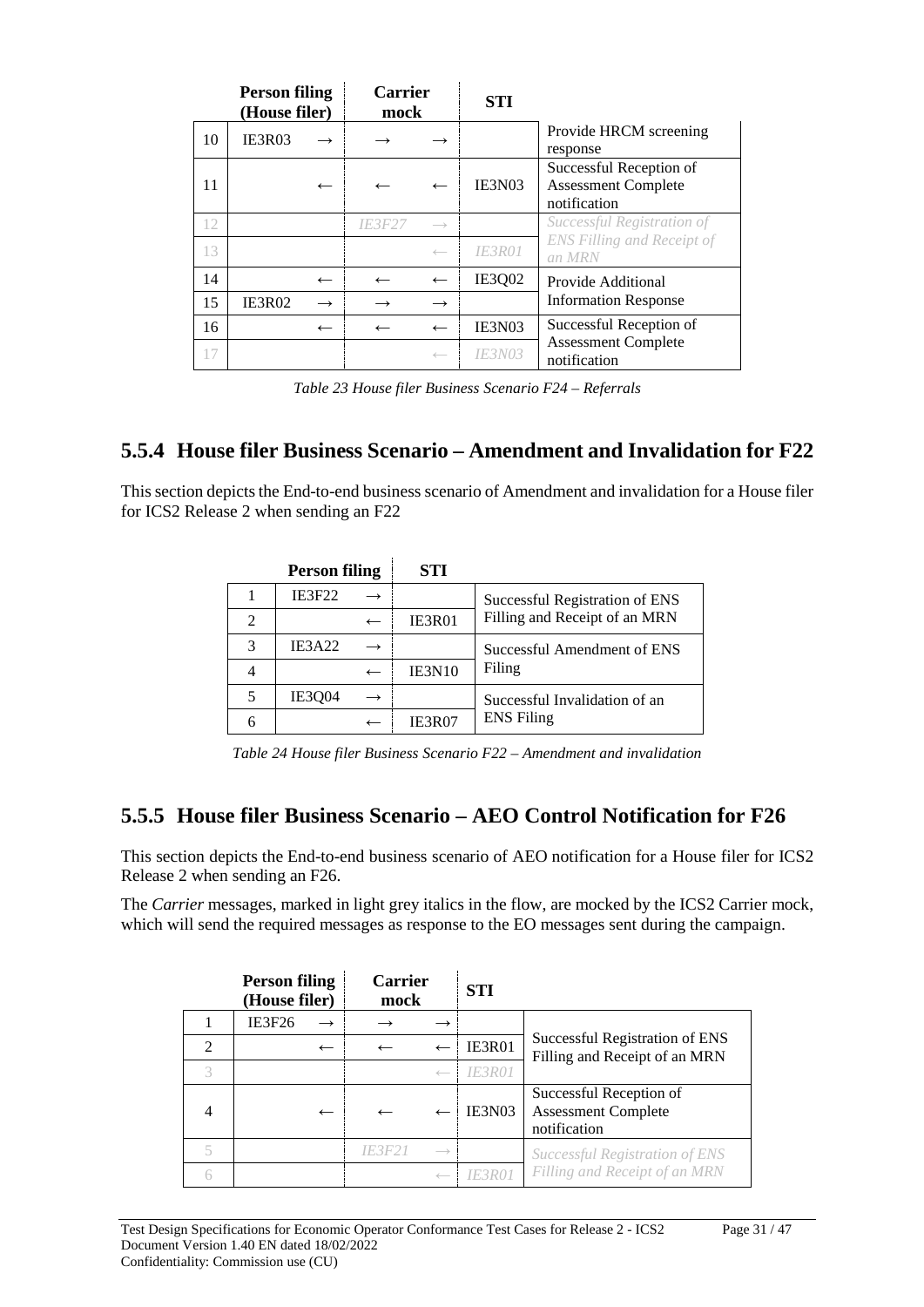| | Person filing (House filer) | | Carrier mock | | STI | |
|---|---|---|---|---|---|---|
| 10 | IE3R03 | → | → | → | | Provide HRCM screening response |
| 11 | | ← | ← | ← | IE3N03 | Successful Reception of Assessment Complete notification |
| 12 | | | *IE3F27* | *→* | | *Successful Registration of ENS Filling and Receipt of an MRN* |
| 13 | | | | *←* | *IE3R01* | |
| 14 | | ← | ← | ← | IE3Q02 | Provide Additional Information Response |
| 15 | IE3R02 | → | → | → | | |
| 16 | | ← | ← | ← | IE3N03 | Successful Reception of Assessment Complete notification |
| 17 | | | | *←* | *IE3N03* | |

*Table 23 House filer Business Scenario F24 – Referrals*

## 5.5.4 House filer Business Scenario – Amendment and Invalidation for F22

This section depicts the End-to-end business scenario of Amendment and invalidation for a House filer for ICS2 Release 2 when sending an F22

| | Person filing | | STI | |
|---|---|---|---|---|
| 1 | IE3F22 | → | | Successful Registration of ENS Filling and Receipt of an MRN |
| 2 | | ← | IE3R01 | |
| 3 | IE3A22 | → | | Successful Amendment of ENS Filing |
| 4 | | ← | IE3N10 | |
| 5 | IE3Q04 | → | | Successful Invalidation of an ENS Filing |
| 6 | | ← | IE3R07 | |

*Table 24 House filer Business Scenario F22 – Amendment and invalidation*

## 5.5.5 House filer Business Scenario – AEO Control Notification for F26

This section depicts the End-to-end business scenario of AEO notification for a House filer for ICS2 Release 2 when sending an F26.

The *Carrier* messages, marked in light grey italics in the flow, are mocked by the ICS2 Carrier mock, which will send the required messages as response to the EO messages sent during the campaign.

| | Person filing (House filer) | | Carrier mock | | STI | |
|---|---|---|---|---|---|---|
| 1 | IE3F26 | → | → | → | | Successful Registration of ENS Filling and Receipt of an MRN |
| 2 | | ← | ← | ← | IE3R01 | |
| 3 | | | | *←* | *IE3R01* | |
| 4 | | ← | ← | ← | IE3N03 | Successful Reception of Assessment Complete notification |
| 5 | | | *IE3F21* | *→* | | *Successful Registration of ENS Filling and Receipt of an MRN* |
| 6 | | | | *←* | *IE3R01* | |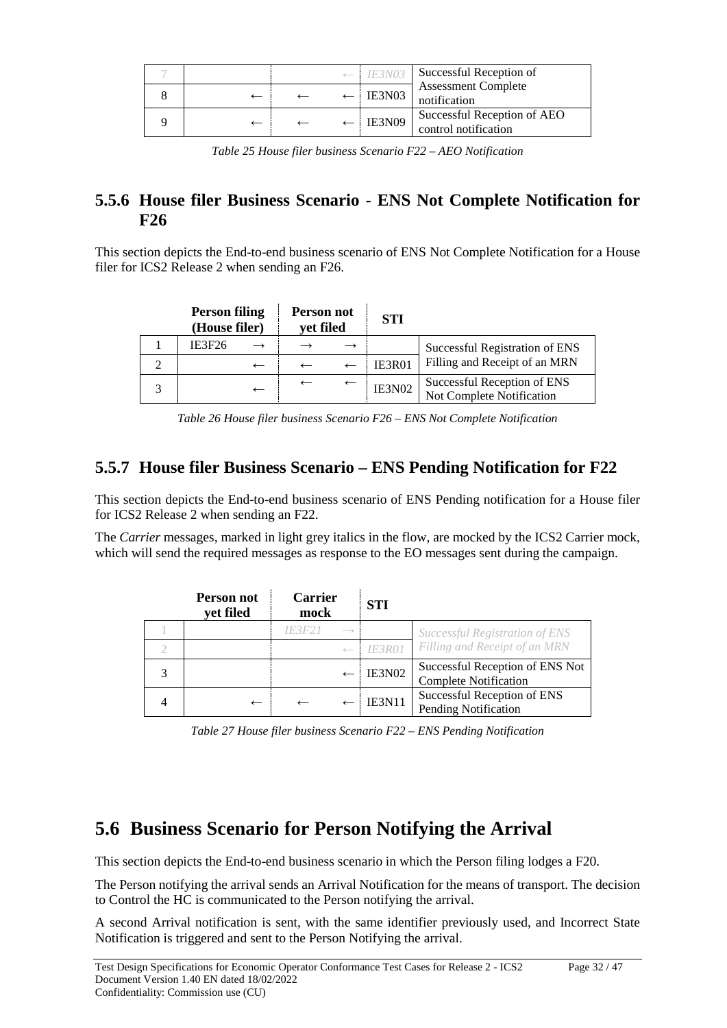| | | | | | | | |
|---|---|---|---|---|---|---|---|
| 7 | | | | | ← | *IE3N03* | Successful Reception of Assessment Complete notification |
| 8 | | ← | | ← | ← | IE3N03 | |
| 9 | | ← | | ← | ← | IE3N09 | Successful Reception of AEO control notification |

*Table 25 House filer business Scenario F22 – AEO Notification*

## 5.5.6 House filer Business Scenario - ENS Not Complete Notification for F26

This section depicts the End-to-end business scenario of ENS Not Complete Notification for a House filer for ICS2 Release 2 when sending an F26.

| | Person filing (House filer) | | Person not yet filed | | STI | |
|---|---|---|---|---|---|---|
| 1 | IE3F26 | → | → | → | | Successful Registration of ENS Filling and Receipt of an MRN |
| 2 | | ← | ← | ← | IE3R01 | |
| 3 | | ← | ← | ← | IE3N02 | Successful Reception of ENS Not Complete Notification |

*Table 26 House filer business Scenario F26 – ENS Not Complete Notification*

## 5.5.7 House filer Business Scenario – ENS Pending Notification for F22

This section depicts the End-to-end business scenario of ENS Pending notification for a House filer for ICS2 Release 2 when sending an F22.

The *Carrier* messages, marked in light grey italics in the flow, are mocked by the ICS2 Carrier mock, which will send the required messages as response to the EO messages sent during the campaign.

| | Person not yet filed | Carrier mock | | STI | |
|---|---|---|---|---|---|
| 1 | | *IE3F21* | → | | *Successful Registration of ENS Filling and Receipt of an MRN* |
| 2 | | | ← | *IE3R01* | |
| 3 | | | ← | IE3N02 | Successful Reception of ENS Not Complete Notification |
| 4 | ← | ← | ← | IE3N11 | Successful Reception of ENS Pending Notification |

*Table 27 House filer business Scenario F22 – ENS Pending Notification*

# 5.6 Business Scenario for Person Notifying the Arrival

This section depicts the End-to-end business scenario in which the Person filing lodges a F20.

The Person notifying the arrival sends an Arrival Notification for the means of transport. The decision to Control the HC is communicated to the Person notifying the arrival.

A second Arrival notification is sent, with the same identifier previously used, and Incorrect State Notification is triggered and sent to the Person Notifying the arrival.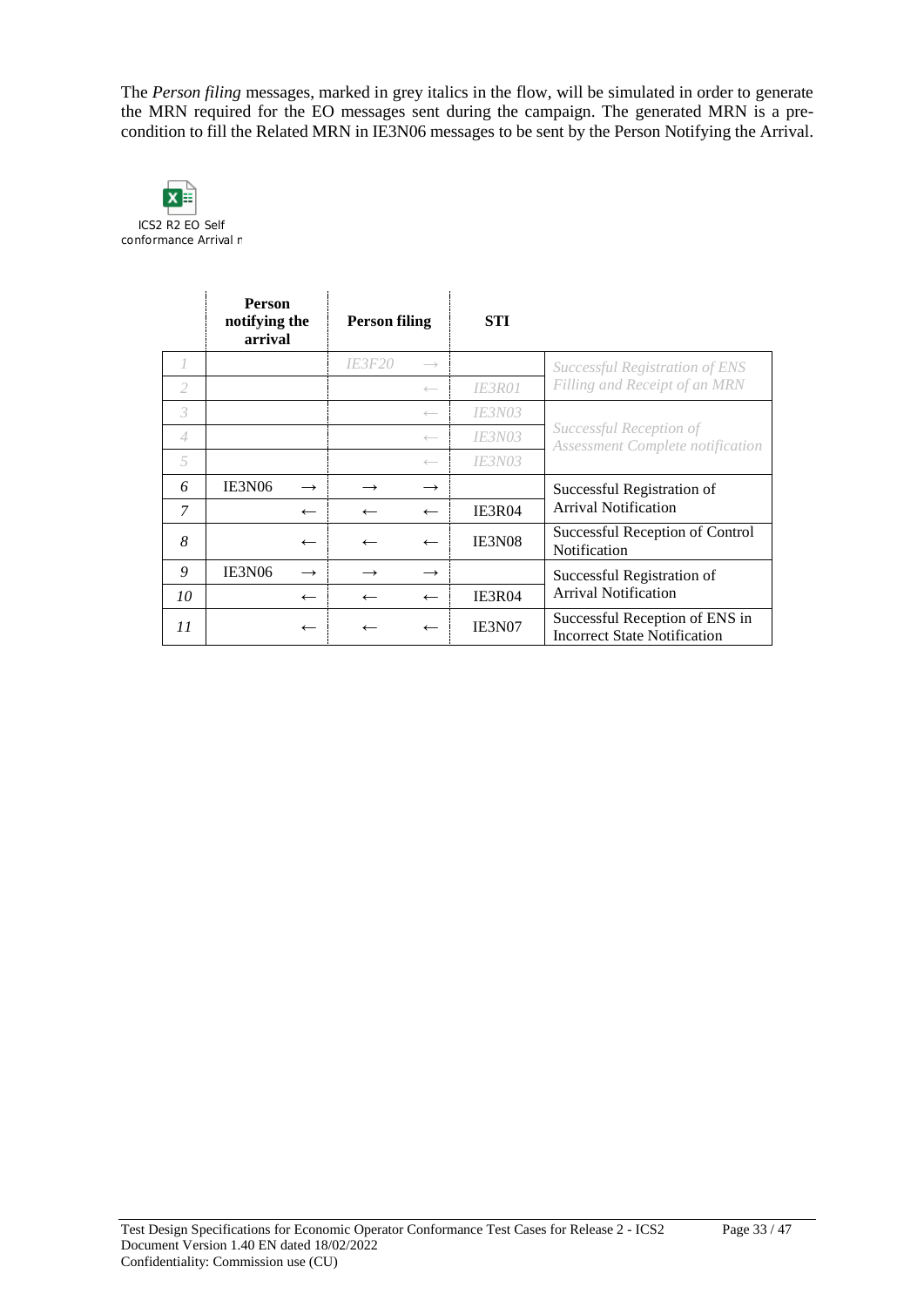The *Person filing* messages, marked in grey italics in the flow, will be simulated in order to generate the MRN required for the EO messages sent during the campaign. The generated MRN is a pre-condition to fill the Related MRN in IE3N06 messages to be sent by the Person Notifying the Arrival.

ICS2 R2 EO Self conformance Arrival r

| | Person notifying the arrival | | Person filing | | STI | |
|---|---|---|---|---|---|---|
| *1* | | | *IE3F20* | *→* | | *Successful Registration of ENS Filling and Receipt of an MRN* |
| *2* | | | | *←* | *IE3R01* | |
| *3* | | | | *←* | *IE3N03* | *Successful Reception of Assessment Complete notification* |
| *4* | | | | *←* | *IE3N03* | |
| *5* | | | | *←* | *IE3N03* | |
| *6* | IE3N06 | → | → | → | | Successful Registration of Arrival Notification |
| *7* | | ← | ← | ← | IE3R04 | |
| *8* | | ← | ← | ← | IE3N08 | Successful Reception of Control Notification |
| *9* | IE3N06 | → | → | → | | Successful Registration of Arrival Notification |
| *10* | | ← | ← | ← | IE3R04 | |
| *11* | | ← | ← | ← | IE3N07 | Successful Reception of ENS in Incorrect State Notification |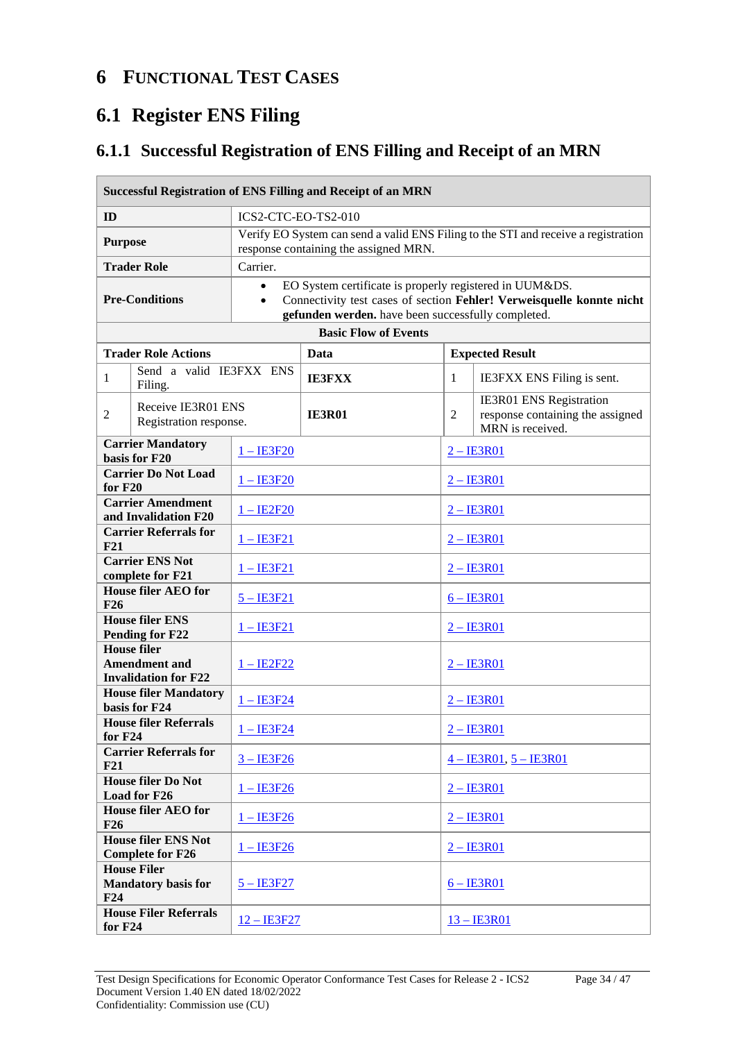# 6 Functional Test Cases

## 6.1 Register ENS Filing

### 6.1.1 Successful Registration of ENS Filling and Receipt of an MRN

| **Successful Registration of ENS Filling and Receipt of an MRN** | | | | |
|---|---|---|---|---|
| **ID** | ICS2-CTC-EO-TS2-010 | | | |
| **Purpose** | Verify EO System can send a valid ENS Filing to the STI and receive a registration response containing the assigned MRN. | | | |
| **Trader Role** | Carrier. | | | |
| **Pre-Conditions** | • EO System certificate is properly registered in UUM&DS.<br>• Connectivity test cases of section **Fehler! Verweisquelle konnte nicht gefunden werden.** have been successfully completed. | | | |
| **Basic Flow of Events** | | | | |
| **Trader Role Actions** | | **Data** | **Expected Result** | |
| 1 | Send a valid IE3FXX ENS Filing. | **IE3FXX** | 1 | IE3FXX ENS Filing is sent. |
| 2 | Receive IE3R01 ENS Registration response. | **IE3R01** | 2 | IE3R01 ENS Registration response containing the assigned MRN is received. |
| **Carrier Mandatory basis for F20** | 1 – IE3F20 | | 2 – IE3R01 | |
| **Carrier Do Not Load for F20** | 1 – IE3F20 | | 2 – IE3R01 | |
| **Carrier Amendment and Invalidation F20** | 1 – IE2F20 | | 2 – IE3R01 | |
| **Carrier Referrals for F21** | 1 – IE3F21 | | 2 – IE3R01 | |
| **Carrier ENS Not complete for F21** | 1 – IE3F21 | | 2 – IE3R01 | |
| **House filer AEO for F26** | 5 – IE3F21 | | 6 – IE3R01 | |
| **House filer ENS Pending for F22** | 1 – IE3F21 | | 2 – IE3R01 | |
| **House filer Amendment and Invalidation for F22** | 1 – IE2F22 | | 2 – IE3R01 | |
| **House filer Mandatory basis for F24** | 1 – IE3F24 | | 2 – IE3R01 | |
| **House filer Referrals for F24** | 1 – IE3F24 | | 2 – IE3R01 | |
| **Carrier Referrals for F21** | 3 – IE3F26 | | 4 – IE3R01, 5 – IE3R01 | |
| **House filer Do Not Load for F26** | 1 – IE3F26 | | 2 – IE3R01 | |
| **House filer AEO for F26** | 1 – IE3F26 | | 2 – IE3R01 | |
| **House filer ENS Not Complete for F26** | 1 – IE3F26 | | 2 – IE3R01 | |
| **House Filer Mandatory basis for F24** | 5 – IE3F27 | | 6 – IE3R01 | |
| **House Filer Referrals for F24** | 12 – IE3F27 | | 13 – IE3R01 | |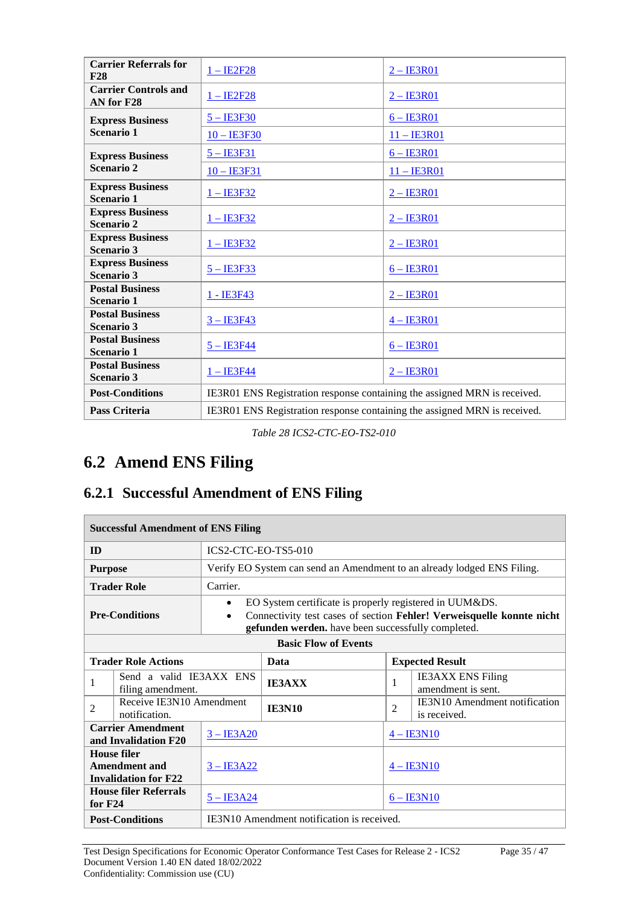| | | |
|---|---|---|
| **Carrier Referrals for F28** | 1 – IE2F28 | 2 – IE3R01 |
| **Carrier Controls and AN for F28** | 1 – IE2F28 | 2 – IE3R01 |
| **Express Business Scenario 1** | 5 – IE3F30 | 6 – IE3R01 |
| | 10 – IE3F30 | 11 – IE3R01 |
| **Express Business Scenario 2** | 5 – IE3F31 | 6 – IE3R01 |
| | 10 – IE3F31 | 11 – IE3R01 |
| **Express Business Scenario 1** | 1 – IE3F32 | 2 – IE3R01 |
| **Express Business Scenario 2** | 1 – IE3F32 | 2 – IE3R01 |
| **Express Business Scenario 3** | 1 – IE3F32 | 2 – IE3R01 |
| **Express Business Scenario 3** | 5 – IE3F33 | 6 – IE3R01 |
| **Postal Business Scenario 1** | 1 - IE3F43 | 2 – IE3R01 |
| **Postal Business Scenario 3** | 3 – IE3F43 | 4 – IE3R01 |
| **Postal Business Scenario 1** | 5 – IE3F44 | 6 – IE3R01 |
| **Postal Business Scenario 3** | 1 – IE3F44 | 2 – IE3R01 |
| **Post-Conditions** | IE3R01 ENS Registration response containing the assigned MRN is received. | |
| **Pass Criteria** | IE3R01 ENS Registration response containing the assigned MRN is received. | |

*Table 28 ICS2-CTC-EO-TS2-010*

## 6.2 Amend ENS Filing

### 6.2.1 Successful Amendment of ENS Filing

| **Successful Amendment of ENS Filing** | | | | | |
|---|---|---|---|---|---|
| **ID** | ICS2-CTC-EO-TS5-010 | | | | |
| **Purpose** | Verify EO System can send an Amendment to an already lodged ENS Filing. | | | | |
| **Trader Role** | Carrier. | | | | |
| **Pre-Conditions** | • EO System certificate is properly registered in UUM&DS. • Connectivity test cases of section **Fehler! Verweisquelle konnte nicht gefunden werden.** have been successfully completed. | | | | |
| **Basic Flow of Events** | | | | | |
| **Trader Role Actions** | | **Data** | **Expected Result** | | |
| 1 | Send a valid IE3AXX ENS filing amendment. | **IE3AXX** | 1 | IE3AXX ENS Filing amendment is sent. | |
| 2 | Receive IE3N10 Amendment notification. | **IE3N10** | 2 | IE3N10 Amendment notification is received. | |
| **Carrier Amendment and Invalidation F20** | 3 – IE3A20 | | 4 – IE3N10 | | |
| **House filer Amendment and Invalidation for F22** | 3 – IE3A22 | | 4 – IE3N10 | | |
| **House filer Referrals for F24** | 5 – IE3A24 | | 6 – IE3N10 | | |
| **Post-Conditions** | IE3N10 Amendment notification is received. | | | | |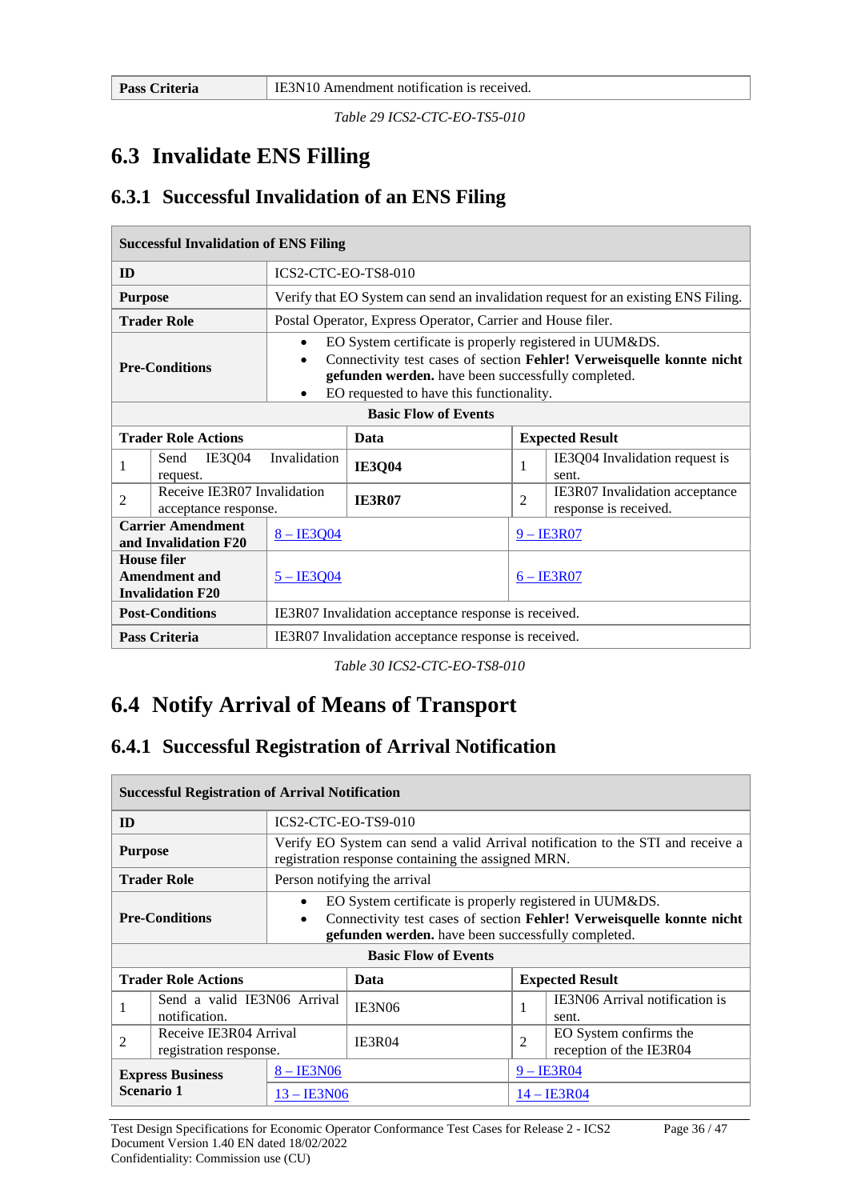| Pass Criteria | IE3N10 Amendment notification is received. |
|---|---|

*Table 29 ICS2-CTC-EO-TS5-010*

## 6.3 Invalidate ENS Filling

### 6.3.1 Successful Invalidation of an ENS Filing

| **Successful Invalidation of ENS Filing** | | | | |
|---|---|---|---|---|
| **ID** | ICS2-CTC-EO-TS8-010 | | | |
| **Purpose** | Verify that EO System can send an invalidation request for an existing ENS Filing. | | | |
| **Trader Role** | Postal Operator, Express Operator, Carrier and House filer. | | | |
| **Pre-Conditions** | • EO System certificate is properly registered in UUM&DS.<br>• Connectivity test cases of section **Fehler! Verweisquelle konnte nicht gefunden werden.** have been successfully completed.<br>• EO requested to have this functionality. | | | |
| **Basic Flow of Events** | | | | |
| **Trader Role Actions** | | **Data** | **Expected Result** | |
| 1 | Send IE3Q04 Invalidation request. | **IE3Q04** | 1 | IE3Q04 Invalidation request is sent. |
| 2 | Receive IE3R07 Invalidation acceptance response. | **IE3R07** | 2 | IE3R07 Invalidation acceptance response is received. |
| **Carrier Amendment and Invalidation F20** | 8 – IE3Q04 | | 9 – IE3R07 | |
| **House filer Amendment and Invalidation F20** | 5 – IE3Q04 | | 6 – IE3R07 | |
| **Post-Conditions** | IE3R07 Invalidation acceptance response is received. | | | |
| **Pass Criteria** | IE3R07 Invalidation acceptance response is received. | | | |

*Table 30 ICS2-CTC-EO-TS8-010*

## 6.4 Notify Arrival of Means of Transport

### 6.4.1 Successful Registration of Arrival Notification

| **Successful Registration of Arrival Notification** | | | | |
|---|---|---|---|---|
| **ID** | ICS2-CTC-EO-TS9-010 | | | |
| **Purpose** | Verify EO System can send a valid Arrival notification to the STI and receive a registration response containing the assigned MRN. | | | |
| **Trader Role** | Person notifying the arrival | | | |
| **Pre-Conditions** | • EO System certificate is properly registered in UUM&DS.<br>• Connectivity test cases of section **Fehler! Verweisquelle konnte nicht gefunden werden.** have been successfully completed. | | | |
| **Basic Flow of Events** | | | | |
| **Trader Role Actions** | | **Data** | **Expected Result** | |
| 1 | Send a valid IE3N06 Arrival notification. | IE3N06 | 1 | IE3N06 Arrival notification is sent. |
| 2 | Receive IE3R04 Arrival registration response. | IE3R04 | 2 | EO System confirms the reception of the IE3R04 |
| **Express Business Scenario 1** | 8 – IE3N06 | | 9 – IE3R04 | |
| | 13 – IE3N06 | | 14 – IE3R04 | |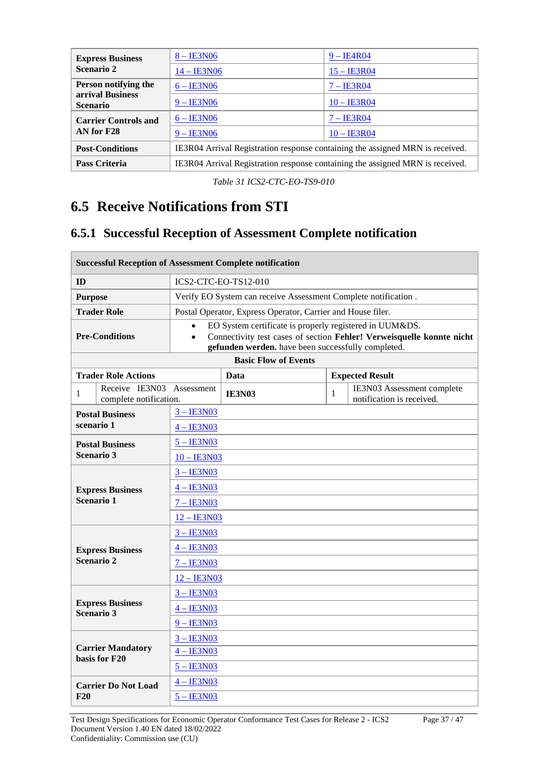| | | |
|---|---|---|
| **Express Business Scenario 2** | 8 – IE3N06 | 9 – IE4R04 |
| | 14 – IE3N06 | 15 – IE3R04 |
| **Person notifying the arrival Business Scenario** | 6 – IE3N06 | 7 – IE3R04 |
| | 9 – IE3N06 | 10 – IE3R04 |
| **Carrier Controls and AN for F28** | 6 – IE3N06 | 7 – IE3R04 |
| | 9 – IE3N06 | 10 – IE3R04 |
| **Post-Conditions** | IE3R04 Arrival Registration response containing the assigned MRN is received. | |
| **Pass Criteria** | IE3R04 Arrival Registration response containing the assigned MRN is received. | |

*Table 31 ICS2-CTC-EO-TS9-010*

## 6.5 Receive Notifications from STI

### 6.5.1 Successful Reception of Assessment Complete notification

| **Successful Reception of Assessment Complete notification** | | | |
|---|---|---|---|
| **ID** | ICS2-CTC-EO-TS12-010 | | |
| **Purpose** | Verify EO System can receive Assessment Complete notification . | | |
| **Trader Role** | Postal Operator, Express Operator, Carrier and House filer. | | |
| **Pre-Conditions** | • EO System certificate is properly registered in UUM&DS.<br>• Connectivity test cases of section **Fehler! Verweisquelle konnte nicht gefunden werden.** have been successfully completed. | | |
| **Basic Flow of Events** | | | |
| **Trader Role Actions** | | **Data** | **Expected Result** |
| 1 | Receive IE3N03 Assessment complete notification. | **IE3N03** | 1 IE3N03 Assessment complete notification is received. |
| **Postal Business scenario 1** | 3 – IE3N03 | | |
| | 4 – IE3N03 | | |
| **Postal Business Scenario 3** | 5 – IE3N03 | | |
| | 10 – IE3N03 | | |
| **Express Business Scenario 1** | 3 – IE3N03 | | |
| | 4 – IE3N03 | | |
| | 7 – IE3N03 | | |
| | 12 – IE3N03 | | |
| **Express Business Scenario 2** | 3 – IE3N03 | | |
| | 4 – IE3N03 | | |
| | 7 – IE3N03 | | |
| | 12 – IE3N03 | | |
| **Express Business Scenario 3** | 3 – IE3N03 | | |
| | 4 – IE3N03 | | |
| | 9 – IE3N03 | | |
| **Carrier Mandatory basis for F20** | 3 – IE3N03 | | |
| | 4 – IE3N03 | | |
| | 5 – IE3N03 | | |
| **Carrier Do Not Load F20** | 4 – IE3N03 | | |
| | 5 – IE3N03 | | |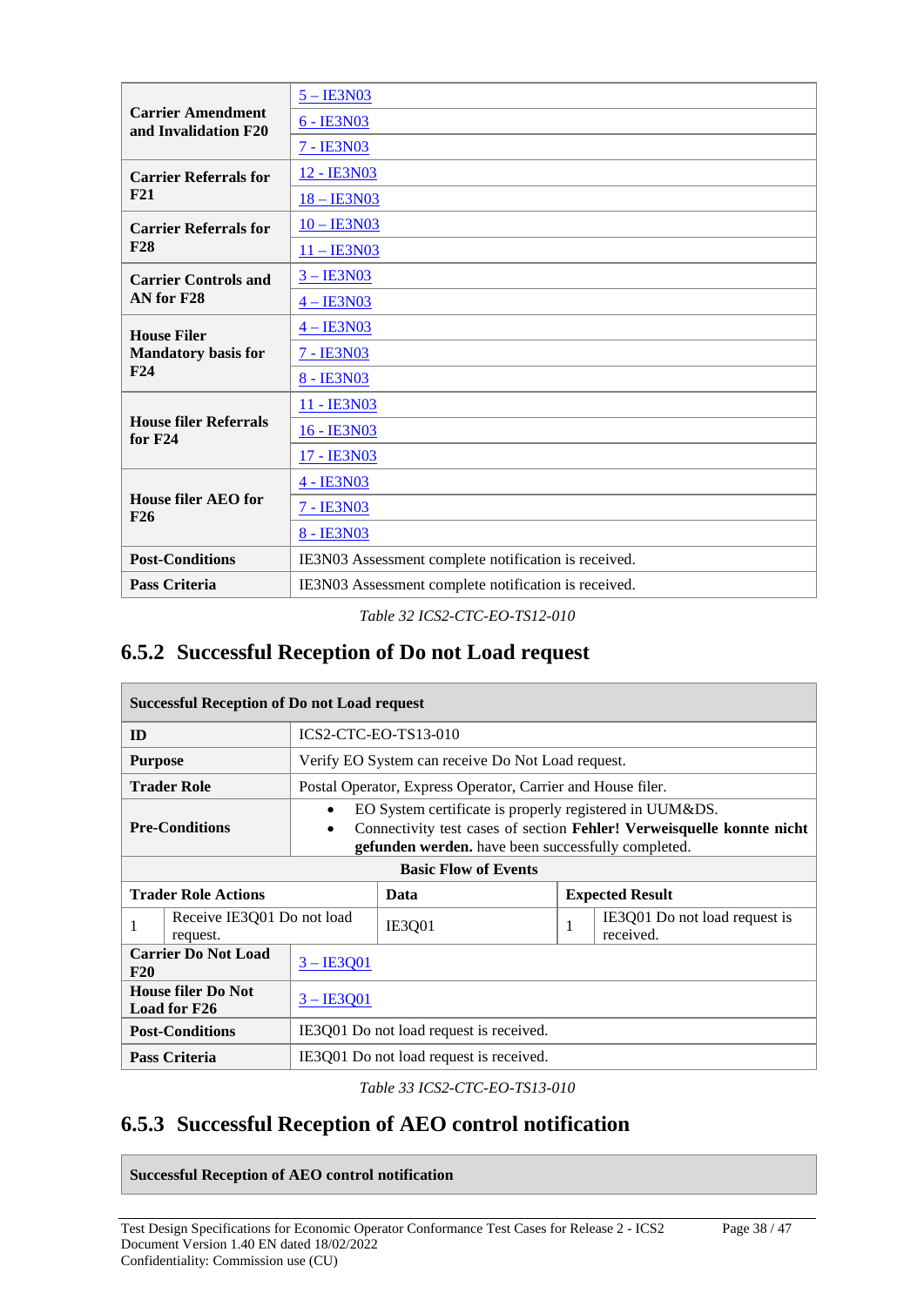| | |
|---|---|
| **Carrier Amendment and Invalidation F20** | 5 – IE3N03 |
| | 6 - IE3N03 |
| | 7 - IE3N03 |
| **Carrier Referrals for F21** | 12 - IE3N03 |
| | 18 – IE3N03 |
| **Carrier Referrals for F28** | 10 – IE3N03 |
| | 11 – IE3N03 |
| **Carrier Controls and AN for F28** | 3 – IE3N03 |
| | 4 – IE3N03 |
| **House Filer Mandatory basis for F24** | 4 – IE3N03 |
| | 7 - IE3N03 |
| | 8 - IE3N03 |
| **House filer Referrals for F24** | 11 - IE3N03 |
| | 16 - IE3N03 |
| | 17 - IE3N03 |
| **House filer AEO for F26** | 4 - IE3N03 |
| | 7 - IE3N03 |
| | 8 - IE3N03 |
| **Post-Conditions** | IE3N03 Assessment complete notification is received. |
| **Pass Criteria** | IE3N03 Assessment complete notification is received. |

*Table 32 ICS2-CTC-EO-TS12-010*

## 6.5.2 Successful Reception of Do not Load request

| **Successful Reception of Do not Load request** | | | | | |
|---|---|---|---|---|---|
| **ID** | ICS2-CTC-EO-TS13-010 | | | | |
| **Purpose** | Verify EO System can receive Do Not Load request. | | | | |
| **Trader Role** | Postal Operator, Express Operator, Carrier and House filer. | | | | |
| **Pre-Conditions** | • EO System certificate is properly registered in UUM&DS.<br>• Connectivity test cases of section **Fehler! Verweisquelle konnte nicht gefunden werden.** have been successfully completed. | | | | |
| **Basic Flow of Events** | | | | | |
| **Trader Role Actions** | | **Data** | **Expected Result** | | |
| 1 | Receive IE3Q01 Do not load request. | IE3Q01 | 1 | IE3Q01 Do not load request is received. | |
| **Carrier Do Not Load F20** | 3 – IE3Q01 | | | | |
| **House filer Do Not Load for F26** | 3 – IE3Q01 | | | | |
| **Post-Conditions** | IE3Q01 Do not load request is received. | | | | |
| **Pass Criteria** | IE3Q01 Do not load request is received. | | | | |

*Table 33 ICS2-CTC-EO-TS13-010*

## 6.5.3 Successful Reception of AEO control notification

| **Successful Reception of AEO control notification** |
|---|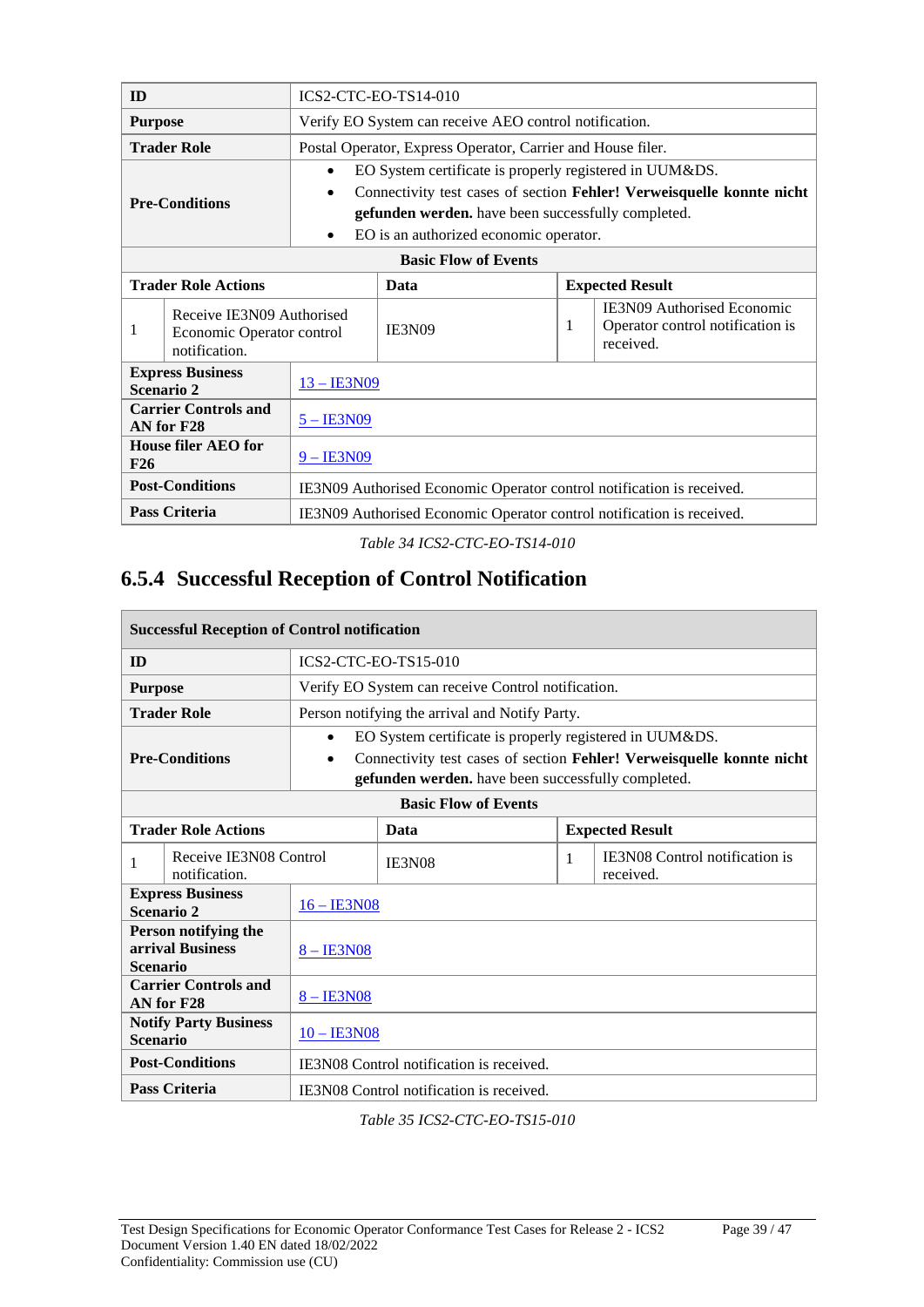| ID | ICS2-CTC-EO-TS14-010 | | | |
|---|---|---|---|---|
| **Purpose** | Verify EO System can receive AEO control notification. | | | |
| **Trader Role** | Postal Operator, Express Operator, Carrier and House filer. | | | |
| **Pre-Conditions** | • EO System certificate is properly registered in UUM&DS.<br>• Connectivity test cases of section **Fehler! Verweisquelle konnte nicht gefunden werden.** have been successfully completed.<br>• EO is an authorized economic operator. | | | |
| **Basic Flow of Events** | | | | |
| **Trader Role Actions** | | **Data** | **Expected Result** | |
| 1 | Receive IE3N09 Authorised Economic Operator control notification. | IE3N09 | 1 | IE3N09 Authorised Economic Operator control notification is received. |
| **Express Business Scenario 2** | 13 – IE3N09 | | | |
| **Carrier Controls and AN for F28** | 5 – IE3N09 | | | |
| **House filer AEO for F26** | 9 – IE3N09 | | | |
| **Post-Conditions** | IE3N09 Authorised Economic Operator control notification is received. | | | |
| **Pass Criteria** | IE3N09 Authorised Economic Operator control notification is received. | | | |

*Table 34 ICS2-CTC-EO-TS14-010*

### 6.5.4 Successful Reception of Control Notification

| Successful Reception of Control notification | | | | |
|---|---|---|---|---|
| **ID** | ICS2-CTC-EO-TS15-010 | | | |
| **Purpose** | Verify EO System can receive Control notification. | | | |
| **Trader Role** | Person notifying the arrival and Notify Party. | | | |
| **Pre-Conditions** | • EO System certificate is properly registered in UUM&DS.<br>• Connectivity test cases of section **Fehler! Verweisquelle konnte nicht gefunden werden.** have been successfully completed. | | | |
| **Basic Flow of Events** | | | | |
| **Trader Role Actions** | | **Data** | **Expected Result** | |
| 1 | Receive IE3N08 Control notification. | IE3N08 | 1 | IE3N08 Control notification is received. |
| **Express Business Scenario 2** | 16 – IE3N08 | | | |
| **Person notifying the arrival Business Scenario** | 8 – IE3N08 | | | |
| **Carrier Controls and AN for F28** | 8 – IE3N08 | | | |
| **Notify Party Business Scenario** | 10 – IE3N08 | | | |
| **Post-Conditions** | IE3N08 Control notification is received. | | | |
| **Pass Criteria** | IE3N08 Control notification is received. | | | |

*Table 35 ICS2-CTC-EO-TS15-010*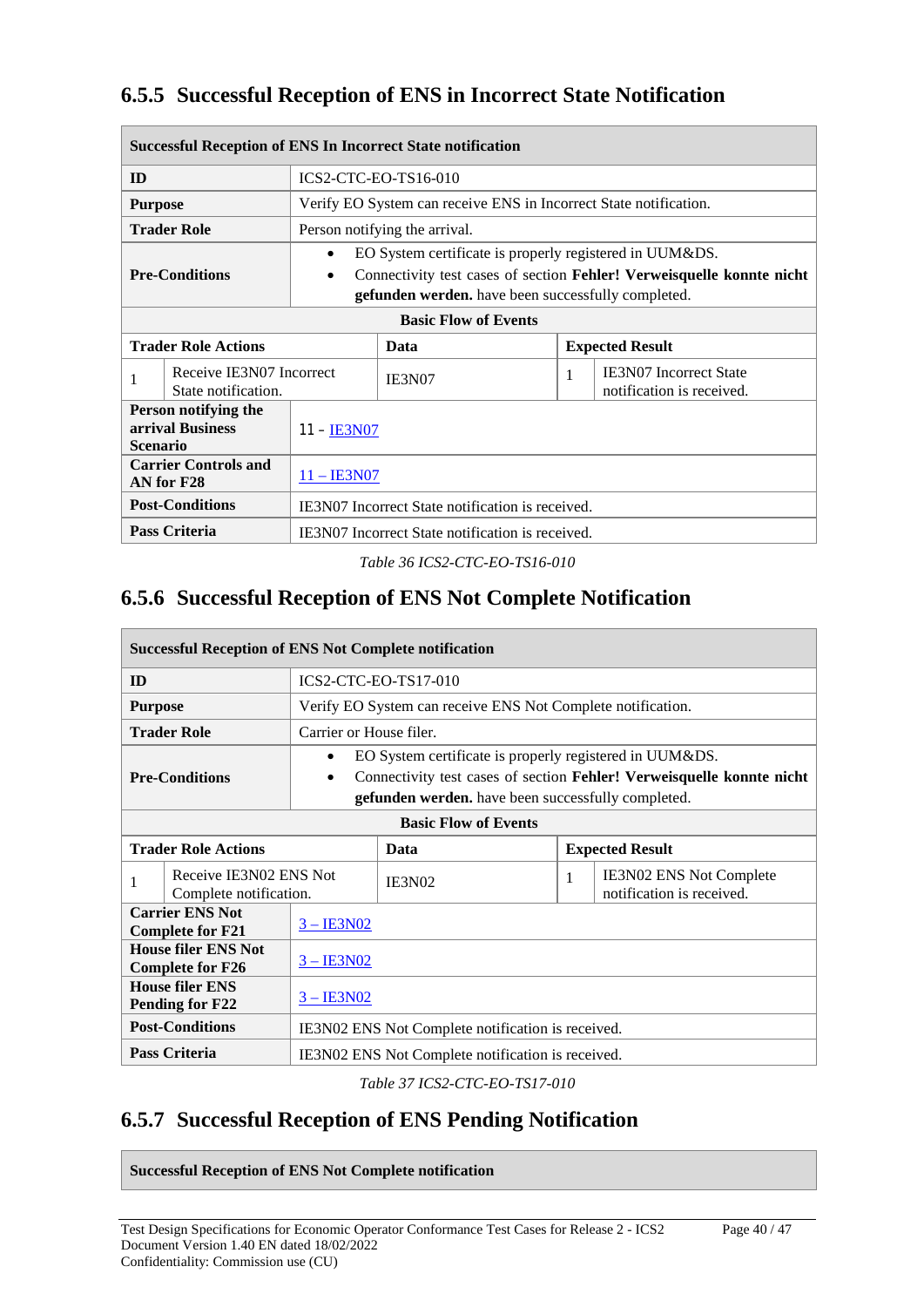## 6.5.5 Successful Reception of ENS in Incorrect State Notification

| Successful Reception of ENS In Incorrect State notification | | | | | |
|---|---|---|---|---|---|
| **ID** | ICS2-CTC-EO-TS16-010 | | | | |
| **Purpose** | Verify EO System can receive ENS in Incorrect State notification. | | | | |
| **Trader Role** | Person notifying the arrival. | | | | |
| **Pre-Conditions** | • EO System certificate is properly registered in UUM&DS.<br>• Connectivity test cases of section **Fehler! Verweisquelle konnte nicht gefunden werden.** have been successfully completed. | | | | |
| **Basic Flow of Events** | | | | | |
| **Trader Role Actions** | | **Data** | **Expected Result** | | |
| 1 | Receive IE3N07 Incorrect State notification. | IE3N07 | 1 | IE3N07 Incorrect State notification is received. | |
| **Person notifying the arrival Business Scenario** | 11 - IE3N07 | | | | |
| **Carrier Controls and AN for F28** | 11 – IE3N07 | | | | |
| **Post-Conditions** | IE3N07 Incorrect State notification is received. | | | | |
| **Pass Criteria** | IE3N07 Incorrect State notification is received. | | | | |

*Table 36 ICS2-CTC-EO-TS16-010*

## 6.5.6 Successful Reception of ENS Not Complete Notification

| Successful Reception of ENS Not Complete notification | | | | | |
|---|---|---|---|---|---|
| **ID** | ICS2-CTC-EO-TS17-010 | | | | |
| **Purpose** | Verify EO System can receive ENS Not Complete notification. | | | | |
| **Trader Role** | Carrier or House filer. | | | | |
| **Pre-Conditions** | • EO System certificate is properly registered in UUM&DS.<br>• Connectivity test cases of section **Fehler! Verweisquelle konnte nicht gefunden werden.** have been successfully completed. | | | | |
| **Basic Flow of Events** | | | | | |
| **Trader Role Actions** | | **Data** | **Expected Result** | | |
| 1 | Receive IE3N02 ENS Not Complete notification. | IE3N02 | 1 | IE3N02 ENS Not Complete notification is received. | |
| **Carrier ENS Not Complete for F21** | 3 – IE3N02 | | | | |
| **House filer ENS Not Complete for F26** | 3 – IE3N02 | | | | |
| **House filer ENS Pending for F22** | 3 – IE3N02 | | | | |
| **Post-Conditions** | IE3N02 ENS Not Complete notification is received. | | | | |
| **Pass Criteria** | IE3N02 ENS Not Complete notification is received. | | | | |

*Table 37 ICS2-CTC-EO-TS17-010*

## 6.5.7 Successful Reception of ENS Pending Notification

| Successful Reception of ENS Not Complete notification |
|---|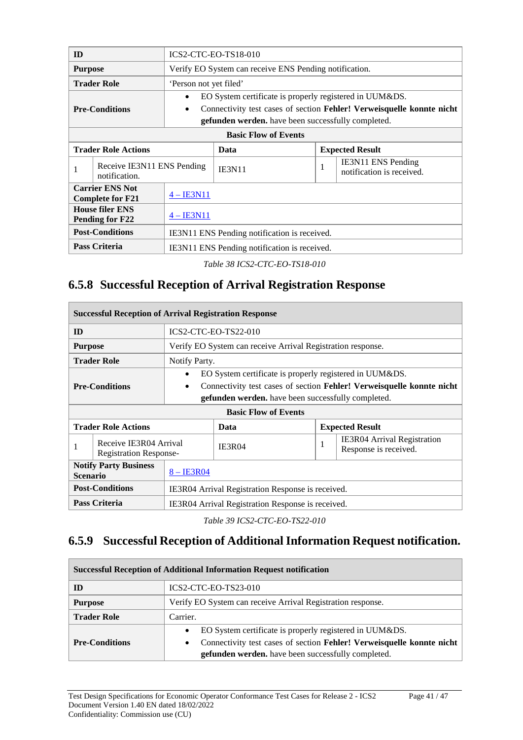| ID | ICS2-CTC-EO-TS18-010 | | | |
|---|---|---|---|---|
| **Purpose** | Verify EO System can receive ENS Pending notification. | | | |
| **Trader Role** | 'Person not yet filed' | | | |
| **Pre-Conditions** | • EO System certificate is properly registered in UUM&DS.<br>• Connectivity test cases of section **Fehler! Verweisquelle konnte nicht gefunden werden.** have been successfully completed. | | | |
| **Basic Flow of Events** | | | | |
| **Trader Role Actions** | | **Data** | **Expected Result** | |
| 1 | Receive IE3N11 ENS Pending notification. | IE3N11 | 1 | IE3N11 ENS Pending notification is received. |
| **Carrier ENS Not Complete for F21** | 4 – IE3N11 | | | |
| **House filer ENS Pending for F22** | 4 – IE3N11 | | | |
| **Post-Conditions** | IE3N11 ENS Pending notification is received. | | | |
| **Pass Criteria** | IE3N11 ENS Pending notification is received. | | | |

*Table 38 ICS2-CTC-EO-TS18-010*

## 6.5.8 Successful Reception of Arrival Registration Response

| Successful Reception of Arrival Registration Response | | | | |
|---|---|---|---|---|
| **ID** | ICS2-CTC-EO-TS22-010 | | | |
| **Purpose** | Verify EO System can receive Arrival Registration response. | | | |
| **Trader Role** | Notify Party. | | | |
| **Pre-Conditions** | • EO System certificate is properly registered in UUM&DS.<br>• Connectivity test cases of section **Fehler! Verweisquelle konnte nicht gefunden werden.** have been successfully completed. | | | |
| **Basic Flow of Events** | | | | |
| **Trader Role Actions** | | **Data** | **Expected Result** | |
| 1 | Receive IE3R04 Arrival Registration Response- | IE3R04 | 1 | IE3R04 Arrival Registration Response is received. |
| **Notify Party Business Scenario** | 8 – IE3R04 | | | |
| **Post-Conditions** | IE3R04 Arrival Registration Response is received. | | | |
| **Pass Criteria** | IE3R04 Arrival Registration Response is received. | | | |

*Table 39 ICS2-CTC-EO-TS22-010*

## 6.5.9 Successful Reception of Additional Information Request notification.

| Successful Reception of Additional Information Request notification | |
|---|---|
| **ID** | ICS2-CTC-EO-TS23-010 |
| **Purpose** | Verify EO System can receive Arrival Registration response. |
| **Trader Role** | Carrier. |
| **Pre-Conditions** | • EO System certificate is properly registered in UUM&DS.<br>• Connectivity test cases of section **Fehler! Verweisquelle konnte nicht gefunden werden.** have been successfully completed. |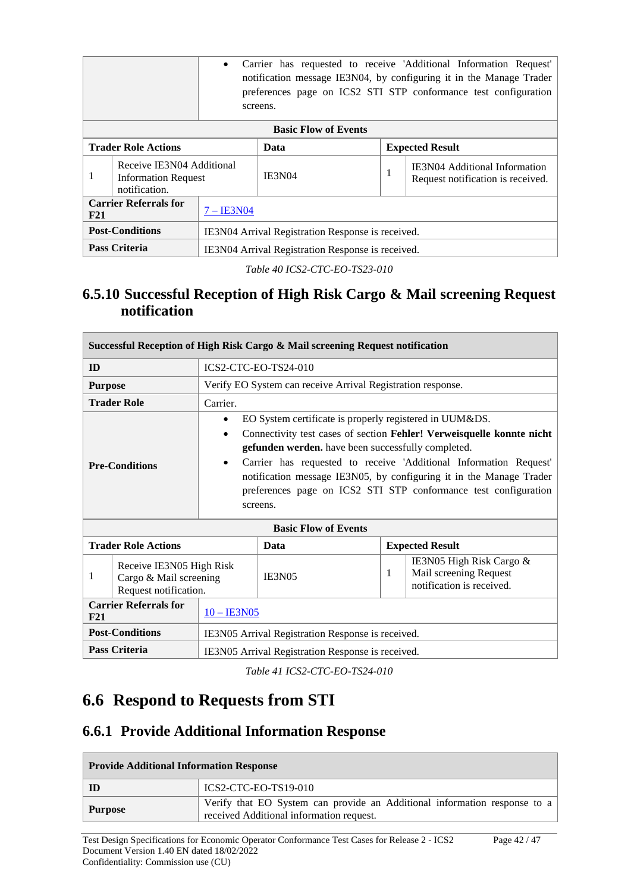| | |
|---|---|
| | • Carrier has requested to receive 'Additional Information Request' notification message IE3N04, by configuring it in the Manage Trader preferences page on ICS2 STI STP conformance test configuration screens. |
| **Basic Flow of Events** | |
| **Trader Role Actions** | **Data** / **Expected Result** |
| 1 Receive IE3N04 Additional Information Request notification. | IE3N04 / 1 IE3N04 Additional Information Request notification is received. |
| **Carrier Referrals for F21** | 7 – IE3N04 |
| **Post-Conditions** | IE3N04 Arrival Registration Response is received. |
| **Pass Criteria** | IE3N04 Arrival Registration Response is received. |

*Table 40 ICS2-CTC-EO-TS23-010*

### 6.5.10 Successful Reception of High Risk Cargo & Mail screening Request notification

| **Successful Reception of High Risk Cargo & Mail screening Request notification** | |
|---|---|
| **ID** | ICS2-CTC-EO-TS24-010 |
| **Purpose** | Verify EO System can receive Arrival Registration response. |
| **Trader Role** | Carrier. |
| **Pre-Conditions** | • EO System certificate is properly registered in UUM&DS.<br>• Connectivity test cases of section **Fehler! Verweisquelle konnte nicht gefunden werden.** have been successfully completed.<br>• Carrier has requested to receive 'Additional Information Request' notification message IE3N05, by configuring it in the Manage Trader preferences page on ICS2 STI STP conformance test configuration screens. |
| **Basic Flow of Events** | |
| **Trader Role Actions** | **Data** / **Expected Result** |
| 1 Receive IE3N05 High Risk Cargo & Mail screening Request notification. | IE3N05 / 1 IE3N05 High Risk Cargo & Mail screening Request notification is received. |
| **Carrier Referrals for F21** | 10 – IE3N05 |
| **Post-Conditions** | IE3N05 Arrival Registration Response is received. |
| **Pass Criteria** | IE3N05 Arrival Registration Response is received. |

*Table 41 ICS2-CTC-EO-TS24-010*

## 6.6 Respond to Requests from STI

### 6.6.1 Provide Additional Information Response

| **Provide Additional Information Response** | |
|---|---|
| **ID** | ICS2-CTC-EO-TS19-010 |
| **Purpose** | Verify that EO System can provide an Additional information response to a received Additional information request. |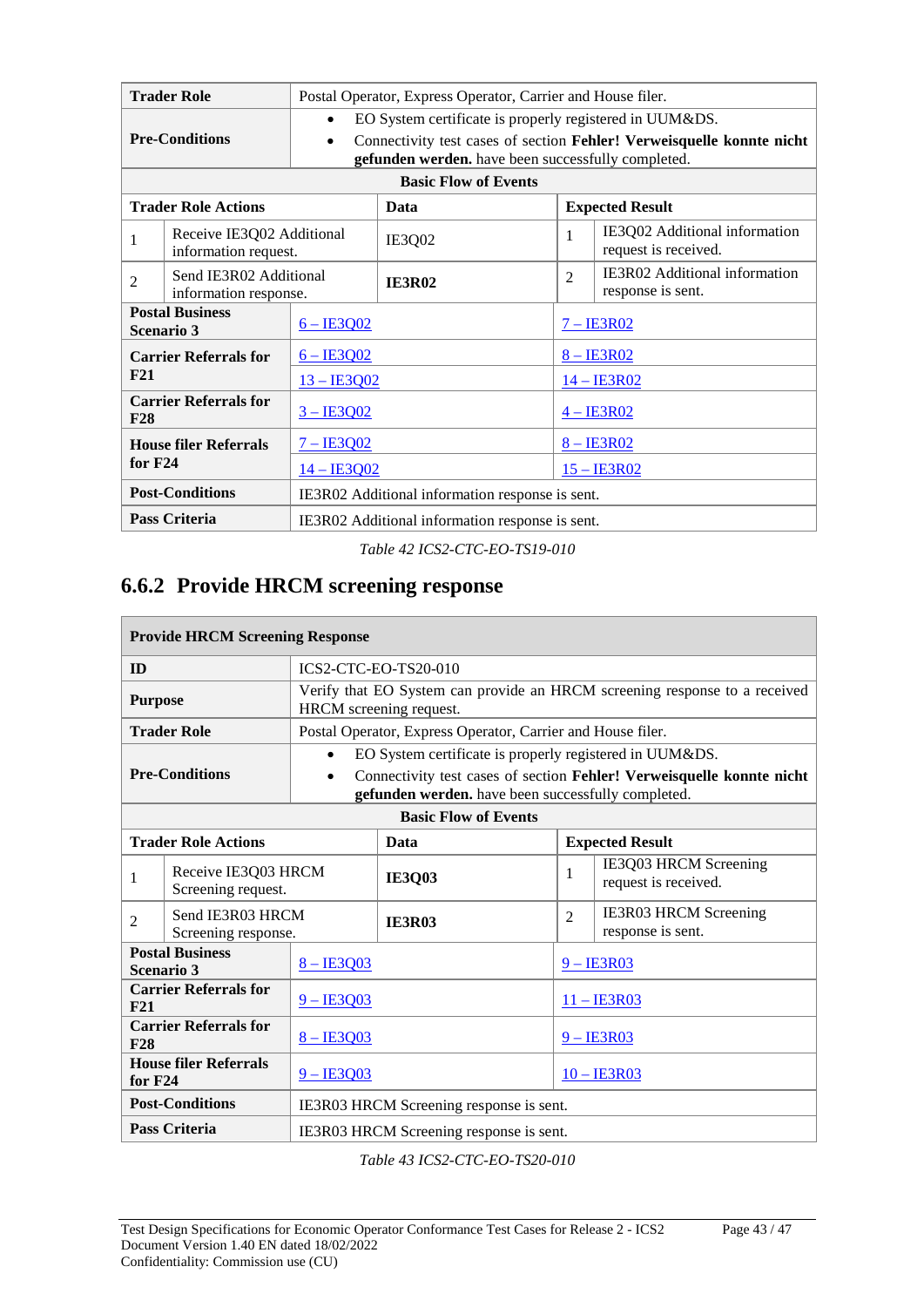| Trader Role | Postal Operator, Express Operator, Carrier and House filer. | | |
|---|---|---|---|
| Pre-Conditions | • EO System certificate is properly registered in UUM&DS.<br>• Connectivity test cases of section **Fehler! Verweisquelle konnte nicht gefunden werden.** have been successfully completed. | | |
| **Basic Flow of Events** | | | |
| **Trader Role Actions** | | **Data** | **Expected Result** |
| 1 | Receive IE3Q02 Additional information request. | IE3Q02 | 1 IE3Q02 Additional information request is received. |
| 2 | Send IE3R02 Additional information response. | **IE3R02** | 2 IE3R02 Additional information response is sent. |
| **Postal Business Scenario 3** | 6 – IE3Q02 | | 7 – IE3R02 |
| **Carrier Referrals for F21** | 6 – IE3Q02 | | 8 – IE3R02 |
| | 13 – IE3Q02 | | 14 – IE3R02 |
| **Carrier Referrals for F28** | 3 – IE3Q02 | | 4 – IE3R02 |
| **House filer Referrals for F24** | 7 – IE3Q02 | | 8 – IE3R02 |
| | 14 – IE3Q02 | | 15 – IE3R02 |
| **Post-Conditions** | IE3R02 Additional information response is sent. | | |
| **Pass Criteria** | IE3R02 Additional information response is sent. | | |

*Table 42 ICS2-CTC-EO-TS19-010*

### 6.6.2 Provide HRCM screening response

| **Provide HRCM Screening Response** | | | |
|---|---|---|---|
| **ID** | ICS2-CTC-EO-TS20-010 | | |
| **Purpose** | Verify that EO System can provide an HRCM screening response to a received HRCM screening request. | | |
| **Trader Role** | Postal Operator, Express Operator, Carrier and House filer. | | |
| **Pre-Conditions** | • EO System certificate is properly registered in UUM&DS.<br>• Connectivity test cases of section **Fehler! Verweisquelle konnte nicht gefunden werden.** have been successfully completed. | | |
| **Basic Flow of Events** | | | |
| **Trader Role Actions** | | **Data** | **Expected Result** |
| 1 | Receive IE3Q03 HRCM Screening request. | **IE3Q03** | 1 IE3Q03 HRCM Screening request is received. |
| 2 | Send IE3R03 HRCM Screening response. | **IE3R03** | 2 IE3R03 HRCM Screening response is sent. |
| **Postal Business Scenario 3** | 8 – IE3Q03 | | 9 – IE3R03 |
| **Carrier Referrals for F21** | 9 – IE3Q03 | | 11 – IE3R03 |
| **Carrier Referrals for F28** | 8 – IE3Q03 | | 9 – IE3R03 |
| **House filer Referrals for F24** | 9 – IE3Q03 | | 10 – IE3R03 |
| **Post-Conditions** | IE3R03 HRCM Screening response is sent. | | |
| **Pass Criteria** | IE3R03 HRCM Screening response is sent. | | |

*Table 43 ICS2-CTC-EO-TS20-010*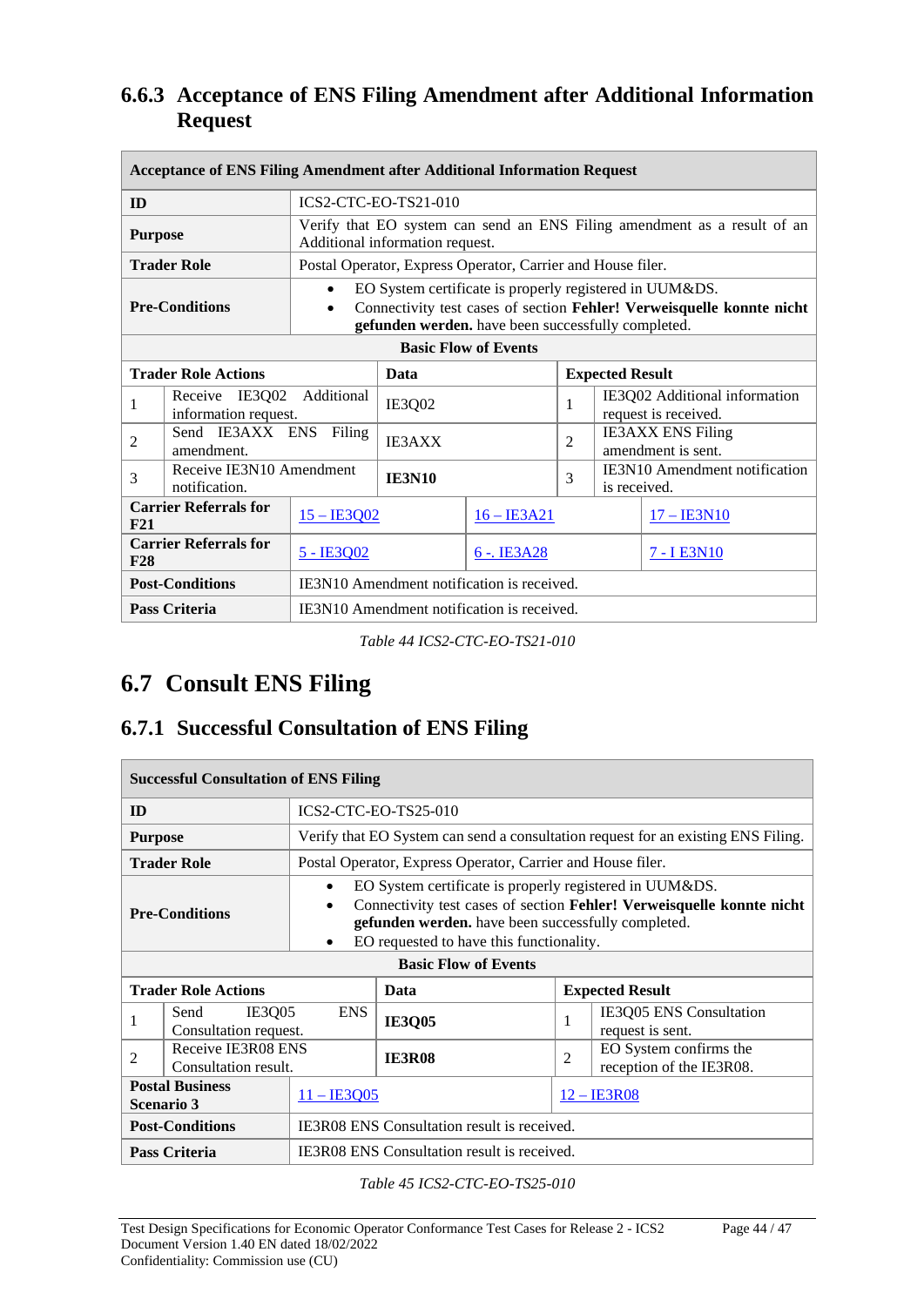### 6.6.3 Acceptance of ENS Filing Amendment after Additional Information Request

| Acceptance of ENS Filing Amendment after Additional Information Request | | | | | | |
|---|---|---|---|---|---|---|
| **ID** | ICS2-CTC-EO-TS21-010 | | | | | |
| **Purpose** | Verify that EO system can send an ENS Filing amendment as a result of an Additional information request. | | | | | |
| **Trader Role** | Postal Operator, Express Operator, Carrier and House filer. | | | | | |
| **Pre-Conditions** | • EO System certificate is properly registered in UUM&DS.<br>• Connectivity test cases of section **Fehler! Verweisquelle konnte nicht gefunden werden.** have been successfully completed. | | | | | |
| **Basic Flow of Events** | | | | | | |
| **Trader Role Actions** | | **Data** | | **Expected Result** | | |
| 1 | Receive IE3Q02 Additional information request. | IE3Q02 | | 1 | IE3Q02 Additional information request is received. | |
| 2 | Send IE3AXX ENS Filing amendment. | IE3AXX | | 2 | IE3AXX ENS Filing amendment is sent. | |
| 3 | Receive IE3N10 Amendment notification. | **IE3N10** | | 3 | IE3N10 Amendment notification is received. | |
| **Carrier Referrals for F21** | 15 – IE3Q02 | | 16 – IE3A21 | | 17 – IE3N10 | |
| **Carrier Referrals for F28** | 5 - IE3Q02 | | 6 -. IE3A28 | | 7 - I E3N10 | |
| **Post-Conditions** | IE3N10 Amendment notification is received. | | | | | |
| **Pass Criteria** | IE3N10 Amendment notification is received. | | | | | |

*Table 44 ICS2-CTC-EO-TS21-010*

## 6.7 Consult ENS Filing

### 6.7.1 Successful Consultation of ENS Filing

| Successful Consultation of ENS Filing | | | | |
|---|---|---|---|---|
| **ID** | ICS2-CTC-EO-TS25-010 | | | |
| **Purpose** | Verify that EO System can send a consultation request for an existing ENS Filing. | | | |
| **Trader Role** | Postal Operator, Express Operator, Carrier and House filer. | | | |
| **Pre-Conditions** | • EO System certificate is properly registered in UUM&DS.<br>• Connectivity test cases of section **Fehler! Verweisquelle konnte nicht gefunden werden.** have been successfully completed.<br>• EO requested to have this functionality. | | | |
| **Basic Flow of Events** | | | | |
| **Trader Role Actions** | | **Data** | **Expected Result** | |
| 1 | Send IE3Q05 ENS Consultation request. | **IE3Q05** | 1 | IE3Q05 ENS Consultation request is sent. |
| 2 | Receive IE3R08 ENS Consultation result. | **IE3R08** | 2 | EO System confirms the reception of the IE3R08. |
| **Postal Business Scenario 3** | 11 – IE3Q05 | | 12 – IE3R08 | |
| **Post-Conditions** | IE3R08 ENS Consultation result is received. | | | |
| **Pass Criteria** | IE3R08 ENS Consultation result is received. | | | |

*Table 45 ICS2-CTC-EO-TS25-010*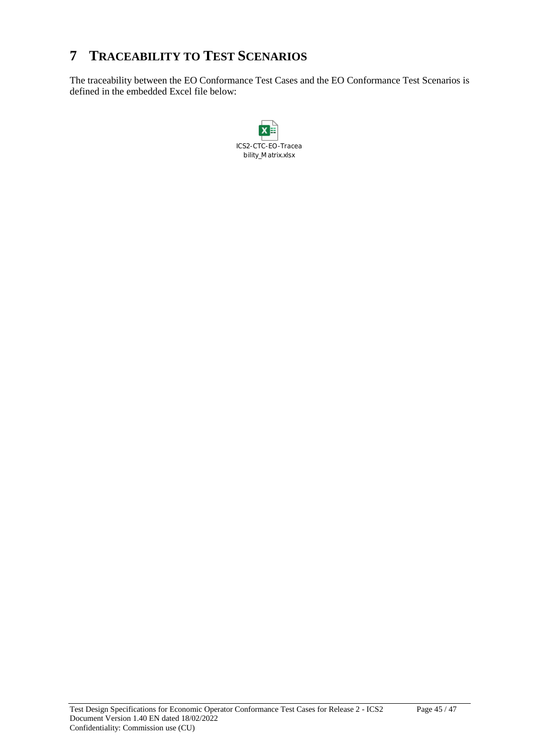# 7 TRACEABILITY TO TEST SCENARIOS

The traceability between the EO Conformance Test Cases and the EO Conformance Test Scenarios is defined in the embedded Excel file below:

ICS2-CTC-EO-Traceability_Matrix.xlsx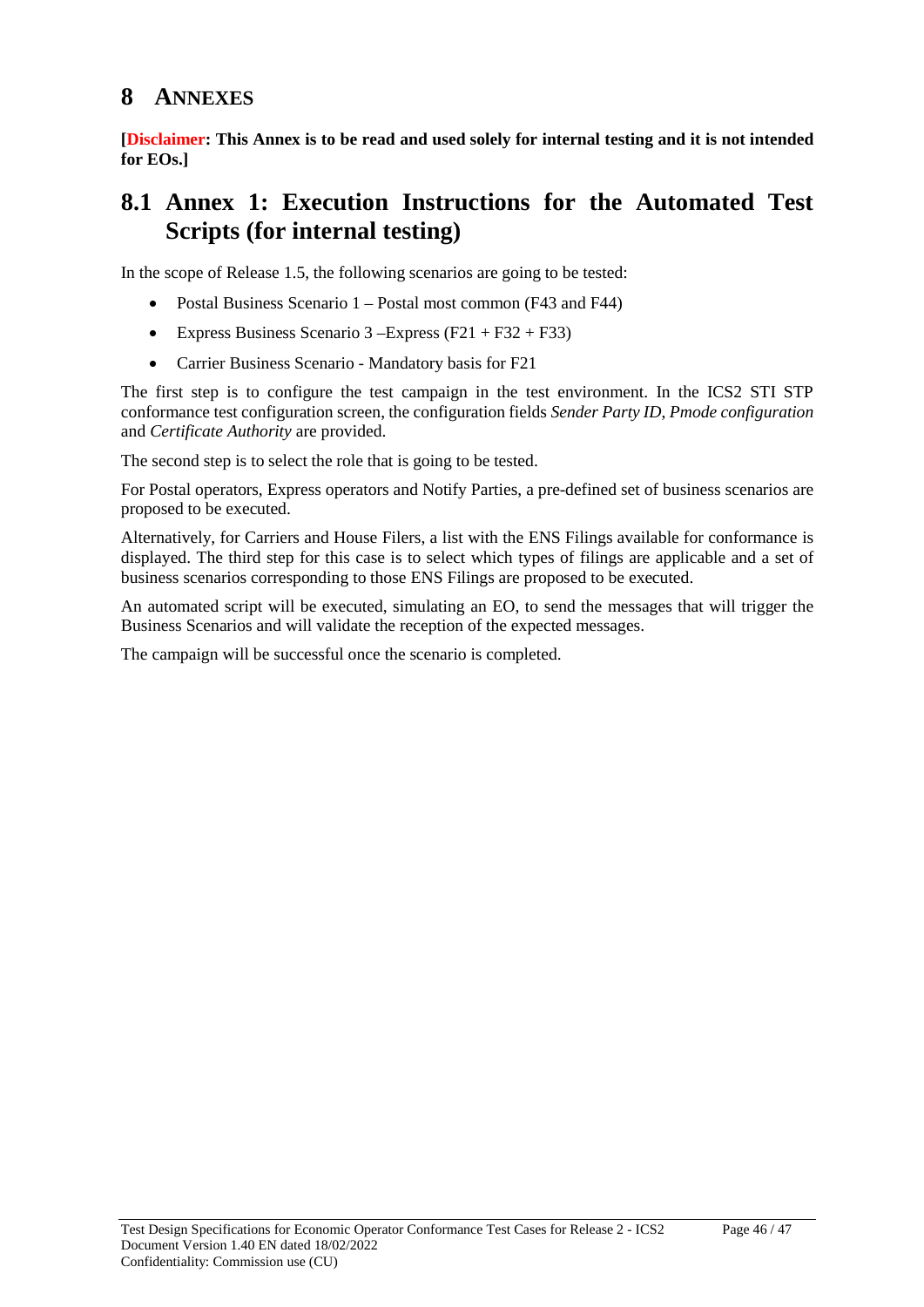# 8 ANNEXES

**[Disclaimer: This Annex is to be read and used solely for internal testing and it is not intended for EOs.]**

## 8.1 Annex 1: Execution Instructions for the Automated Test Scripts (for internal testing)

In the scope of Release 1.5, the following scenarios are going to be tested:

- Postal Business Scenario 1 – Postal most common (F43 and F44)
- Express Business Scenario 3 –Express (F21 + F32 + F33)
- Carrier Business Scenario - Mandatory basis for F21

The first step is to configure the test campaign in the test environment. In the ICS2 STI STP conformance test configuration screen, the configuration fields *Sender Party ID*, *Pmode configuration* and *Certificate Authority* are provided.

The second step is to select the role that is going to be tested.

For Postal operators, Express operators and Notify Parties, a pre-defined set of business scenarios are proposed to be executed.

Alternatively, for Carriers and House Filers, a list with the ENS Filings available for conformance is displayed. The third step for this case is to select which types of filings are applicable and a set of business scenarios corresponding to those ENS Filings are proposed to be executed.

An automated script will be executed, simulating an EO, to send the messages that will trigger the Business Scenarios and will validate the reception of the expected messages.

The campaign will be successful once the scenario is completed.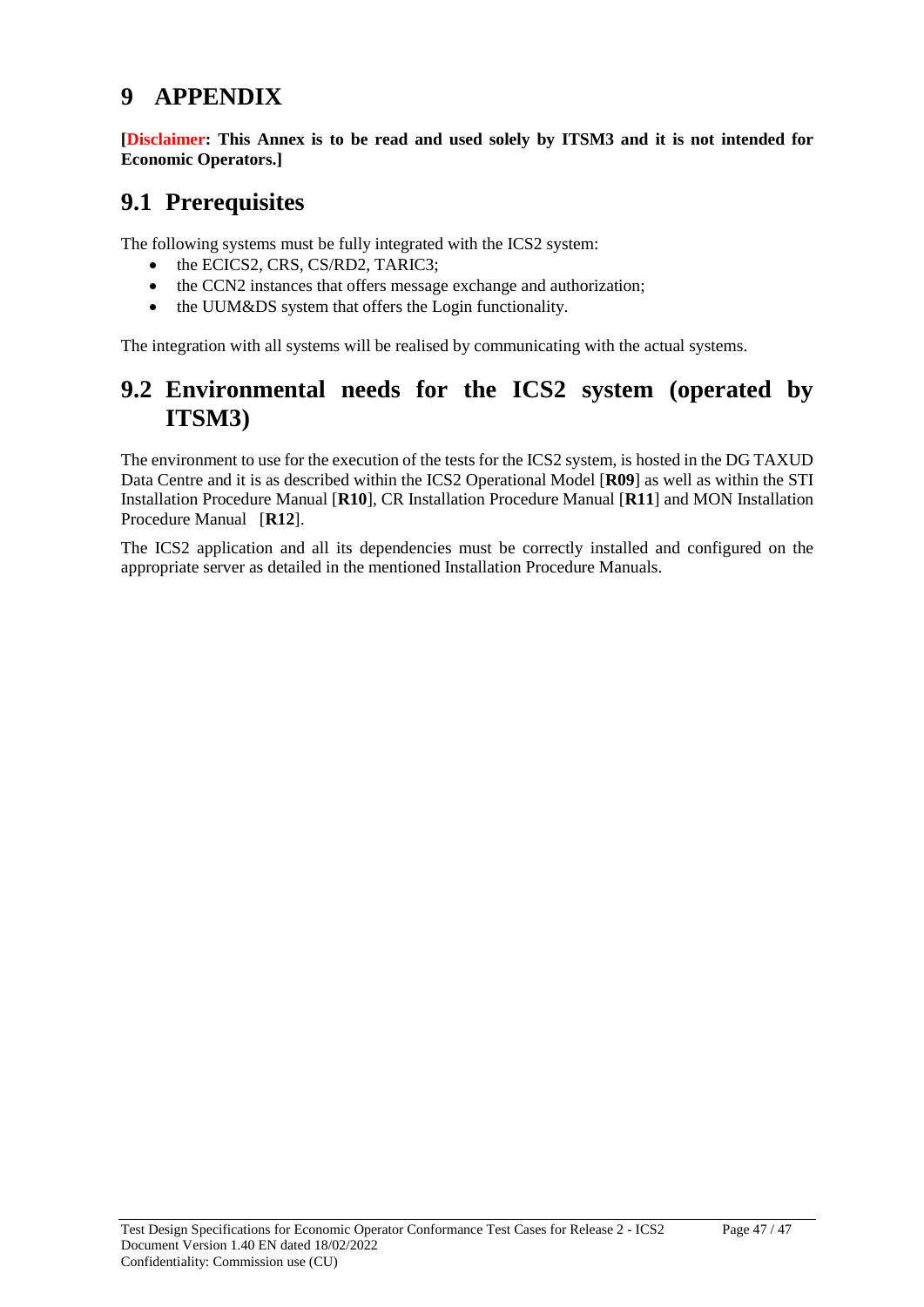# 9 APPENDIX

**[Disclaimer: This Annex is to be read and used solely by ITSM3 and it is not intended for Economic Operators.]**

## 9.1 Prerequisites

The following systems must be fully integrated with the ICS2 system:

- the ECICS2, CRS, CS/RD2, TARIC3;
- the CCN2 instances that offers message exchange and authorization;
- the UUM&DS system that offers the Login functionality.

The integration with all systems will be realised by communicating with the actual systems.

## 9.2 Environmental needs for the ICS2 system (operated by ITSM3)

The environment to use for the execution of the tests for the ICS2 system, is hosted in the DG TAXUD Data Centre and it is as described within the ICS2 Operational Model [**R09**] as well as within the STI Installation Procedure Manual [**R10**], CR Installation Procedure Manual [**R11**] and MON Installation Procedure Manual [**R12**].

The ICS2 application and all its dependencies must be correctly installed and configured on the appropriate server as detailed in the mentioned Installation Procedure Manuals.